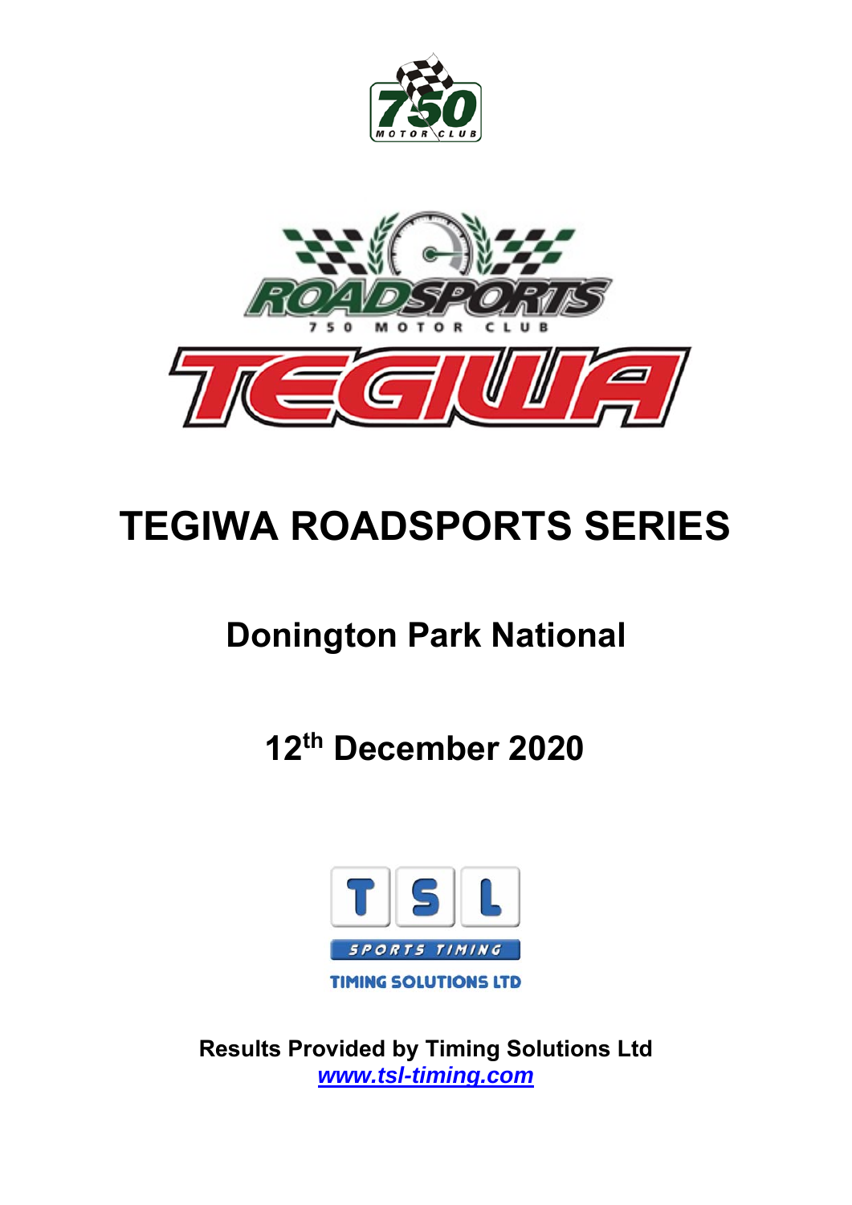# TEGIWA ROADSPORTS SERIES

## Donington Park National

## 12th December 2020

**Results Provided by Timing Solutions Ltd**
*www.tsl-timing.com*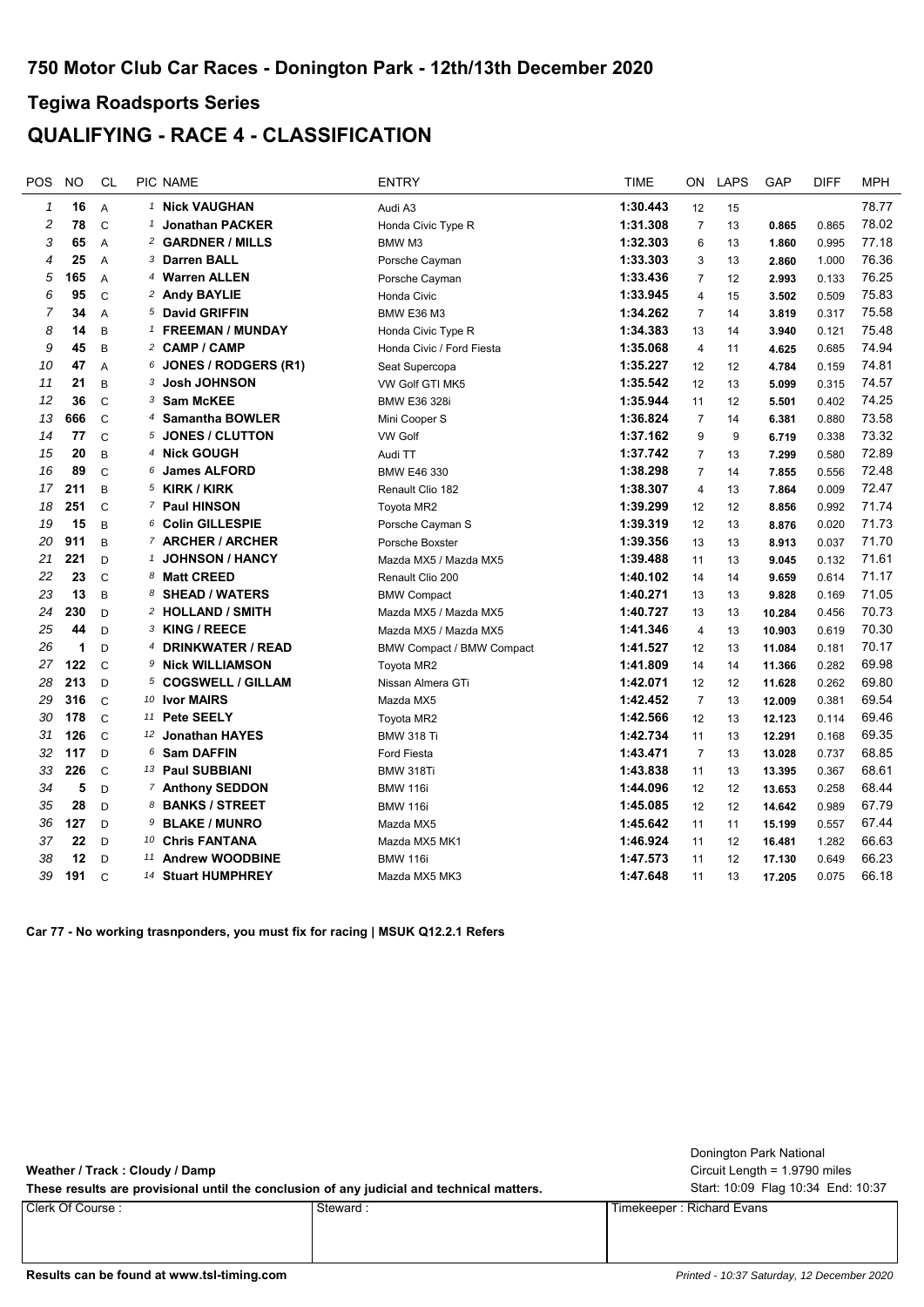# 750 Motor Club Car Races - Donington Park - 12th/13th December 2020

## Tegiwa Roadsports Series

## QUALIFYING - RACE 4 - CLASSIFICATION

| POS | NO | CL | PIC | NAME | ENTRY | TIME | ON | LAPS | GAP | DIFF | MPH |
|---|---|---|---|---|---|---|---|---|---|---|---|
| 1 | 16 | A | 1 | Nick VAUGHAN | Audi A3 | 1:30.443 | 12 | 15 | | | 78.77 |
| 2 | 78 | C | 1 | Jonathan PACKER | Honda Civic Type R | 1:31.308 | 7 | 13 | 0.865 | 0.865 | 78.02 |
| 3 | 65 | A | 2 | GARDNER / MILLS | BMW M3 | 1:32.303 | 6 | 13 | 1.860 | 0.995 | 77.18 |
| 4 | 25 | A | 3 | Darren BALL | Porsche Cayman | 1:33.303 | 3 | 13 | 2.860 | 1.000 | 76.36 |
| 5 | 165 | A | 4 | Warren ALLEN | Porsche Cayman | 1:33.436 | 7 | 12 | 2.993 | 0.133 | 76.25 |
| 6 | 95 | C | 2 | Andy BAYLIE | Honda Civic | 1:33.945 | 4 | 15 | 3.502 | 0.509 | 75.83 |
| 7 | 34 | A | 5 | David GRIFFIN | BMW E36 M3 | 1:34.262 | 7 | 14 | 3.819 | 0.317 | 75.58 |
| 8 | 14 | B | 1 | FREEMAN / MUNDAY | Honda Civic Type R | 1:34.383 | 13 | 14 | 3.940 | 0.121 | 75.48 |
| 9 | 45 | B | 2 | CAMP / CAMP | Honda Civic / Ford Fiesta | 1:35.068 | 4 | 11 | 4.625 | 0.685 | 74.94 |
| 10 | 47 | A | 6 | JONES / RODGERS (R1) | Seat Supercopa | 1:35.227 | 12 | 12 | 4.784 | 0.159 | 74.81 |
| 11 | 21 | B | 3 | Josh JOHNSON | VW Golf GTI MK5 | 1:35.542 | 12 | 13 | 5.099 | 0.315 | 74.57 |
| 12 | 36 | C | 3 | Sam McKEE | BMW E36 328i | 1:35.944 | 11 | 12 | 5.501 | 0.402 | 74.25 |
| 13 | 666 | C | 4 | Samantha BOWLER | Mini Cooper S | 1:36.824 | 7 | 14 | 6.381 | 0.880 | 73.58 |
| 14 | 77 | C | 5 | JONES / CLUTTON | VW Golf | 1:37.162 | 9 | 9 | 6.719 | 0.338 | 73.32 |
| 15 | 20 | B | 4 | Nick GOUGH | Audi TT | 1:37.742 | 7 | 13 | 7.299 | 0.580 | 72.89 |
| 16 | 89 | C | 6 | James ALFORD | BMW E46 330 | 1:38.298 | 7 | 14 | 7.855 | 0.556 | 72.48 |
| 17 | 211 | B | 5 | KIRK / KIRK | Renault Clio 182 | 1:38.307 | 4 | 13 | 7.864 | 0.009 | 72.47 |
| 18 | 251 | C | 7 | Paul HINSON | Toyota MR2 | 1:39.299 | 12 | 12 | 8.856 | 0.992 | 71.74 |
| 19 | 15 | B | 6 | Colin GILLESPIE | Porsche Cayman S | 1:39.319 | 12 | 13 | 8.876 | 0.020 | 71.73 |
| 20 | 911 | B | 7 | ARCHER / ARCHER | Porsche Boxster | 1:39.356 | 13 | 13 | 8.913 | 0.037 | 71.70 |
| 21 | 221 | D | 1 | JOHNSON / HANCY | Mazda MX5 / Mazda MX5 | 1:39.488 | 11 | 13 | 9.045 | 0.132 | 71.61 |
| 22 | 23 | C | 8 | Matt CREED | Renault Clio 200 | 1:40.102 | 14 | 14 | 9.659 | 0.614 | 71.17 |
| 23 | 13 | B | 8 | SHEAD / WATERS | BMW Compact | 1:40.271 | 13 | 13 | 9.828 | 0.169 | 71.05 |
| 24 | 230 | D | 2 | HOLLAND / SMITH | Mazda MX5 / Mazda MX5 | 1:40.727 | 13 | 13 | 10.284 | 0.456 | 70.73 |
| 25 | 44 | D | 3 | KING / REECE | Mazda MX5 / Mazda MX5 | 1:41.346 | 4 | 13 | 10.903 | 0.619 | 70.30 |
| 26 | 1 | D | 4 | DRINKWATER / READ | BMW Compact / BMW Compact | 1:41.527 | 12 | 13 | 11.084 | 0.181 | 70.17 |
| 27 | 122 | C | 9 | Nick WILLIAMSON | Toyota MR2 | 1:41.809 | 14 | 14 | 11.366 | 0.282 | 69.98 |
| 28 | 213 | D | 5 | COGSWELL / GILLAM | Nissan Almera GTi | 1:42.071 | 12 | 12 | 11.628 | 0.262 | 69.80 |
| 29 | 316 | C | 10 | Ivor MAIRS | Mazda MX5 | 1:42.452 | 7 | 13 | 12.009 | 0.381 | 69.54 |
| 30 | 178 | C | 11 | Pete SEELY | Toyota MR2 | 1:42.566 | 12 | 13 | 12.123 | 0.114 | 69.46 |
| 31 | 126 | C | 12 | Jonathan HAYES | BMW 318 Ti | 1:42.734 | 11 | 13 | 12.291 | 0.168 | 69.35 |
| 32 | 117 | D | 6 | Sam DAFFIN | Ford Fiesta | 1:43.471 | 7 | 13 | 13.028 | 0.737 | 68.85 |
| 33 | 226 | C | 13 | Paul SUBBIANI | BMW 318Ti | 1:43.838 | 11 | 13 | 13.395 | 0.367 | 68.61 |
| 34 | 5 | D | 7 | Anthony SEDDON | BMW 116i | 1:44.096 | 12 | 12 | 13.653 | 0.258 | 68.44 |
| 35 | 28 | D | 8 | BANKS / STREET | BMW 116i | 1:45.085 | 12 | 12 | 14.642 | 0.989 | 67.79 |
| 36 | 127 | D | 9 | BLAKE / MUNRO | Mazda MX5 | 1:45.642 | 11 | 11 | 15.199 | 0.557 | 67.44 |
| 37 | 22 | D | 10 | Chris FANTANA | Mazda MX5 MK1 | 1:46.924 | 11 | 12 | 16.481 | 1.282 | 66.63 |
| 38 | 12 | D | 11 | Andrew WOODBINE | BMW 116i | 1:47.573 | 11 | 12 | 17.130 | 0.649 | 66.23 |
| 39 | 191 | C | 14 | Stuart HUMPHREY | Mazda MX5 MK3 | 1:47.648 | 11 | 13 | 17.205 | 0.075 | 66.18 |

**Car 77 - No working trasnponders, you must fix for racing | MSUK Q12.2.1 Refers**

**Weather / Track : Cloudy / Damp**

**These results are provisional until the conclusion of any judicial and technical matters.**

Donington Park National
Circuit Length = 1.9790 miles
Start: 10:09 Flag 10:34 End: 10:37

| Clerk Of Course : | Steward : | Timekeeper : Richard Evans |
|---|---|---|

**Results can be found at www.tsl-timing.com**

*Printed - 10:37 Saturday, 12 December 2020*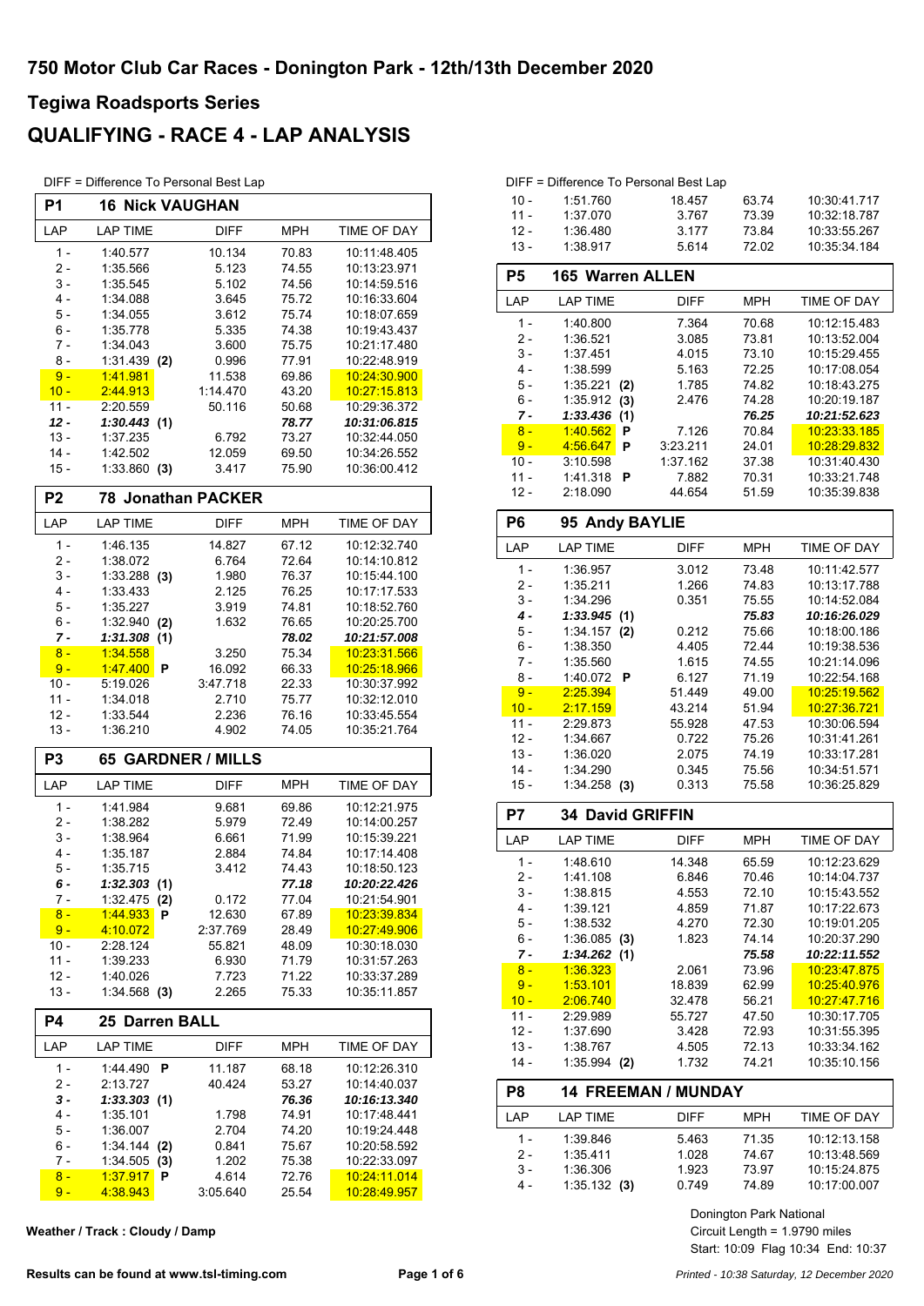# 750 Motor Club Car Races - Donington Park - 12th/13th December 2020

## Tegiwa Roadsports Series

## QUALIFYING - RACE 4 - LAP ANALYSIS

DIFF = Difference To Personal Best Lap

### P1 16 Nick VAUGHAN

| LAP | LAP TIME | DIFF | MPH | TIME OF DAY |
|---|---|---|---|---|
| 1 - | 1:40.577 | 10.134 | 70.83 | 10:11:48.405 |
| 2 - | 1:35.566 | 5.123 | 74.55 | 10:13:23.971 |
| 3 - | 1:35.545 | 5.102 | 74.56 | 10:14:59.516 |
| 4 - | 1:34.088 | 3.645 | 75.72 | 10:16:33.604 |
| 5 - | 1:34.055 | 3.612 | 75.74 | 10:18:07.659 |
| 6 - | 1:35.778 | 5.335 | 74.38 | 10:19:43.437 |
| 7 - | 1:34.043 | 3.600 | 75.75 | 10:21:17.480 |
| 8 - | 1:31.439 (2) | 0.996 | 77.91 | 10:22:48.919 |
| 9 - | 1:41.981 | 11.538 | 69.86 | 10:24:30.900 |
| 10 - | 2:44.913 | 1:14.470 | 43.20 | 10:27:15.813 |
| 11 - | 2:20.559 | 50.116 | 50.68 | 10:29:36.372 |
| ***12 -*** | ***1:30.443 (1)*** | | ***78.77*** | ***10:31:06.815*** |
| 13 - | 1:37.235 | 6.792 | 73.27 | 10:32:44.050 |
| 14 - | 1:42.502 | 12.059 | 69.50 | 10:34:26.552 |
| 15 - | 1:33.860 (3) | 3.417 | 75.90 | 10:36:00.412 |

### P2 78 Jonathan PACKER

| LAP | LAP TIME | DIFF | MPH | TIME OF DAY |
|---|---|---|---|---|
| 1 - | 1:46.135 | 14.827 | 67.12 | 10:12:32.740 |
| 2 - | 1:38.072 | 6.764 | 72.64 | 10:14:10.812 |
| 3 - | 1:33.288 (3) | 1.980 | 76.37 | 10:15:44.100 |
| 4 - | 1:33.433 | 2.125 | 76.25 | 10:17:17.533 |
| 5 - | 1:35.227 | 3.919 | 74.81 | 10:18:52.760 |
| 6 - | 1:32.940 (2) | 1.632 | 76.65 | 10:20:25.700 |
| ***7 -*** | ***1:31.308 (1)*** | | ***78.02*** | ***10:21:57.008*** |
| 8 - | 1:34.558 | 3.250 | 75.34 | 10:23:31.566 |
| 9 - | 1:47.400 P | 16.092 | 66.33 | 10:25:18.966 |
| 10 - | 5:19.026 | 3:47.718 | 22.33 | 10:30:37.992 |
| 11 - | 1:34.018 | 2.710 | 75.77 | 10:32:12.010 |
| 12 - | 1:33.544 | 2.236 | 76.16 | 10:33:45.554 |
| 13 - | 1:36.210 | 4.902 | 74.05 | 10:35:21.764 |

### P3 65 GARDNER / MILLS

| LAP | LAP TIME | DIFF | MPH | TIME OF DAY |
|---|---|---|---|---|
| 1 - | 1:41.984 | 9.681 | 69.86 | 10:12:21.975 |
| 2 - | 1:38.282 | 5.979 | 72.49 | 10:14:00.257 |
| 3 - | 1:38.964 | 6.661 | 71.99 | 10:15:39.221 |
| 4 - | 1:35.187 | 2.884 | 74.84 | 10:17:14.408 |
| 5 - | 1:35.715 | 3.412 | 74.43 | 10:18:50.123 |
| ***6 -*** | ***1:32.303 (1)*** | | ***77.18*** | ***10:20:22.426*** |
| 7 - | 1:32.475 (2) | 0.172 | 77.04 | 10:21:54.901 |
| 8 - | 1:44.933 P | 12.630 | 67.89 | 10:23:39.834 |
| 9 - | 4:10.072 | 2:37.769 | 28.49 | 10:27:49.906 |
| 10 - | 2:28.124 | 55.821 | 48.09 | 10:30:18.030 |
| 11 - | 1:39.233 | 6.930 | 71.79 | 10:31:57.263 |
| 12 - | 1:40.026 | 7.723 | 71.22 | 10:33:37.289 |
| 13 - | 1:34.568 (3) | 2.265 | 75.33 | 10:35:11.857 |

### P4 25 Darren BALL

| LAP | LAP TIME | DIFF | MPH | TIME OF DAY |
|---|---|---|---|---|
| 1 - | 1:44.490 P | 11.187 | 68.18 | 10:12:26.310 |
| 2 - | 2:13.727 | 40.424 | 53.27 | 10:14:40.037 |
| ***3 -*** | ***1:33.303 (1)*** | | ***76.36*** | ***10:16:13.340*** |
| 4 - | 1:35.101 | 1.798 | 74.91 | 10:17:48.441 |
| 5 - | 1:36.007 | 2.704 | 74.20 | 10:19:24.448 |
| 6 - | 1:34.144 (2) | 0.841 | 75.67 | 10:20:58.592 |
| 7 - | 1:34.505 (3) | 1.202 | 75.38 | 10:22:33.097 |
| 8 - | 1:37.917 P | 4.614 | 72.76 | 10:24:11.014 |
| 9 - | 4:38.943 | 3:05.640 | 25.54 | 10:28:49.957 |
| 10 - | 1:51.760 | 18.457 | 63.74 | 10:30:41.717 |
| 11 - | 1:37.070 | 3.767 | 73.39 | 10:32:18.787 |
| 12 - | 1:36.480 | 3.177 | 73.84 | 10:33:55.267 |
| 13 - | 1:38.917 | 5.614 | 72.02 | 10:35:34.184 |

### P5 165 Warren ALLEN

| LAP | LAP TIME | DIFF | MPH | TIME OF DAY |
|---|---|---|---|---|
| 1 - | 1:40.800 | 7.364 | 70.68 | 10:12:15.483 |
| 2 - | 1:36.521 | 3.085 | 73.81 | 10:13:52.004 |
| 3 - | 1:37.451 | 4.015 | 73.10 | 10:15:29.455 |
| 4 - | 1:38.599 | 5.163 | 72.25 | 10:17:08.054 |
| 5 - | 1:35.221 (2) | 1.785 | 74.82 | 10:18:43.275 |
| 6 - | 1:35.912 (3) | 2.476 | 74.28 | 10:20:19.187 |
| ***7 -*** | ***1:33.436 (1)*** | | ***76.25*** | ***10:21:52.623*** |
| 8 - | 1:40.562 P | 7.126 | 70.84 | 10:23:33.185 |
| 9 - | 4:56.647 P | 3:23.211 | 24.01 | 10:28:29.832 |
| 10 - | 3:10.598 | 1:37.162 | 37.38 | 10:31:40.430 |
| 11 - | 1:41.318 P | 7.882 | 70.31 | 10:33:21.748 |
| 12 - | 2:18.090 | 44.654 | 51.59 | 10:35:39.838 |

### P6 95 Andy BAYLIE

| LAP | LAP TIME | DIFF | MPH | TIME OF DAY |
|---|---|---|---|---|
| 1 - | 1:36.957 | 3.012 | 73.48 | 10:11:42.577 |
| 2 - | 1:35.211 | 1.266 | 74.83 | 10:13:17.788 |
| 3 - | 1:34.296 | 0.351 | 75.55 | 10:14:52.084 |
| ***4 -*** | ***1:33.945 (1)*** | | ***75.83*** | ***10:16:26.029*** |
| 5 - | 1:34.157 (2) | 0.212 | 75.66 | 10:18:00.186 |
| 6 - | 1:38.350 | 4.405 | 72.44 | 10:19:38.536 |
| 7 - | 1:35.560 | 1.615 | 74.55 | 10:21:14.096 |
| 8 - | 1:40.072 P | 6.127 | 71.19 | 10:22:54.168 |
| 9 - | 2:25.394 | 51.449 | 49.00 | 10:25:19.562 |
| 10 - | 2:17.159 | 43.214 | 51.94 | 10:27:36.721 |
| 11 - | 2:29.873 | 55.928 | 47.53 | 10:30:06.594 |
| 12 - | 1:34.667 | 0.722 | 75.26 | 10:31:41.261 |
| 13 - | 1:36.020 | 2.075 | 74.19 | 10:33:17.281 |
| 14 - | 1:34.290 | 0.345 | 75.56 | 10:34:51.571 |
| 15 - | 1:34.258 (3) | 0.313 | 75.58 | 10:36:25.829 |

### P7 34 David GRIFFIN

| LAP | LAP TIME | DIFF | MPH | TIME OF DAY |
|---|---|---|---|---|
| 1 - | 1:48.610 | 14.348 | 65.59 | 10:12:23.629 |
| 2 - | 1:41.108 | 6.846 | 70.46 | 10:14:04.737 |
| 3 - | 1:38.815 | 4.553 | 72.10 | 10:15:43.552 |
| 4 - | 1:39.121 | 4.859 | 71.87 | 10:17:22.673 |
| 5 - | 1:38.532 | 4.270 | 72.30 | 10:19:01.205 |
| 6 - | 1:36.085 (3) | 1.823 | 74.14 | 10:20:37.290 |
| ***7 -*** | ***1:34.262 (1)*** | | ***75.58*** | ***10:22:11.552*** |
| 8 - | 1:36.323 | 2.061 | 73.96 | 10:23:47.875 |
| 9 - | 1:53.101 | 18.839 | 62.99 | 10:25:40.976 |
| 10 - | 2:06.740 | 32.478 | 56.21 | 10:27:47.716 |
| 11 - | 2:29.989 | 55.727 | 47.50 | 10:30:17.705 |
| 12 - | 1:37.690 | 3.428 | 72.93 | 10:31:55.395 |
| 13 - | 1:38.767 | 4.505 | 72.13 | 10:33:34.162 |
| 14 - | 1:35.994 (2) | 1.732 | 74.21 | 10:35:10.156 |

### P8 14 FREEMAN / MUNDAY

| LAP | LAP TIME | DIFF | MPH | TIME OF DAY |
|---|---|---|---|---|
| 1 - | 1:39.846 | 5.463 | 71.35 | 10:12:13.158 |
| 2 - | 1:35.411 | 1.028 | 74.67 | 10:13:48.569 |
| 3 - | 1:36.306 | 1.923 | 73.97 | 10:15:24.875 |
| 4 - | 1:35.132 (3) | 0.749 | 74.89 | 10:17:00.007 |

Weather / Track : Cloudy / Damp

Donington Park National
Circuit Length = 1.9790 miles
Start: 10:09 Flag 10:34 End: 10:37

Results can be found at www.tsl-timing.com

Printed - 10:38 Saturday, 12 December 2020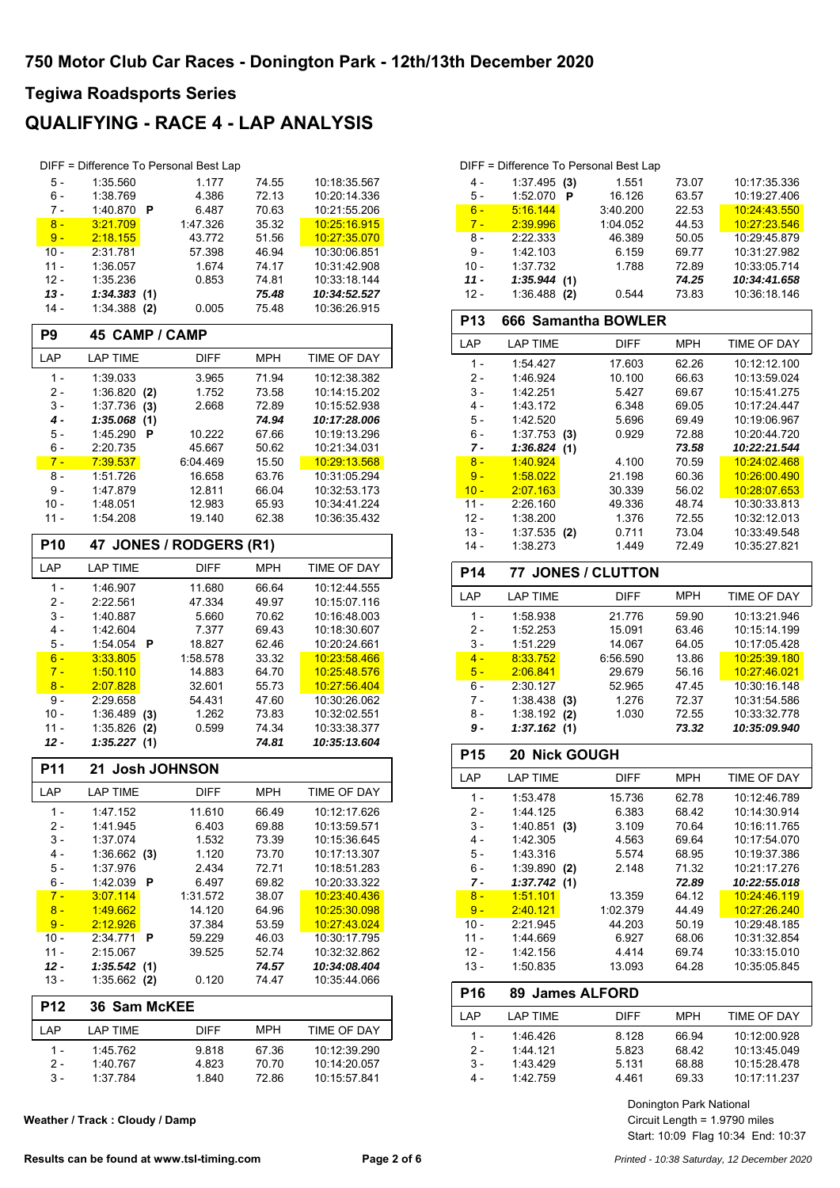## 750 Motor Club Car Races - Donington Park - 12th/13th December 2020

### Tegiwa Roadsports Series

# QUALIFYING - RACE 4 - LAP ANALYSIS

DIFF = Difference To Personal Best Lap

| LAP | LAP TIME | DIFF | MPH | TIME OF DAY |
|---|---|---|---|---|
| 5 - | 1:35.560 | 1.177 | 74.55 | 10:18:35.567 |
| 6 - | 1:38.769 | 4.386 | 72.13 | 10:20:14.336 |
| 7 - | 1:40.870 P | 6.487 | 70.63 | 10:21:55.206 |
| 8 - | 3:21.709 | 1:47.326 | 35.32 | 10:25:16.915 |
| 9 - | 2:18.155 | 43.772 | 51.56 | 10:27:35.070 |
| 10 - | 2:31.781 | 57.398 | 46.94 | 10:30:06.851 |
| 11 - | 1:36.057 | 1.674 | 74.17 | 10:31:42.908 |
| 12 - | 1:35.236 | 0.853 | 74.81 | 10:33:18.144 |
| ***13 -*** | ***1:34.383 (1)*** | | ***75.48*** | ***10:34:52.527*** |
| 14 - | 1:34.388 **(2)** | 0.005 | 75.48 | 10:36:26.915 |

### P9 45 CAMP / CAMP

| LAP | LAP TIME | DIFF | MPH | TIME OF DAY |
|---|---|---|---|---|
| 1 - | 1:39.033 | 3.965 | 71.94 | 10:12:38.382 |
| 2 - | 1:36.820 **(2)** | 1.752 | 73.58 | 10:14:15.202 |
| 3 - | 1:37.736 **(3)** | 2.668 | 72.89 | 10:15:52.938 |
| ***4 -*** | ***1:35.068 (1)*** | | ***74.94*** | ***10:17:28.006*** |
| 5 - | 1:45.290 P | 10.222 | 67.66 | 10:19:13.296 |
| 6 - | 2:20.735 | 45.667 | 50.62 | 10:21:34.031 |
| 7 - | 7:39.537 | 6:04.469 | 15.50 | 10:29:13.568 |
| 8 - | 1:51.726 | 16.658 | 63.76 | 10:31:05.294 |
| 9 - | 1:47.879 | 12.811 | 66.04 | 10:32:53.173 |
| 10 - | 1:48.051 | 12.983 | 65.93 | 10:34:41.224 |
| 11 - | 1:54.208 | 19.140 | 62.38 | 10:36:35.432 |

### P10 47 JONES / RODGERS (R1)

| LAP | LAP TIME | DIFF | MPH | TIME OF DAY |
|---|---|---|---|---|
| 1 - | 1:46.907 | 11.680 | 66.64 | 10:12:44.555 |
| 2 - | 2:22.561 | 47.334 | 49.97 | 10:15:07.116 |
| 3 - | 1:40.887 | 5.660 | 70.62 | 10:16:48.003 |
| 4 - | 1:42.604 | 7.377 | 69.43 | 10:18:30.607 |
| 5 - | 1:54.054 P | 18.827 | 62.46 | 10:20:24.661 |
| 6 - | 3:33.805 | 1:58.578 | 33.32 | 10:23:58.466 |
| 7 - | 1:50.110 | 14.883 | 64.70 | 10:25:48.576 |
| 8 - | 2:07.828 | 32.601 | 55.73 | 10:27:56.404 |
| 9 - | 2:29.658 | 54.431 | 47.60 | 10:30:26.062 |
| 10 - | 1:36.489 **(3)** | 1.262 | 73.83 | 10:32:02.551 |
| 11 - | 1:35.826 **(2)** | 0.599 | 74.34 | 10:33:38.377 |
| ***12 -*** | ***1:35.227 (1)*** | | ***74.81*** | ***10:35:13.604*** |

### P11 21 Josh JOHNSON

| LAP | LAP TIME | DIFF | MPH | TIME OF DAY |
|---|---|---|---|---|
| 1 - | 1:47.152 | 11.610 | 66.49 | 10:12:17.626 |
| 2 - | 1:41.945 | 6.403 | 69.88 | 10:13:59.571 |
| 3 - | 1:37.074 | 1.532 | 73.39 | 10:15:36.645 |
| 4 - | 1:36.662 **(3)** | 1.120 | 73.70 | 10:17:13.307 |
| 5 - | 1:37.976 | 2.434 | 72.71 | 10:18:51.283 |
| 6 - | 1:42.039 P | 6.497 | 69.82 | 10:20:33.322 |
| 7 - | 3:07.114 | 1:31.572 | 38.07 | 10:23:40.436 |
| 8 - | 1:49.662 | 14.120 | 64.96 | 10:25:30.098 |
| 9 - | 2:12.926 | 37.384 | 53.59 | 10:27:43.024 |
| 10 - | 2:34.771 P | 59.229 | 46.03 | 10:30:17.795 |
| 11 - | 2:15.067 | 39.525 | 52.74 | 10:32:32.862 |
| ***12 -*** | ***1:35.542 (1)*** | | ***74.57*** | ***10:34:08.404*** |
| 13 - | 1:35.662 **(2)** | 0.120 | 74.47 | 10:35:44.066 |

### P12 36 Sam McKEE

| LAP | LAP TIME | DIFF | MPH | TIME OF DAY |
|---|---|---|---|---|
| 1 - | 1:45.762 | 9.818 | 67.36 | 10:12:39.290 |
| 2 - | 1:40.767 | 4.823 | 70.70 | 10:14:20.057 |
| 3 - | 1:37.784 | 1.840 | 72.86 | 10:15:57.841 |
| 4 - | 1:37.495 **(3)** | 1.551 | 73.07 | 10:17:35.336 |
| 5 - | 1:52.070 P | 16.126 | 63.57 | 10:19:27.406 |
| 6 - | 5:16.144 | 3:40.200 | 22.53 | 10:24:43.550 |
| 7 - | 2:39.996 | 1:04.052 | 44.53 | 10:27:23.546 |
| 8 - | 2:22.333 | 46.389 | 50.05 | 10:29:45.879 |
| 9 - | 1:42.103 | 6.159 | 69.77 | 10:31:27.982 |
| 10 - | 1:37.732 | 1.788 | 72.89 | 10:33:05.714 |
| ***11 -*** | ***1:35.944 (1)*** | | ***74.25*** | ***10:34:41.658*** |
| 12 - | 1:36.488 **(2)** | 0.544 | 73.83 | 10:36:18.146 |

### P13 666 Samantha BOWLER

| LAP | LAP TIME | DIFF | MPH | TIME OF DAY |
|---|---|---|---|---|
| 1 - | 1:54.427 | 17.603 | 62.26 | 10:12:12.100 |
| 2 - | 1:46.924 | 10.100 | 66.63 | 10:13:59.024 |
| 3 - | 1:42.251 | 5.427 | 69.67 | 10:15:41.275 |
| 4 - | 1:43.172 | 6.348 | 69.05 | 10:17:24.447 |
| 5 - | 1:42.520 | 5.696 | 69.49 | 10:19:06.967 |
| 6 - | 1:37.753 **(3)** | 0.929 | 72.88 | 10:20:44.720 |
| ***7 -*** | ***1:36.824 (1)*** | | ***73.58*** | ***10:22:21.544*** |
| 8 - | 1:40.924 | 4.100 | 70.59 | 10:24:02.468 |
| 9 - | 1:58.022 | 21.198 | 60.36 | 10:26:00.490 |
| 10 - | 2:07.163 | 30.339 | 56.02 | 10:28:07.653 |
| 11 - | 2:26.160 | 49.336 | 48.74 | 10:30:33.813 |
| 12 - | 1:38.200 | 1.376 | 72.55 | 10:32:12.013 |
| 13 - | 1:37.535 **(2)** | 0.711 | 73.04 | 10:33:49.548 |
| 14 - | 1:38.273 | 1.449 | 72.49 | 10:35:27.821 |

### P14 77 JONES / CLUTTON

| LAP | LAP TIME | DIFF | MPH | TIME OF DAY |
|---|---|---|---|---|
| 1 - | 1:58.938 | 21.776 | 59.90 | 10:13:21.946 |
| 2 - | 1:52.253 | 15.091 | 63.46 | 10:15:14.199 |
| 3 - | 1:51.229 | 14.067 | 64.05 | 10:17:05.428 |
| 4 - | 8:33.752 | 6:56.590 | 13.86 | 10:25:39.180 |
| 5 - | 2:06.841 | 29.679 | 56.16 | 10:27:46.021 |
| 6 - | 2:30.127 | 52.965 | 47.45 | 10:30:16.148 |
| 7 - | 1:38.438 **(3)** | 1.276 | 72.37 | 10:31:54.586 |
| 8 - | 1:38.192 **(2)** | 1.030 | 72.55 | 10:33:32.778 |
| ***9 -*** | ***1:37.162 (1)*** | | ***73.32*** | ***10:35:09.940*** |

### P15 20 Nick GOUGH

| LAP | LAP TIME | DIFF | MPH | TIME OF DAY |
|---|---|---|---|---|
| 1 - | 1:53.478 | 15.736 | 62.78 | 10:12:46.789 |
| 2 - | 1:44.125 | 6.383 | 68.42 | 10:14:30.914 |
| 3 - | 1:40.851 **(3)** | 3.109 | 70.64 | 10:16:11.765 |
| 4 - | 1:42.305 | 4.563 | 69.64 | 10:17:54.070 |
| 5 - | 1:43.316 | 5.574 | 68.95 | 10:19:37.386 |
| 6 - | 1:39.890 **(2)** | 2.148 | 71.32 | 10:21:17.276 |
| ***7 -*** | ***1:37.742 (1)*** | | ***72.89*** | ***10:22:55.018*** |
| 8 - | 1:51.101 | 13.359 | 64.12 | 10:24:46.119 |
| 9 - | 2:40.121 | 1:02.379 | 44.49 | 10:27:26.240 |
| 10 - | 2:21.945 | 44.203 | 50.19 | 10:29:48.185 |
| 11 - | 1:44.669 | 6.927 | 68.06 | 10:31:32.854 |
| 12 - | 1:42.156 | 4.414 | 69.74 | 10:33:15.010 |
| 13 - | 1:50.835 | 13.093 | 64.28 | 10:35:05.845 |

### P16 89 James ALFORD

| LAP | LAP TIME | DIFF | MPH | TIME OF DAY |
|---|---|---|---|---|
| 1 - | 1:46.426 | 8.128 | 66.94 | 10:12:00.928 |
| 2 - | 1:44.121 | 5.823 | 68.42 | 10:13:45.049 |
| 3 - | 1:43.429 | 5.131 | 68.88 | 10:15:28.478 |
| 4 - | 1:42.759 | 4.461 | 69.33 | 10:17:11.237 |

Weather / Track : Cloudy / Damp

Donington Park National
Circuit Length = 1.9790 miles
Start: 10:09 Flag 10:34 End: 10:37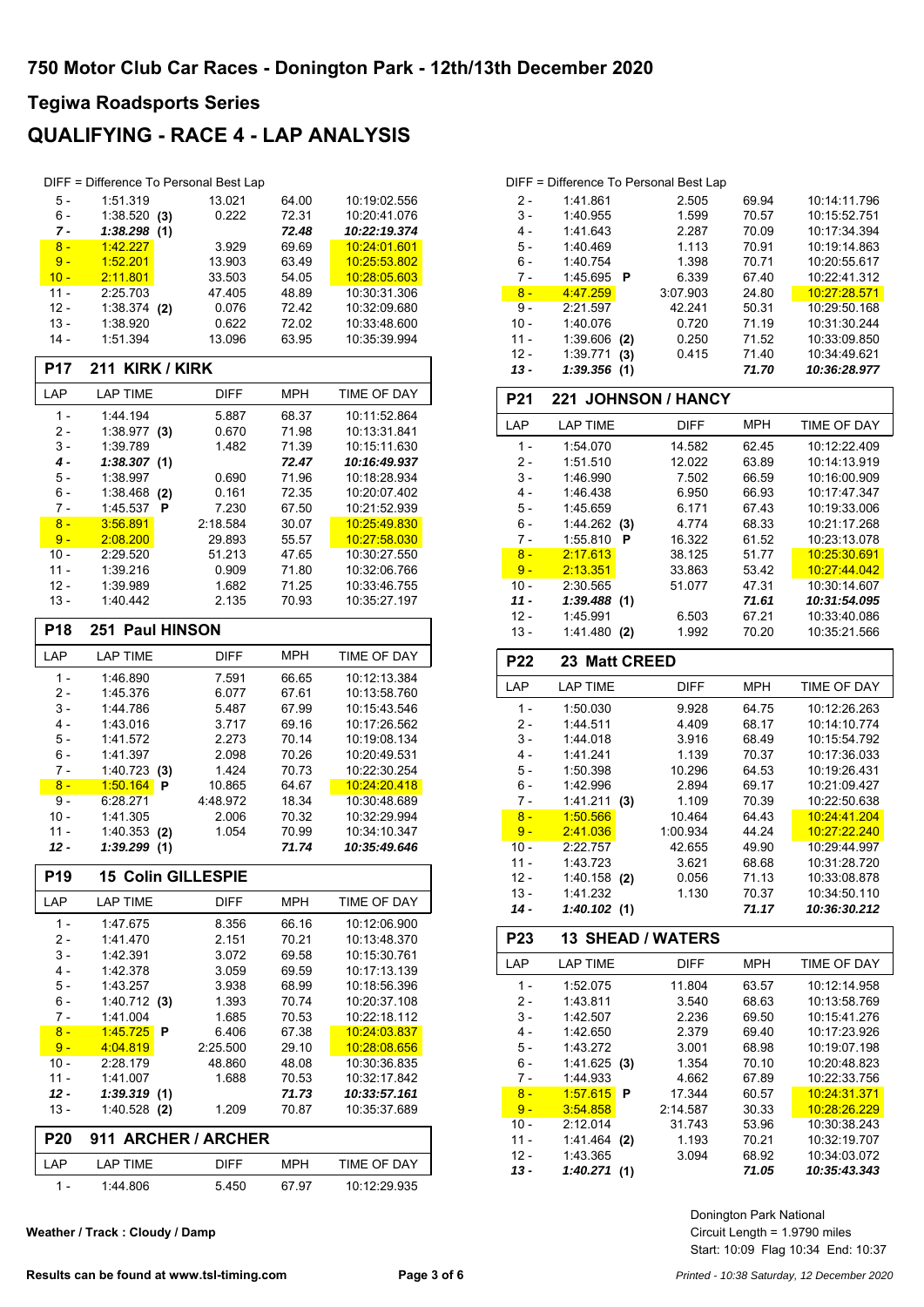# 750 Motor Club Car Races - Donington Park - 12th/13th December 2020

## Tegiwa Roadsports Series

## QUALIFYING - RACE 4 - LAP ANALYSIS

DIFF = Difference To Personal Best Lap

| LAP | LAP TIME | DIFF | MPH | TIME OF DAY |
|---|---|---|---|---|
| 5 - | 1:51.319 | 13.021 | 64.00 | 10:19:02.556 |
| 6 - | 1:38.520 (3) | 0.222 | 72.31 | 10:20:41.076 |
| ***7 -*** | ***1:38.298 (1)*** | | ***72.48*** | ***10:22:19.374*** |
| 8 - | 1:42.227 | 3.929 | 69.69 | 10:24:01.601 |
| 9 - | 1:52.201 | 13.903 | 63.49 | 10:25:53.802 |
| 10 - | 2:11.801 | 33.503 | 54.05 | 10:28:05.603 |
| 11 - | 2:25.703 | 47.405 | 48.89 | 10:30:31.306 |
| 12 - | 1:38.374 (2) | 0.076 | 72.42 | 10:32:09.680 |
| 13 - | 1:38.920 | 0.622 | 72.02 | 10:33:48.600 |
| 14 - | 1:51.394 | 13.096 | 63.95 | 10:35:39.994 |

### P17 211 KIRK / KIRK

| LAP | LAP TIME | DIFF | MPH | TIME OF DAY |
|---|---|---|---|---|
| 1 - | 1:44.194 | 5.887 | 68.37 | 10:11:52.864 |
| 2 - | 1:38.977 (3) | 0.670 | 71.98 | 10:13:31.841 |
| 3 - | 1:39.789 | 1.482 | 71.39 | 10:15:11.630 |
| ***4 -*** | ***1:38.307 (1)*** | | ***72.47*** | ***10:16:49.937*** |
| 5 - | 1:38.997 | 0.690 | 71.96 | 10:18:28.934 |
| 6 - | 1:38.468 (2) | 0.161 | 72.35 | 10:20:07.402 |
| 7 - | 1:45.537 P | 7.230 | 67.50 | 10:21:52.939 |
| 8 - | 3:56.891 | 2:18.584 | 30.07 | 10:25:49.830 |
| 9 - | 2:08.200 | 29.893 | 55.57 | 10:27:58.030 |
| 10 - | 2:29.520 | 51.213 | 47.65 | 10:30:27.550 |
| 11 - | 1:39.216 | 0.909 | 71.80 | 10:32:06.766 |
| 12 - | 1:39.989 | 1.682 | 71.25 | 10:33:46.755 |
| 13 - | 1:40.442 | 2.135 | 70.93 | 10:35:27.197 |

### P18 251 Paul HINSON

| LAP | LAP TIME | DIFF | MPH | TIME OF DAY |
|---|---|---|---|---|
| 1 - | 1:46.890 | 7.591 | 66.65 | 10:12:13.384 |
| 2 - | 1:45.376 | 6.077 | 67.61 | 10:13:58.760 |
| 3 - | 1:44.786 | 5.487 | 67.99 | 10:15:43.546 |
| 4 - | 1:43.016 | 3.717 | 69.16 | 10:17:26.562 |
| 5 - | 1:41.572 | 2.273 | 70.14 | 10:19:08.134 |
| 6 - | 1:41.397 | 2.098 | 70.26 | 10:20:49.531 |
| 7 - | 1:40.723 (3) | 1.424 | 70.73 | 10:22:30.254 |
| 8 - | 1:50.164 P | 10.865 | 64.67 | 10:24:20.418 |
| 9 - | 6:28.271 | 4:48.972 | 18.34 | 10:30:48.689 |
| 10 - | 1:41.305 | 2.006 | 70.32 | 10:32:29.994 |
| 11 - | 1:40.353 (2) | 1.054 | 70.99 | 10:34:10.347 |
| ***12 -*** | ***1:39.299 (1)*** | | ***71.74*** | ***10:35:49.646*** |

### P19 15 Colin GILLESPIE

| LAP | LAP TIME | DIFF | MPH | TIME OF DAY |
|---|---|---|---|---|
| 1 - | 1:47.675 | 8.356 | 66.16 | 10:12:06.900 |
| 2 - | 1:41.470 | 2.151 | 70.21 | 10:13:48.370 |
| 3 - | 1:42.391 | 3.072 | 69.58 | 10:15:30.761 |
| 4 - | 1:42.378 | 3.059 | 69.59 | 10:17:13.139 |
| 5 - | 1:43.257 | 3.938 | 68.99 | 10:18:56.396 |
| 6 - | 1:40.712 (3) | 1.393 | 70.74 | 10:20:37.108 |
| 7 - | 1:41.004 | 1.685 | 70.53 | 10:22:18.112 |
| 8 - | 1:45.725 P | 6.406 | 67.38 | 10:24:03.837 |
| 9 - | 4:04.819 | 2:25.500 | 29.10 | 10:28:08.656 |
| 10 - | 2:28.179 | 48.860 | 48.08 | 10:30:36.835 |
| 11 - | 1:41.007 | 1.688 | 70.53 | 10:32:17.842 |
| ***12 -*** | ***1:39.319 (1)*** | | ***71.73*** | ***10:33:57.161*** |
| 13 - | 1:40.528 (2) | 1.209 | 70.87 | 10:35:37.689 |

### P20 911 ARCHER / ARCHER

| LAP | LAP TIME | DIFF | MPH | TIME OF DAY |
|---|---|---|---|---|
| 1 - | 1:44.806 | 5.450 | 67.97 | 10:12:29.935 |
| 2 - | 1:41.861 | 2.505 | 69.94 | 10:14:11.796 |
| 3 - | 1:40.955 | 1.599 | 70.57 | 10:15:52.751 |
| 4 - | 1:41.643 | 2.287 | 70.09 | 10:17:34.394 |
| 5 - | 1:40.469 | 1.113 | 70.91 | 10:19:14.863 |
| 6 - | 1:40.754 | 1.398 | 70.71 | 10:20:55.617 |
| 7 - | 1:45.695 P | 6.339 | 67.40 | 10:22:41.312 |
| 8 - | 4:47.259 | 3:07.903 | 24.80 | 10:27:28.571 |
| 9 - | 2:21.597 | 42.241 | 50.31 | 10:29:50.168 |
| 10 - | 1:40.076 | 0.720 | 71.19 | 10:31:30.244 |
| 11 - | 1:39.606 (2) | 0.250 | 71.52 | 10:33:09.850 |
| 12 - | 1:39.771 (3) | 0.415 | 71.40 | 10:34:49.621 |
| ***13 -*** | ***1:39.356 (1)*** | | ***71.70*** | ***10:36:28.977*** |

### P21 221 JOHNSON / HANCY

| LAP | LAP TIME | DIFF | MPH | TIME OF DAY |
|---|---|---|---|---|
| 1 - | 1:54.070 | 14.582 | 62.45 | 10:12:22.409 |
| 2 - | 1:51.510 | 12.022 | 63.89 | 10:14:13.919 |
| 3 - | 1:46.990 | 7.502 | 66.59 | 10:16:00.909 |
| 4 - | 1:46.438 | 6.950 | 66.93 | 10:17:47.347 |
| 5 - | 1:45.659 | 6.171 | 67.43 | 10:19:33.006 |
| 6 - | 1:44.262 (3) | 4.774 | 68.33 | 10:21:17.268 |
| 7 - | 1:55.810 P | 16.322 | 61.52 | 10:23:13.078 |
| 8 - | 2:17.613 | 38.125 | 51.77 | 10:25:30.691 |
| 9 - | 2:13.351 | 33.863 | 53.42 | 10:27:44.042 |
| 10 - | 2:30.565 | 51.077 | 47.31 | 10:30:14.607 |
| ***11 -*** | ***1:39.488 (1)*** | | ***71.61*** | ***10:31:54.095*** |
| 12 - | 1:45.991 | 6.503 | 67.21 | 10:33:40.086 |
| 13 - | 1:41.480 (2) | 1.992 | 70.20 | 10:35:21.566 |

### P22 23 Matt CREED

| LAP | LAP TIME | DIFF | MPH | TIME OF DAY |
|---|---|---|---|---|
| 1 - | 1:50.030 | 9.928 | 64.75 | 10:12:26.263 |
| 2 - | 1:44.511 | 4.409 | 68.17 | 10:14:10.774 |
| 3 - | 1:44.018 | 3.916 | 68.49 | 10:15:54.792 |
| 4 - | 1:41.241 | 1.139 | 70.37 | 10:17:36.033 |
| 5 - | 1:50.398 | 10.296 | 64.53 | 10:19:26.431 |
| 6 - | 1:42.996 | 2.894 | 69.17 | 10:21:09.427 |
| 7 - | 1:41.211 (3) | 1.109 | 70.39 | 10:22:50.638 |
| 8 - | 1:50.566 | 10.464 | 64.43 | 10:24:41.204 |
| 9 - | 2:41.036 | 1:00.934 | 44.24 | 10:27:22.240 |
| 10 - | 2:22.757 | 42.655 | 49.90 | 10:29:44.997 |
| 11 - | 1:43.723 | 3.621 | 68.68 | 10:31:28.720 |
| 12 - | 1:40.158 (2) | 0.056 | 71.13 | 10:33:08.878 |
| 13 - | 1:41.232 | 1.130 | 70.37 | 10:34:50.110 |
| ***14 -*** | ***1:40.102 (1)*** | | ***71.17*** | ***10:36:30.212*** |

### P23 13 SHEAD / WATERS

| LAP | LAP TIME | DIFF | MPH | TIME OF DAY |
|---|---|---|---|---|
| 1 - | 1:52.075 | 11.804 | 63.57 | 10:12:14.958 |
| 2 - | 1:43.811 | 3.540 | 68.63 | 10:13:58.769 |
| 3 - | 1:42.507 | 2.236 | 69.50 | 10:15:41.276 |
| 4 - | 1:42.650 | 2.379 | 69.40 | 10:17:23.926 |
| 5 - | 1:43.272 | 3.001 | 68.98 | 10:19:07.198 |
| 6 - | 1:41.625 (3) | 1.354 | 70.10 | 10:20:48.823 |
| 7 - | 1:44.933 | 4.662 | 67.89 | 10:22:33.756 |
| 8 - | 1:57.615 P | 17.344 | 60.57 | 10:24:31.371 |
| 9 - | 3:54.858 | 2:14.587 | 30.33 | 10:28:26.229 |
| 10 - | 2:12.014 | 31.743 | 53.96 | 10:30:38.243 |
| 11 - | 1:41.464 (2) | 1.193 | 70.21 | 10:32:19.707 |
| 12 - | 1:43.365 | 3.094 | 68.92 | 10:34:03.072 |
| ***13 -*** | ***1:40.271 (1)*** | | ***71.05*** | ***10:35:43.343*** |

**Weather / Track : Cloudy / Damp**

Donington Park National
Circuit Length = 1.9790 miles
Start: 10:09 Flag 10:34 End: 10:37

**Results can be found at www.tsl-timing.com**

*Printed - 10:38 Saturday, 12 December 2020*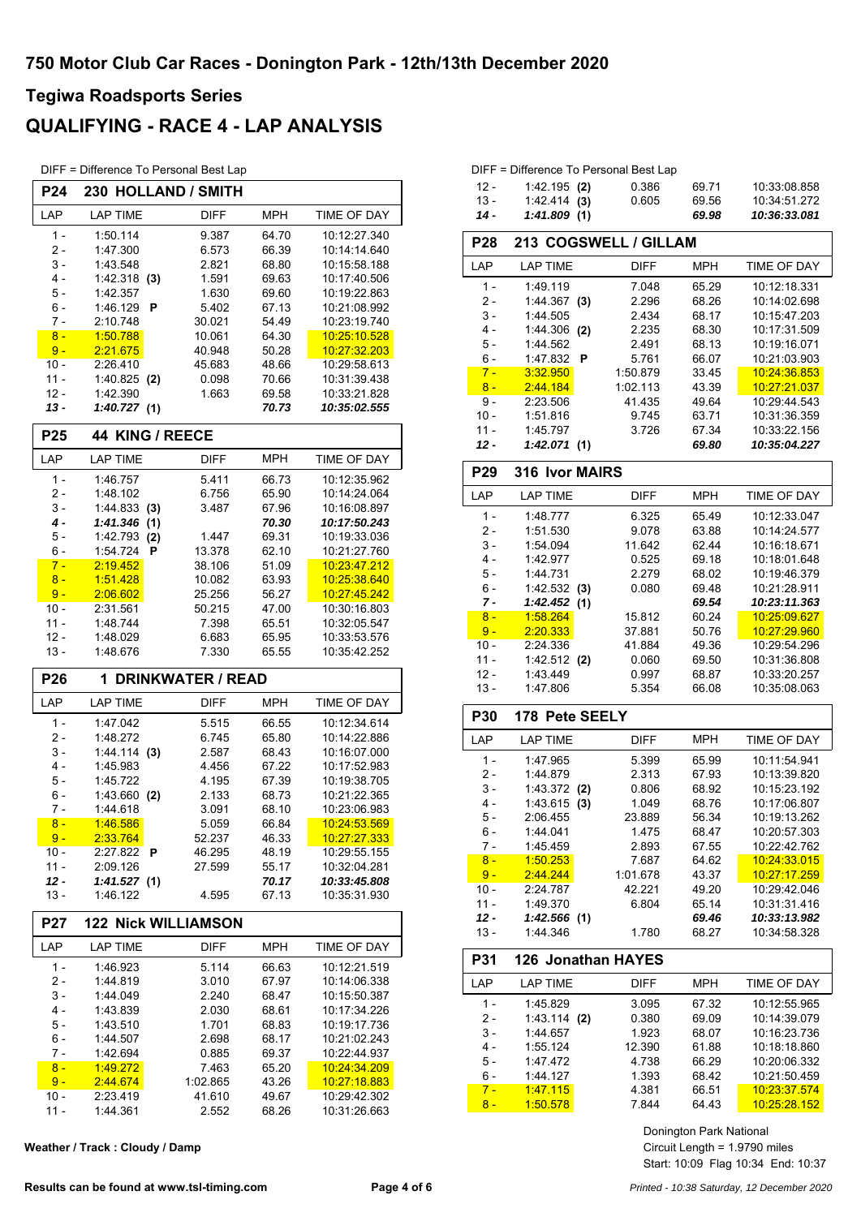# 750 Motor Club Car Races - Donington Park - 12th/13th December 2020

## Tegiwa Roadsports Series

## QUALIFYING - RACE 4 - LAP ANALYSIS

DIFF = Difference To Personal Best Lap

### P24 230 HOLLAND / SMITH

| LAP | LAP TIME | DIFF | MPH | TIME OF DAY |
|---|---|---|---|---|
| 1 - | 1:50.114 | 9.387 | 64.70 | 10:12:27.340 |
| 2 - | 1:47.300 | 6.573 | 66.39 | 10:14:14.640 |
| 3 - | 1:43.548 | 2.821 | 68.80 | 10:15:58.188 |
| 4 - | 1:42.318 **(3)** | 1.591 | 69.63 | 10:17:40.506 |
| 5 - | 1:42.357 | 1.630 | 69.60 | 10:19:22.863 |
| 6 - | 1:46.129 **P** | 5.402 | 67.13 | 10:21:08.992 |
| 7 - | 2:10.748 | 30.021 | 54.49 | 10:23:19.740 |
| 8 - | 1:50.788 | 10.061 | 64.30 | 10:25:10.528 |
| 9 - | 2:21.675 | 40.948 | 50.28 | 10:27:32.203 |
| 10 - | 2:26.410 | 45.683 | 48.66 | 10:29:58.613 |
| 11 - | 1:40.825 **(2)** | 0.098 | 70.66 | 10:31:39.438 |
| 12 - | 1:42.390 | 1.663 | 69.58 | 10:33:21.828 |
| ***13 -*** | ***1:40.727 (1)*** | | ***70.73*** | ***10:35:02.555*** |

### P25 44 KING / REECE

| LAP | LAP TIME | DIFF | MPH | TIME OF DAY |
|---|---|---|---|---|
| 1 - | 1:46.757 | 5.411 | 66.73 | 10:12:35.962 |
| 2 - | 1:48.102 | 6.756 | 65.90 | 10:14:24.064 |
| 3 - | 1:44.833 **(3)** | 3.487 | 67.96 | 10:16:08.897 |
| ***4 -*** | ***1:41.346 (1)*** | | ***70.30*** | ***10:17:50.243*** |
| 5 - | 1:42.793 **(2)** | 1.447 | 69.31 | 10:19:33.036 |
| 6 - | 1:54.724 **P** | 13.378 | 62.10 | 10:21:27.760 |
| 7 - | 2:19.452 | 38.106 | 51.09 | 10:23:47.212 |
| 8 - | 1:51.428 | 10.082 | 63.93 | 10:25:38.640 |
| 9 - | 2:06.602 | 25.256 | 56.27 | 10:27:45.242 |
| 10 - | 2:31.561 | 50.215 | 47.00 | 10:30:16.803 |
| 11 - | 1:48.744 | 7.398 | 65.51 | 10:32:05.547 |
| 12 - | 1:48.029 | 6.683 | 65.95 | 10:33:53.576 |
| 13 - | 1:48.676 | 7.330 | 65.55 | 10:35:42.252 |

### P26 1 DRINKWATER / READ

| LAP | LAP TIME | DIFF | MPH | TIME OF DAY |
|---|---|---|---|---|
| 1 - | 1:47.042 | 5.515 | 66.55 | 10:12:34.614 |
| 2 - | 1:48.272 | 6.745 | 65.80 | 10:14:22.886 |
| 3 - | 1:44.114 **(3)** | 2.587 | 68.43 | 10:16:07.000 |
| 4 - | 1:45.983 | 4.456 | 67.22 | 10:17:52.983 |
| 5 - | 1:45.722 | 4.195 | 67.39 | 10:19:38.705 |
| 6 - | 1:43.660 **(2)** | 2.133 | 68.73 | 10:21:22.365 |
| 7 - | 1:44.618 | 3.091 | 68.10 | 10:23:06.983 |
| 8 - | 1:46.586 | 5.059 | 66.84 | 10:24:53.569 |
| 9 - | 2:33.764 | 52.237 | 46.33 | 10:27:27.333 |
| 10 - | 2:27.822 **P** | 46.295 | 48.19 | 10:29:55.155 |
| 11 - | 2:09.126 | 27.599 | 55.17 | 10:32:04.281 |
| ***12 -*** | ***1:41.527 (1)*** | | ***70.17*** | ***10:33:45.808*** |
| 13 - | 1:46.122 | 4.595 | 67.13 | 10:35:31.930 |

### P27 122 Nick WILLIAMSON

| LAP | LAP TIME | DIFF | MPH | TIME OF DAY |
|---|---|---|---|---|
| 1 - | 1:46.923 | 5.114 | 66.63 | 10:12:21.519 |
| 2 - | 1:44.819 | 3.010 | 67.97 | 10:14:06.338 |
| 3 - | 1:44.049 | 2.240 | 68.47 | 10:15:50.387 |
| 4 - | 1:43.839 | 2.030 | 68.61 | 10:17:34.226 |
| 5 - | 1:43.510 | 1.701 | 68.83 | 10:19:17.736 |
| 6 - | 1:44.507 | 2.698 | 68.17 | 10:21:02.243 |
| 7 - | 1:42.694 | 0.885 | 69.37 | 10:22:44.937 |
| 8 - | 1:49.272 | 7.463 | 65.20 | 10:24:34.209 |
| 9 - | 2:44.674 | 1:02.865 | 43.26 | 10:27:18.883 |
| 10 - | 2:23.419 | 41.610 | 49.67 | 10:29:42.302 |
| 11 - | 1:44.361 | 2.552 | 68.26 | 10:31:26.663 |
| 12 - | 1:42.195 **(2)** | 0.386 | 69.71 | 10:33:08.858 |
| 13 - | 1:42.414 **(3)** | 0.605 | 69.56 | 10:34:51.272 |
| ***14 -*** | ***1:41.809 (1)*** | | ***69.98*** | ***10:36:33.081*** |

### P28 213 COGSWELL / GILLAM

| LAP | LAP TIME | DIFF | MPH | TIME OF DAY |
|---|---|---|---|---|
| 1 - | 1:49.119 | 7.048 | 65.29 | 10:12:18.331 |
| 2 - | 1:44.367 **(3)** | 2.296 | 68.26 | 10:14:02.698 |
| 3 - | 1:44.505 | 2.434 | 68.17 | 10:15:47.203 |
| 4 - | 1:44.306 **(2)** | 2.235 | 68.30 | 10:17:31.509 |
| 5 - | 1:44.562 | 2.491 | 68.13 | 10:19:16.071 |
| 6 - | 1:47.832 **P** | 5.761 | 66.07 | 10:21:03.903 |
| 7 - | 3:32.950 | 1:50.879 | 33.45 | 10:24:36.853 |
| 8 - | 2:44.184 | 1:02.113 | 43.39 | 10:27:21.037 |
| 9 - | 2:23.506 | 41.435 | 49.64 | 10:29:44.543 |
| 10 - | 1:51.816 | 9.745 | 63.71 | 10:31:36.359 |
| 11 - | 1:45.797 | 3.726 | 67.34 | 10:33:22.156 |
| ***12 -*** | ***1:42.071 (1)*** | | ***69.80*** | ***10:35:04.227*** |

### P29 316 Ivor MAIRS

| LAP | LAP TIME | DIFF | MPH | TIME OF DAY |
|---|---|---|---|---|
| 1 - | 1:48.777 | 6.325 | 65.49 | 10:12:33.047 |
| 2 - | 1:51.530 | 9.078 | 63.88 | 10:14:24.577 |
| 3 - | 1:54.094 | 11.642 | 62.44 | 10:16:18.671 |
| 4 - | 1:42.977 | 0.525 | 69.18 | 10:18:01.648 |
| 5 - | 1:44.731 | 2.279 | 68.02 | 10:19:46.379 |
| 6 - | 1:42.532 **(3)** | 0.080 | 69.48 | 10:21:28.911 |
| ***7 -*** | ***1:42.452 (1)*** | | ***69.54*** | ***10:23:11.363*** |
| 8 - | 1:58.264 | 15.812 | 60.24 | 10:25:09.627 |
| 9 - | 2:20.333 | 37.881 | 50.76 | 10:27:29.960 |
| 10 - | 2:24.336 | 41.884 | 49.36 | 10:29:54.296 |
| 11 - | 1:42.512 **(2)** | 0.060 | 69.50 | 10:31:36.808 |
| 12 - | 1:43.449 | 0.997 | 68.87 | 10:33:20.257 |
| 13 - | 1:47.806 | 5.354 | 66.08 | 10:35:08.063 |

### P30 178 Pete SEELY

| LAP | LAP TIME | DIFF | MPH | TIME OF DAY |
|---|---|---|---|---|
| 1 - | 1:47.965 | 5.399 | 65.99 | 10:11:54.941 |
| 2 - | 1:44.879 | 2.313 | 67.93 | 10:13:39.820 |
| 3 - | 1:43.372 **(2)** | 0.806 | 68.92 | 10:15:23.192 |
| 4 - | 1:43.615 **(3)** | 1.049 | 68.76 | 10:17:06.807 |
| 5 - | 2:06.455 | 23.889 | 56.34 | 10:19:13.262 |
| 6 - | 1:44.041 | 1.475 | 68.47 | 10:20:57.303 |
| 7 - | 1:45.459 | 2.893 | 67.55 | 10:22:42.762 |
| 8 - | 1:50.253 | 7.687 | 64.62 | 10:24:33.015 |
| 9 - | 2:44.244 | 1:01.678 | 43.37 | 10:27:17.259 |
| 10 - | 2:24.787 | 42.221 | 49.20 | 10:29:42.046 |
| 11 - | 1:49.370 | 6.804 | 65.14 | 10:31:31.416 |
| ***12 -*** | ***1:42.566 (1)*** | | ***69.46*** | ***10:33:13.982*** |
| 13 - | 1:44.346 | 1.780 | 68.27 | 10:34:58.328 |

### P31 126 Jonathan HAYES

| LAP | LAP TIME | DIFF | MPH | TIME OF DAY |
|---|---|---|---|---|
| 1 - | 1:45.829 | 3.095 | 67.32 | 10:12:55.965 |
| 2 - | 1:43.114 **(2)** | 0.380 | 69.09 | 10:14:39.079 |
| 3 - | 1:44.657 | 1.923 | 68.07 | 10:16:23.736 |
| 4 - | 1:55.124 | 12.390 | 61.88 | 10:18:18.860 |
| 5 - | 1:47.472 | 4.738 | 66.29 | 10:20:06.332 |
| 6 - | 1:44.127 | 1.393 | 68.42 | 10:21:50.459 |
| 7 - | 1:47.115 | 4.381 | 66.51 | 10:23:37.574 |
| 8 - | 1:50.578 | 7.844 | 64.43 | 10:25:28.152 |

**Weather / Track : Cloudy / Damp**

Donington Park National
Circuit Length = 1.9790 miles
Start: 10:09 Flag 10:34 End: 10:37

**Results can be found at www.tsl-timing.com**

*Printed - 10:38 Saturday, 12 December 2020*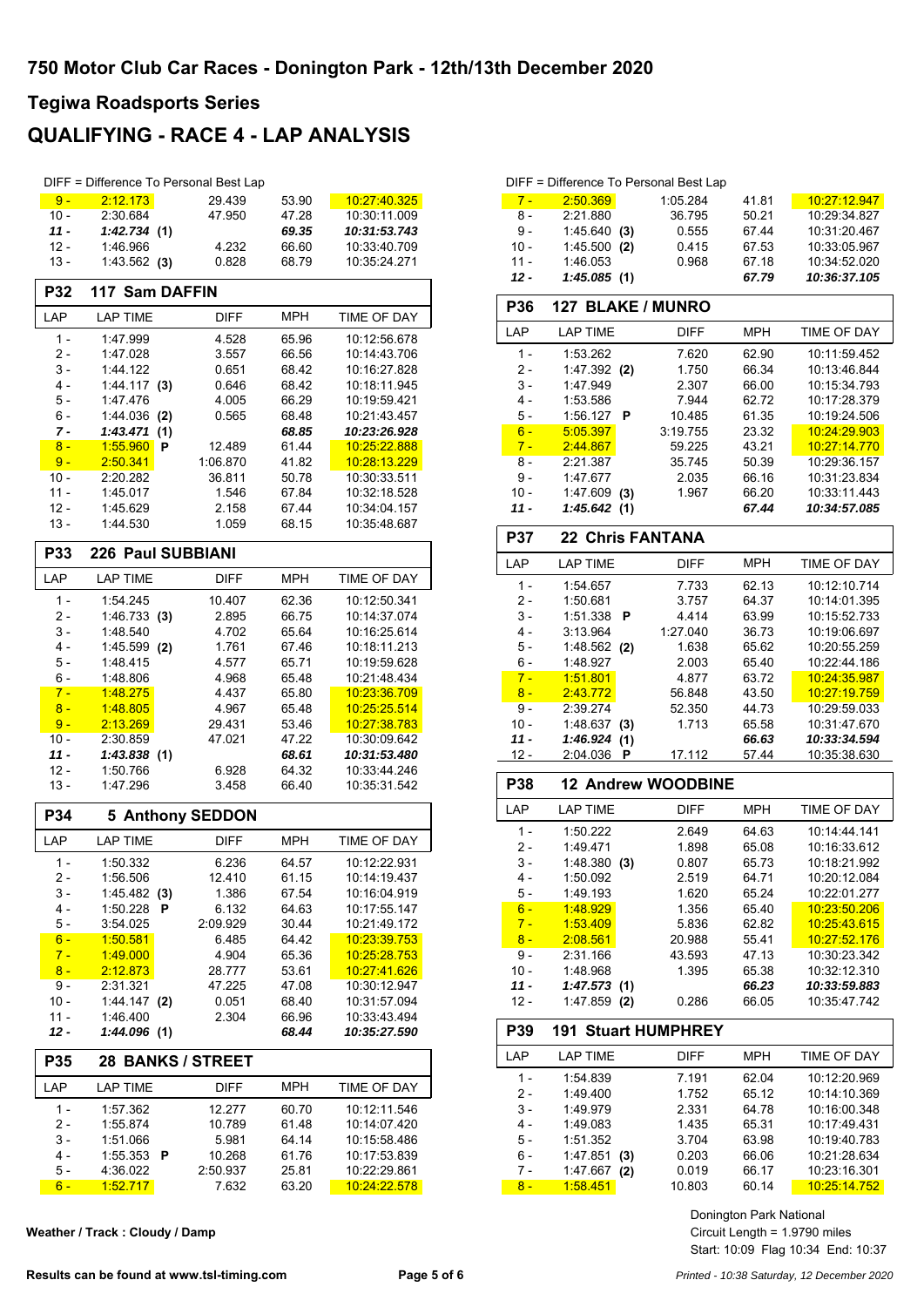# 750 Motor Club Car Races - Donington Park - 12th/13th December 2020

## Tegiwa Roadsports Series

## QUALIFYING - RACE 4 - LAP ANALYSIS

DIFF = Difference To Personal Best Lap

| LAP | LAP TIME | DIFF | MPH | TIME OF DAY |
|---|---|---|---|---|
| 9 - | 2:12.173 | 29.439 | 53.90 | 10:27:40.325 |
| 10 - | 2:30.684 | 47.950 | 47.28 | 10:30:11.009 |
| ***11 -*** | ***1:42.734 (1)*** | | ***69.35*** | ***10:31:53.743*** |
| 12 - | 1:46.966 | 4.232 | 66.60 | 10:33:40.709 |
| 13 - | 1:43.562 **(3)** | 0.828 | 68.79 | 10:35:24.271 |

### P32 117 Sam DAFFIN

| LAP | LAP TIME | DIFF | MPH | TIME OF DAY |
|---|---|---|---|---|
| 1 - | 1:47.999 | 4.528 | 65.96 | 10:12:56.678 |
| 2 - | 1:47.028 | 3.557 | 66.56 | 10:14:43.706 |
| 3 - | 1:44.122 | 0.651 | 68.42 | 10:16:27.828 |
| 4 - | 1:44.117 **(3)** | 0.646 | 68.42 | 10:18:11.945 |
| 5 - | 1:47.476 | 4.005 | 66.29 | 10:19:59.421 |
| 6 - | 1:44.036 **(2)** | 0.565 | 68.48 | 10:21:43.457 |
| ***7 -*** | ***1:43.471 (1)*** | | ***68.85*** | ***10:23:26.928*** |
| 8 - | 1:55.960 **P** | 12.489 | 61.44 | 10:25:22.888 |
| 9 - | 2:50.341 | 1:06.870 | 41.82 | 10:28:13.229 |
| 10 - | 2:20.282 | 36.811 | 50.78 | 10:30:33.511 |
| 11 - | 1:45.017 | 1.546 | 67.84 | 10:32:18.528 |
| 12 - | 1:45.629 | 2.158 | 67.44 | 10:34:04.157 |
| 13 - | 1:44.530 | 1.059 | 68.15 | 10:35:48.687 |

### P33 226 Paul SUBBIANI

| LAP | LAP TIME | DIFF | MPH | TIME OF DAY |
|---|---|---|---|---|
| 1 - | 1:54.245 | 10.407 | 62.36 | 10:12:50.341 |
| 2 - | 1:46.733 **(3)** | 2.895 | 66.75 | 10:14:37.074 |
| 3 - | 1:48.540 | 4.702 | 65.64 | 10:16:25.614 |
| 4 - | 1:45.599 **(2)** | 1.761 | 67.46 | 10:18:11.213 |
| 5 - | 1:48.415 | 4.577 | 65.71 | 10:19:59.628 |
| 6 - | 1:48.806 | 4.968 | 65.48 | 10:21:48.434 |
| 7 - | 1:48.275 | 4.437 | 65.80 | 10:23:36.709 |
| 8 - | 1:48.805 | 4.967 | 65.48 | 10:25:25.514 |
| 9 - | 2:13.269 | 29.431 | 53.46 | 10:27:38.783 |
| 10 - | 2:30.859 | 47.021 | 47.22 | 10:30:09.642 |
| ***11 -*** | ***1:43.838 (1)*** | | ***68.61*** | ***10:31:53.480*** |
| 12 - | 1:50.766 | 6.928 | 64.32 | 10:33:44.246 |
| 13 - | 1:47.296 | 3.458 | 66.40 | 10:35:31.542 |

### P34 5 Anthony SEDDON

| LAP | LAP TIME | DIFF | MPH | TIME OF DAY |
|---|---|---|---|---|
| 1 - | 1:50.332 | 6.236 | 64.57 | 10:12:22.931 |
| 2 - | 1:56.506 | 12.410 | 61.15 | 10:14:19.437 |
| 3 - | 1:45.482 **(3)** | 1.386 | 67.54 | 10:16:04.919 |
| 4 - | 1:50.228 **P** | 6.132 | 64.63 | 10:17:55.147 |
| 5 - | 3:54.025 | 2:09.929 | 30.44 | 10:21:49.172 |
| 6 - | 1:50.581 | 6.485 | 64.42 | 10:23:39.753 |
| 7 - | 1:49.000 | 4.904 | 65.36 | 10:25:28.753 |
| 8 - | 2:12.873 | 28.777 | 53.61 | 10:27:41.626 |
| 9 - | 2:31.321 | 47.225 | 47.08 | 10:30:12.947 |
| 10 - | 1:44.147 **(2)** | 0.051 | 68.40 | 10:31:57.094 |
| 11 - | 1:46.400 | 2.304 | 66.96 | 10:33:43.494 |
| ***12 -*** | ***1:44.096 (1)*** | | ***68.44*** | ***10:35:27.590*** |

### P35 28 BANKS / STREET

| LAP | LAP TIME | DIFF | MPH | TIME OF DAY |
|---|---|---|---|---|
| 1 - | 1:57.362 | 12.277 | 60.70 | 10:12:11.546 |
| 2 - | 1:55.874 | 10.789 | 61.48 | 10:14:07.420 |
| 3 - | 1:51.066 | 5.981 | 64.14 | 10:15:58.486 |
| 4 - | 1:55.353 **P** | 10.268 | 61.76 | 10:17:53.839 |
| 5 - | 4:36.022 | 2:50.937 | 25.81 | 10:22:29.861 |
| 6 - | 1:52.717 | 7.632 | 63.20 | 10:24:22.578 |
| 7 - | 2:50.369 | 1:05.284 | 41.81 | 10:27:12.947 |
| 8 - | 2:21.880 | 36.795 | 50.21 | 10:29:34.827 |
| 9 - | 1:45.640 **(3)** | 0.555 | 67.44 | 10:31:20.467 |
| 10 - | 1:45.500 **(2)** | 0.415 | 67.53 | 10:33:05.967 |
| 11 - | 1:46.053 | 0.968 | 67.18 | 10:34:52.020 |
| ***12 -*** | ***1:45.085 (1)*** | | ***67.79*** | ***10:36:37.105*** |

### P36 127 BLAKE / MUNRO

| LAP | LAP TIME | DIFF | MPH | TIME OF DAY |
|---|---|---|---|---|
| 1 - | 1:53.262 | 7.620 | 62.90 | 10:11:59.452 |
| 2 - | 1:47.392 **(2)** | 1.750 | 66.34 | 10:13:46.844 |
| 3 - | 1:47.949 | 2.307 | 66.00 | 10:15:34.793 |
| 4 - | 1:53.586 | 7.944 | 62.72 | 10:17:28.379 |
| 5 - | 1:56.127 **P** | 10.485 | 61.35 | 10:19:24.506 |
| 6 - | 5:05.397 | 3:19.755 | 23.32 | 10:24:29.903 |
| 7 - | 2:44.867 | 59.225 | 43.21 | 10:27:14.770 |
| 8 - | 2:21.387 | 35.745 | 50.39 | 10:29:36.157 |
| 9 - | 1:47.677 | 2.035 | 66.16 | 10:31:23.834 |
| 10 - | 1:47.609 **(3)** | 1.967 | 66.20 | 10:33:11.443 |
| ***11 -*** | ***1:45.642 (1)*** | | ***67.44*** | ***10:34:57.085*** |

### P37 22 Chris FANTANA

| LAP | LAP TIME | DIFF | MPH | TIME OF DAY |
|---|---|---|---|---|
| 1 - | 1:54.657 | 7.733 | 62.13 | 10:12:10.714 |
| 2 - | 1:50.681 | 3.757 | 64.37 | 10:14:01.395 |
| 3 - | 1:51.338 **P** | 4.414 | 63.99 | 10:15:52.733 |
| 4 - | 3:13.964 | 1:27.040 | 36.73 | 10:19:06.697 |
| 5 - | 1:48.562 **(2)** | 1.638 | 65.62 | 10:20:55.259 |
| 6 - | 1:48.927 | 2.003 | 65.40 | 10:22:44.186 |
| 7 - | 1:51.801 | 4.877 | 63.72 | 10:24:35.987 |
| 8 - | 2:43.772 | 56.848 | 43.50 | 10:27:19.759 |
| 9 - | 2:39.274 | 52.350 | 44.73 | 10:29:59.033 |
| 10 - | 1:48.637 **(3)** | 1.713 | 65.58 | 10:31:47.670 |
| ***11 -*** | ***1:46.924 (1)*** | | ***66.63*** | ***10:33:34.594*** |
| 12 - | 2:04.036 **P** | 17.112 | 57.44 | 10:35:38.630 |

### P38 12 Andrew WOODBINE

| LAP | LAP TIME | DIFF | MPH | TIME OF DAY |
|---|---|---|---|---|
| 1 - | 1:50.222 | 2.649 | 64.63 | 10:14:44.141 |
| 2 - | 1:49.471 | 1.898 | 65.08 | 10:16:33.612 |
| 3 - | 1:48.380 **(3)** | 0.807 | 65.73 | 10:18:21.992 |
| 4 - | 1:50.092 | 2.519 | 64.71 | 10:20:12.084 |
| 5 - | 1:49.193 | 1.620 | 65.24 | 10:22:01.277 |
| 6 - | 1:48.929 | 1.356 | 65.40 | 10:23:50.206 |
| 7 - | 1:53.409 | 5.836 | 62.82 | 10:25:43.615 |
| 8 - | 2:08.561 | 20.988 | 55.41 | 10:27:52.176 |
| 9 - | 2:31.166 | 43.593 | 47.13 | 10:30:23.342 |
| 10 - | 1:48.968 | 1.395 | 65.38 | 10:32:12.310 |
| ***11 -*** | ***1:47.573 (1)*** | | ***66.23*** | ***10:33:59.883*** |
| 12 - | 1:47.859 **(2)** | 0.286 | 66.05 | 10:35:47.742 |

### P39 191 Stuart HUMPHREY

| LAP | LAP TIME | DIFF | MPH | TIME OF DAY |
|---|---|---|---|---|
| 1 - | 1:54.839 | 7.191 | 62.04 | 10:12:20.969 |
| 2 - | 1:49.400 | 1.752 | 65.12 | 10:14:10.369 |
| 3 - | 1:49.979 | 2.331 | 64.78 | 10:16:00.348 |
| 4 - | 1:49.083 | 1.435 | 65.31 | 10:17:49.431 |
| 5 - | 1:51.352 | 3.704 | 63.98 | 10:19:40.783 |
| 6 - | 1:47.851 **(3)** | 0.203 | 66.06 | 10:21:28.634 |
| 7 - | 1:47.667 **(2)** | 0.019 | 66.17 | 10:23:16.301 |
| 8 - | 1:58.451 | 10.803 | 60.14 | 10:25:14.752 |

Donington Park National
Circuit Length = 1.9790 miles
Start: 10:09 Flag 10:34 End: 10:37

**Weather / Track : Cloudy / Damp**

**Results can be found at www.tsl-timing.com**

*Printed - 10:38 Saturday, 12 December 2020*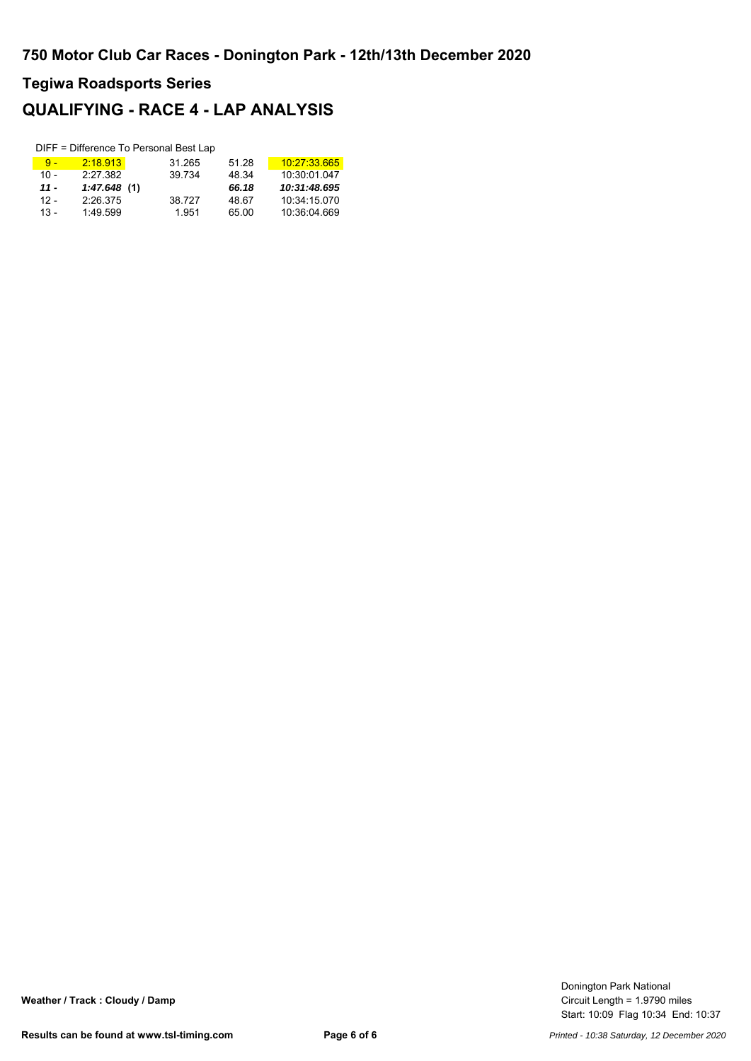## 750 Motor Club Car Races - Donington Park - 12th/13th December 2020

## Tegiwa Roadsports Series

# QUALIFYING - RACE 4 - LAP ANALYSIS

DIFF = Difference To Personal Best Lap

| | | | | |
|---|---|---|---|---|
| 9 - | 2:18.913 | 31.265 | 51.28 | 10:27:33.665 |
| 10 - | 2:27.382 | 39.734 | 48.34 | 10:30:01.047 |
| ***11 -*** | ***1:47.648*** **(1)** | | ***66.18*** | ***10:31:48.695*** |
| 12 - | 2:26.375 | 38.727 | 48.67 | 10:34:15.070 |
| 13 - | 1:49.599 | 1.951 | 65.00 | 10:36:04.669 |

**Weather / Track : Cloudy / Damp**

Donington Park National
Circuit Length = 1.9790 miles
Start: 10:09 Flag 10:34 End: 10:37

**Results can be found at www.tsl-timing.com**

*Printed - 10:38 Saturday, 12 December 2020*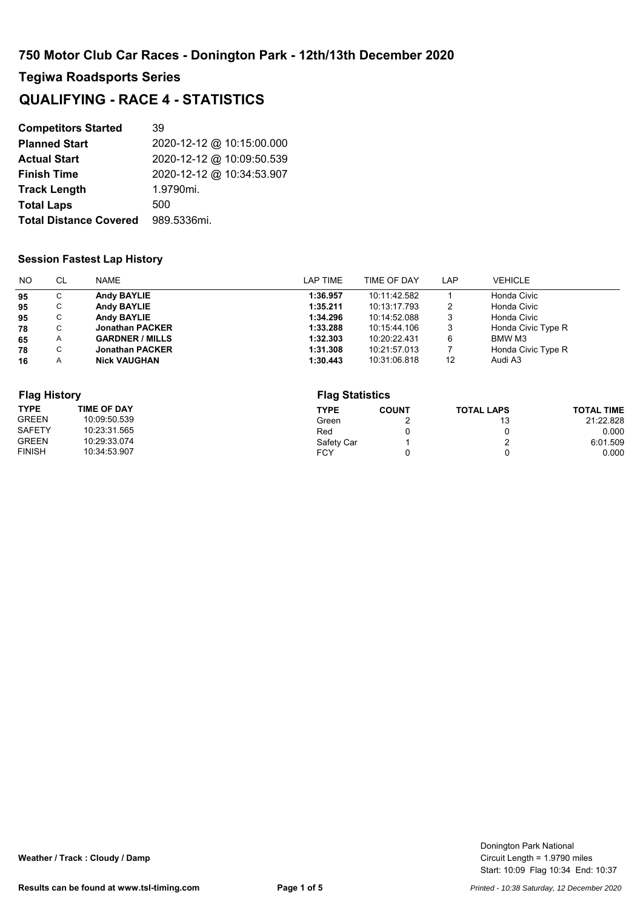## 750 Motor Club Car Races - Donington Park - 12th/13th December 2020

## Tegiwa Roadsports Series

# QUALIFYING - RACE 4 - STATISTICS

| | |
|---|---|
| **Competitors Started** | 39 |
| **Planned Start** | 2020-12-12 @ 10:15:00.000 |
| **Actual Start** | 2020-12-12 @ 10:09:50.539 |
| **Finish Time** | 2020-12-12 @ 10:34:53.907 |
| **Track Length** | 1.9790mi. |
| **Total Laps** | 500 |
| **Total Distance Covered** | 989.5336mi. |

### Session Fastest Lap History

| NO | CL | NAME | LAP TIME | TIME OF DAY | LAP | VEHICLE |
|---|---|---|---|---|---|---|
| **95** | C | **Andy BAYLIE** | **1:36.957** | 10:11:42.582 | 1 | Honda Civic |
| **95** | C | **Andy BAYLIE** | **1:35.211** | 10:13:17.793 | 2 | Honda Civic |
| **95** | C | **Andy BAYLIE** | **1:34.296** | 10:14:52.088 | 3 | Honda Civic |
| **78** | C | **Jonathan PACKER** | **1:33.288** | 10:15:44.106 | 3 | Honda Civic Type R |
| **65** | A | **GARDNER / MILLS** | **1:32.303** | 10:20:22.431 | 6 | BMW M3 |
| **78** | C | **Jonathan PACKER** | **1:31.308** | 10:21:57.013 | 7 | Honda Civic Type R |
| **16** | A | **Nick VAUGHAN** | **1:30.443** | 10:31:06.818 | 12 | Audi A3 |

### Flag History

| TYPE | TIME OF DAY |
|---|---|
| GREEN | 10:09:50.539 |
| SAFETY | 10:23:31.565 |
| GREEN | 10:29:33.074 |
| FINISH | 10:34:53.907 |

### Flag Statistics

| TYPE | COUNT | TOTAL LAPS | TOTAL TIME |
|---|---|---|---|
| Green | 2 | 13 | 21:22.828 |
| Red | 0 | 0 | 0.000 |
| Safety Car | 1 | 2 | 6:01.509 |
| FCY | 0 | 0 | 0.000 |

**Weather / Track : Cloudy / Damp**

Donington Park National
Circuit Length = 1.9790 miles
Start: 10:09 Flag 10:34 End: 10:37

**Results can be found at www.tsl-timing.com**

*Printed - 10:38 Saturday, 12 December 2020*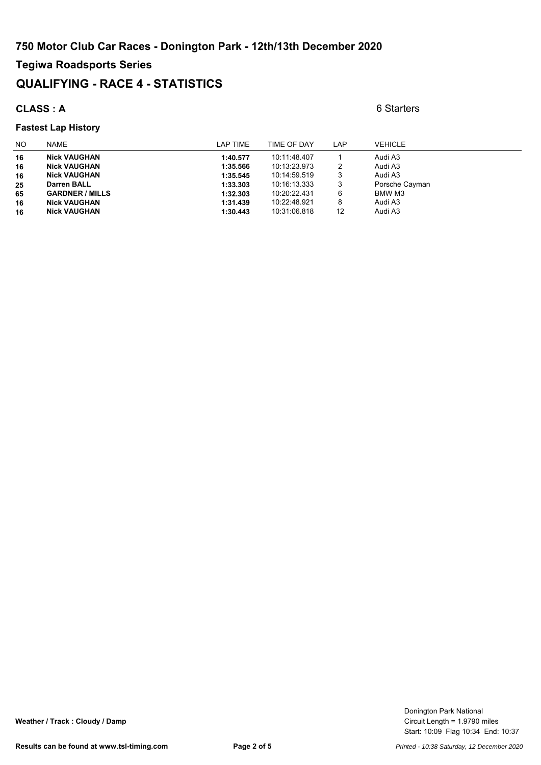# 750 Motor Club Car Races - Donington Park - 12th/13th December 2020

## Tegiwa Roadsports Series

## QUALIFYING - RACE 4 - STATISTICS

### CLASS : A

6 Starters

#### Fastest Lap History

| NO | NAME | LAP TIME | TIME OF DAY | LAP | VEHICLE |
|---|---|---|---|---|---|
| **16** | **Nick VAUGHAN** | **1:40.577** | 10:11:48.407 | 1 | Audi A3 |
| **16** | **Nick VAUGHAN** | **1:35.566** | 10:13:23.973 | 2 | Audi A3 |
| **16** | **Nick VAUGHAN** | **1:35.545** | 10:14:59.519 | 3 | Audi A3 |
| **25** | **Darren BALL** | **1:33.303** | 10:16:13.333 | 3 | Porsche Cayman |
| **65** | **GARDNER / MILLS** | **1:32.303** | 10:20:22.431 | 6 | BMW M3 |
| **16** | **Nick VAUGHAN** | **1:31.439** | 10:22:48.921 | 8 | Audi A3 |
| **16** | **Nick VAUGHAN** | **1:30.443** | 10:31:06.818 | 12 | Audi A3 |

**Weather / Track : Cloudy / Damp**

Donington Park National
Circuit Length = 1.9790 miles
Start: 10:09 Flag 10:34 End: 10:37

**Results can be found at www.tsl-timing.com**

*Printed - 10:38 Saturday, 12 December 2020*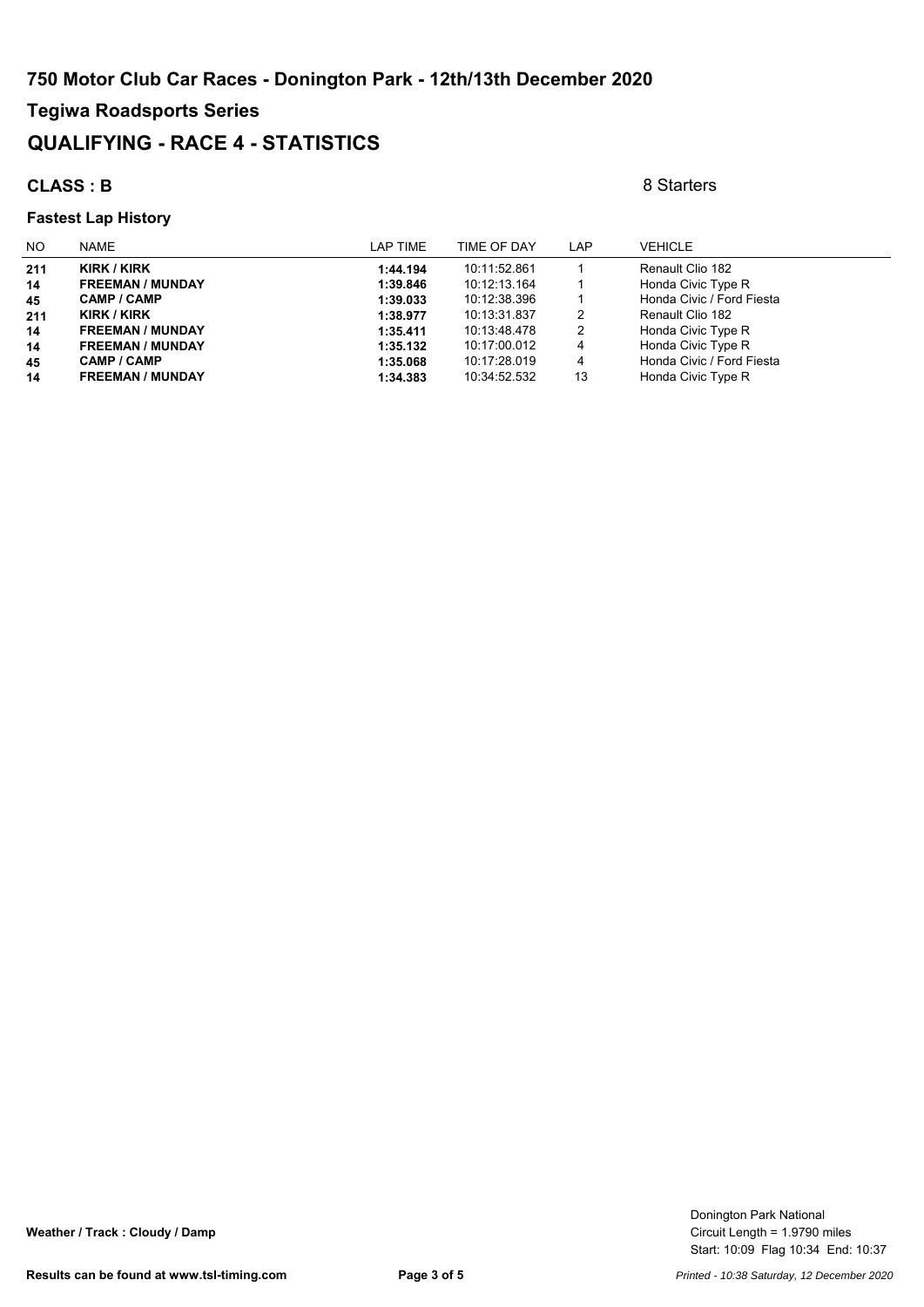# 750 Motor Club Car Races - Donington Park - 12th/13th December 2020

## Tegiwa Roadsports Series

## QUALIFYING - RACE 4 - STATISTICS

### CLASS : B

8 Starters

#### Fastest Lap History

| NO | NAME | LAP TIME | TIME OF DAY | LAP | VEHICLE |
|---|---|---|---|---|---|
| **211** | **KIRK / KIRK** | **1:44.194** | 10:11:52.861 | 1 | Renault Clio 182 |
| **14** | **FREEMAN / MUNDAY** | **1:39.846** | 10:12:13.164 | 1 | Honda Civic Type R |
| **45** | **CAMP / CAMP** | **1:39.033** | 10:12:38.396 | 1 | Honda Civic / Ford Fiesta |
| **211** | **KIRK / KIRK** | **1:38.977** | 10:13:31.837 | 2 | Renault Clio 182 |
| **14** | **FREEMAN / MUNDAY** | **1:35.411** | 10:13:48.478 | 2 | Honda Civic Type R |
| **14** | **FREEMAN / MUNDAY** | **1:35.132** | 10:17:00.012 | 4 | Honda Civic Type R |
| **45** | **CAMP / CAMP** | **1:35.068** | 10:17:28.019 | 4 | Honda Civic / Ford Fiesta |
| **14** | **FREEMAN / MUNDAY** | **1:34.383** | 10:34:52.532 | 13 | Honda Civic Type R |

**Weather / Track : Cloudy / Damp**

Donington Park National
Circuit Length = 1.9790 miles
Start: 10:09 Flag 10:34 End: 10:37

**Results can be found at www.tsl-timing.com**

*Printed - 10:38 Saturday, 12 December 2020*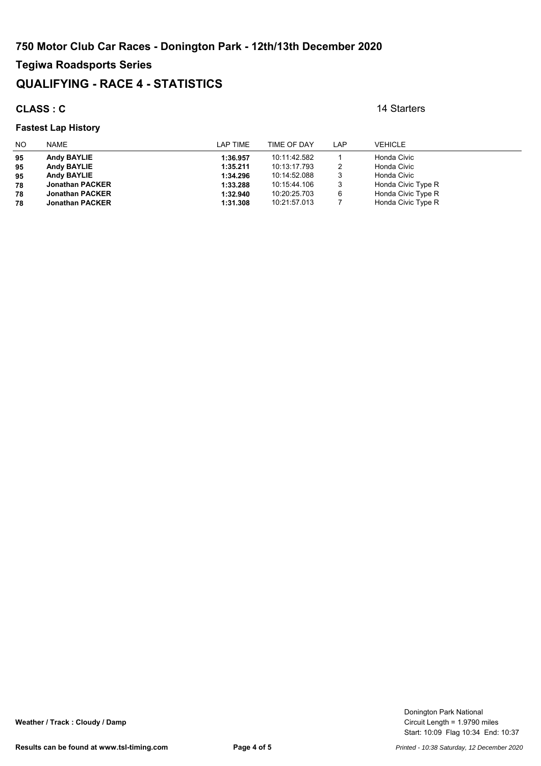# 750 Motor Club Car Races - Donington Park - 12th/13th December 2020

## Tegiwa Roadsports Series

## QUALIFYING - RACE 4 - STATISTICS

**CLASS : C**

14 Starters

### Fastest Lap History

| NO | NAME | LAP TIME | TIME OF DAY | LAP | VEHICLE |
|---|---|---|---|---|---|
| **95** | **Andy BAYLIE** | **1:36.957** | 10:11:42.582 | 1 | Honda Civic |
| **95** | **Andy BAYLIE** | **1:35.211** | 10:13:17.793 | 2 | Honda Civic |
| **95** | **Andy BAYLIE** | **1:34.296** | 10:14:52.088 | 3 | Honda Civic |
| **78** | **Jonathan PACKER** | **1:33.288** | 10:15:44.106 | 3 | Honda Civic Type R |
| **78** | **Jonathan PACKER** | **1:32.940** | 10:20:25.703 | 6 | Honda Civic Type R |
| **78** | **Jonathan PACKER** | **1:31.308** | 10:21:57.013 | 7 | Honda Civic Type R |

**Weather / Track : Cloudy / Damp**

Donington Park National
Circuit Length = 1.9790 miles
Start: 10:09 Flag 10:34 End: 10:37

**Results can be found at www.tsl-timing.com**

*Printed - 10:38 Saturday, 12 December 2020*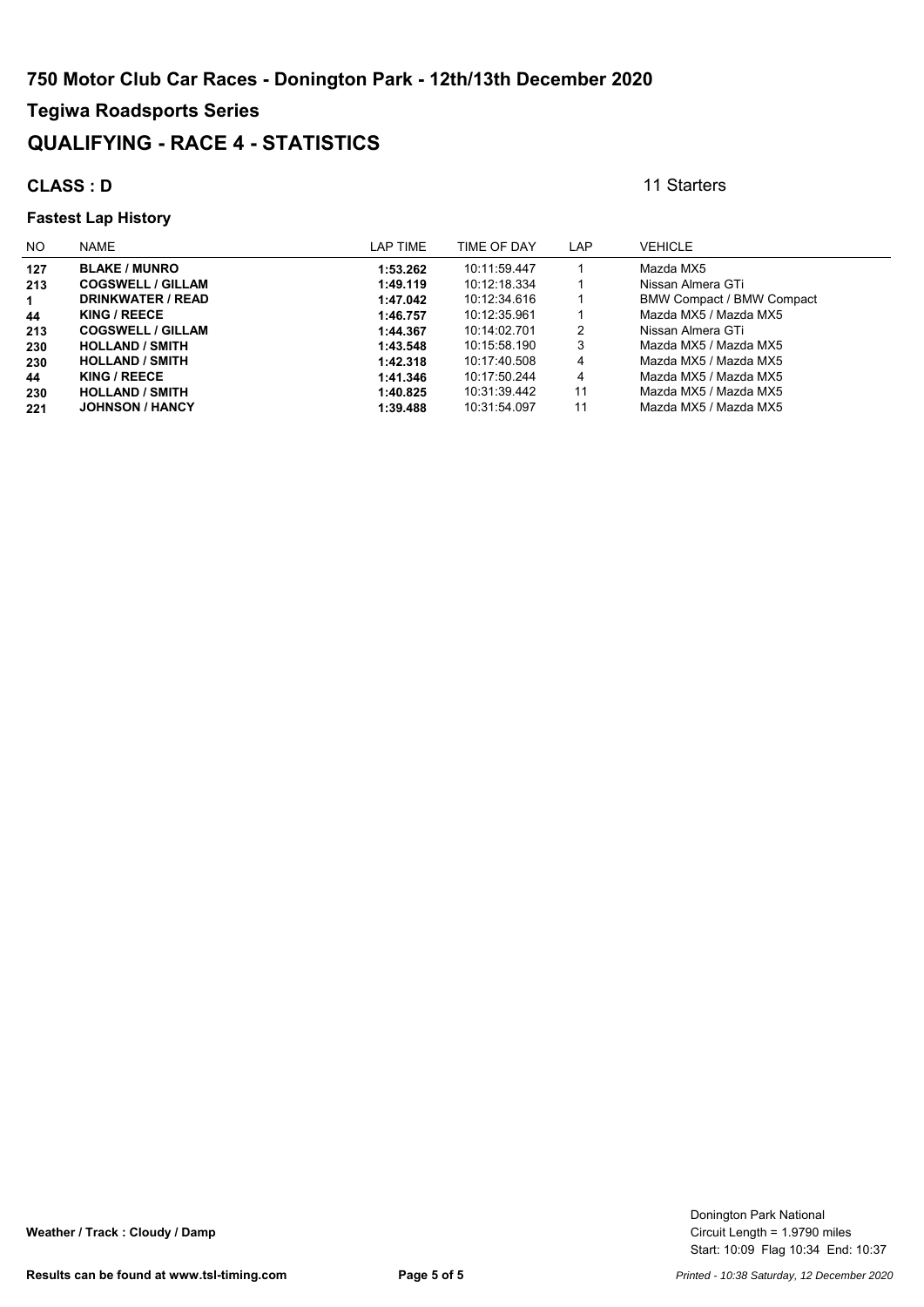# 750 Motor Club Car Races - Donington Park - 12th/13th December 2020

## Tegiwa Roadsports Series

## QUALIFYING - RACE 4 - STATISTICS

**CLASS : D**

11 Starters

### Fastest Lap History

| NO | NAME | LAP TIME | TIME OF DAY | LAP | VEHICLE |
|---|---|---|---|---|---|
| **127** | **BLAKE / MUNRO** | **1:53.262** | 10:11:59.447 | 1 | Mazda MX5 |
| **213** | **COGSWELL / GILLAM** | **1:49.119** | 10:12:18.334 | 1 | Nissan Almera GTi |
| **1** | **DRINKWATER / READ** | **1:47.042** | 10:12:34.616 | 1 | BMW Compact / BMW Compact |
| **44** | **KING / REECE** | **1:46.757** | 10:12:35.961 | 1 | Mazda MX5 / Mazda MX5 |
| **213** | **COGSWELL / GILLAM** | **1:44.367** | 10:14:02.701 | 2 | Nissan Almera GTi |
| **230** | **HOLLAND / SMITH** | **1:43.548** | 10:15:58.190 | 3 | Mazda MX5 / Mazda MX5 |
| **230** | **HOLLAND / SMITH** | **1:42.318** | 10:17:40.508 | 4 | Mazda MX5 / Mazda MX5 |
| **44** | **KING / REECE** | **1:41.346** | 10:17:50.244 | 4 | Mazda MX5 / Mazda MX5 |
| **230** | **HOLLAND / SMITH** | **1:40.825** | 10:31:39.442 | 11 | Mazda MX5 / Mazda MX5 |
| **221** | **JOHNSON / HANCY** | **1:39.488** | 10:31:54.097 | 11 | Mazda MX5 / Mazda MX5 |

**Weather / Track : Cloudy / Damp**

Donington Park National
Circuit Length = 1.9790 miles
Start: 10:09 Flag 10:34 End: 10:37

**Results can be found at www.tsl-timing.com**

*Printed - 10:38 Saturday, 12 December 2020*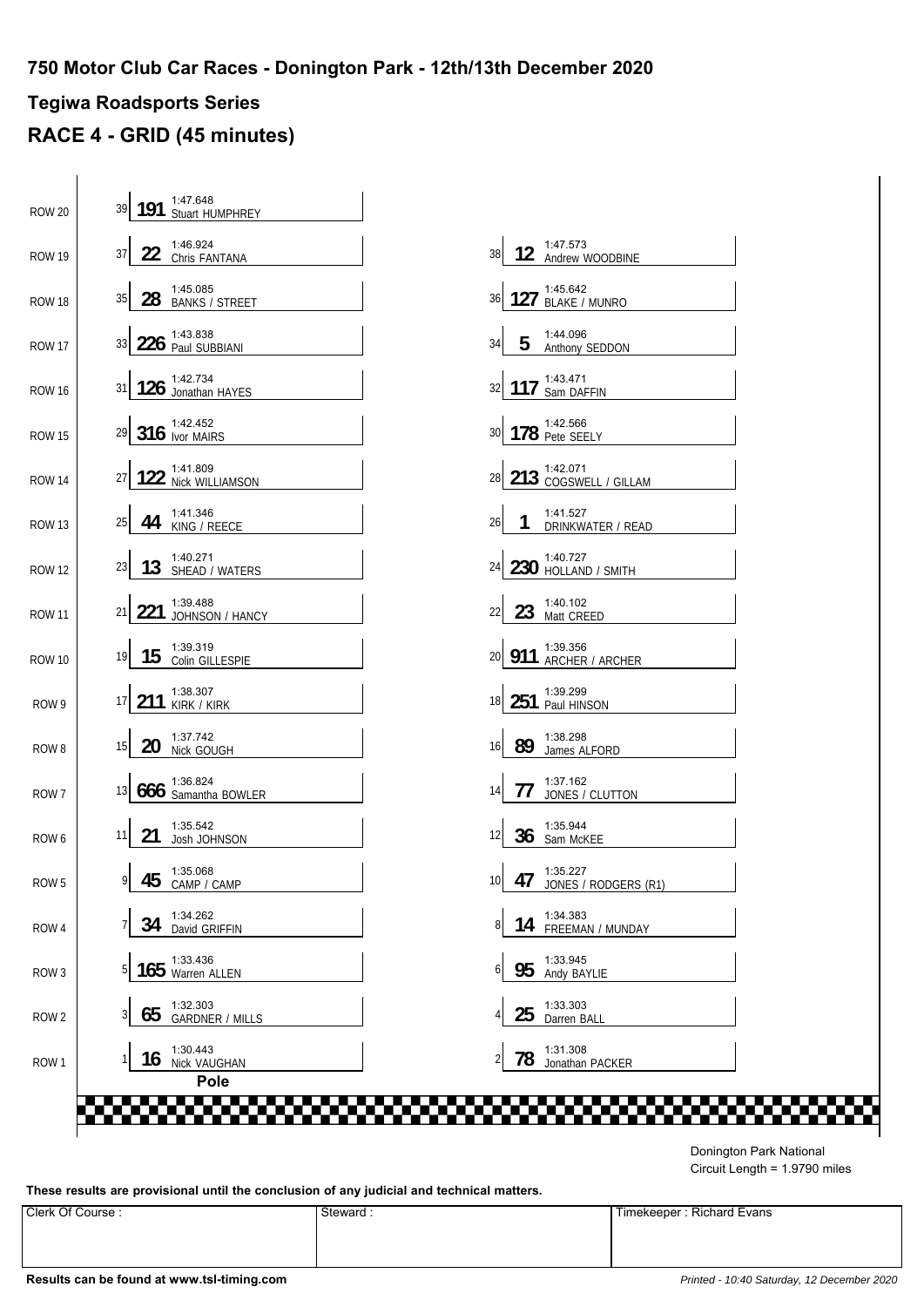# 750 Motor Club Car Races - Donington Park - 12th/13th December 2020

## Tegiwa Roadsports Series

## RACE 4 - GRID (45 minutes)

| Row | Pos | No. | Time | Driver | Pos | No. | Time | Driver |
|---|---|---|---|---|---|---|---|---|
| ROW 20 | 39 | 191 | 1:47.648 | Stuart HUMPHREY | | | | |
| ROW 19 | 37 | 22 | 1:46.924 | Chris FANTANA | 38 | 12 | 1:47.573 | Andrew WOODBINE |
| ROW 18 | 35 | 28 | 1:45.085 | BANKS / STREET | 36 | 127 | 1:45.642 | BLAKE / MUNRO |
| ROW 17 | 33 | 226 | 1:43.838 | Paul SUBBIANI | 34 | 5 | 1:44.096 | Anthony SEDDON |
| ROW 16 | 31 | 126 | 1:42.734 | Jonathan HAYES | 32 | 117 | 1:43.471 | Sam DAFFIN |
| ROW 15 | 29 | 316 | 1:42.452 | Ivor MAIRS | 30 | 178 | 1:42.566 | Pete SEELY |
| ROW 14 | 27 | 122 | 1:41.809 | Nick WILLIAMSON | 28 | 213 | 1:42.071 | COGSWELL / GILLAM |
| ROW 13 | 25 | 44 | 1:41.346 | KING / REECE | 26 | 1 | 1:41.527 | DRINKWATER / READ |
| ROW 12 | 23 | 13 | 1:40.271 | SHEAD / WATERS | 24 | 230 | 1:40.727 | HOLLAND / SMITH |
| ROW 11 | 21 | 221 | 1:39.488 | JOHNSON / HANCY | 22 | 23 | 1:40.102 | Matt CREED |
| ROW 10 | 19 | 15 | 1:39.319 | Colin GILLESPIE | 20 | 911 | 1:39.356 | ARCHER / ARCHER |
| ROW 9 | 17 | 211 | 1:38.307 | KIRK / KIRK | 18 | 251 | 1:39.299 | Paul HINSON |
| ROW 8 | 15 | 20 | 1:37.742 | Nick GOUGH | 16 | 89 | 1:38.298 | James ALFORD |
| ROW 7 | 13 | 666 | 1:36.824 | Samantha BOWLER | 14 | 77 | 1:37.162 | JONES / CLUTTON |
| ROW 6 | 11 | 21 | 1:35.542 | Josh JOHNSON | 12 | 36 | 1:35.944 | Sam McKEE |
| ROW 5 | 9 | 45 | 1:35.068 | CAMP / CAMP | 10 | 47 | 1:35.227 | JONES / RODGERS (R1) |
| ROW 4 | 7 | 34 | 1:34.262 | David GRIFFIN | 8 | 14 | 1:34.383 | FREEMAN / MUNDAY |
| ROW 3 | 5 | 165 | 1:33.436 | Warren ALLEN | 6 | 95 | 1:33.945 | Andy BAYLIE |
| ROW 2 | 3 | 65 | 1:32.303 | GARDNER / MILLS | 4 | 25 | 1:33.303 | Darren BALL |
| ROW 1 | 1 | 16 | 1:30.443 | Nick VAUGHAN | 2 | 78 | 1:31.308 | Jonathan PACKER |

Pole

Donington Park National
Circuit Length = 1.9790 miles

**These results are provisional until the conclusion of any judicial and technical matters.**

| Clerk Of Course : | Steward : | Timekeeper : Richard Evans |
|---|---|---|
| | | |

**Results can be found at www.tsl-timing.com**

*Printed - 10:40 Saturday, 12 December 2020*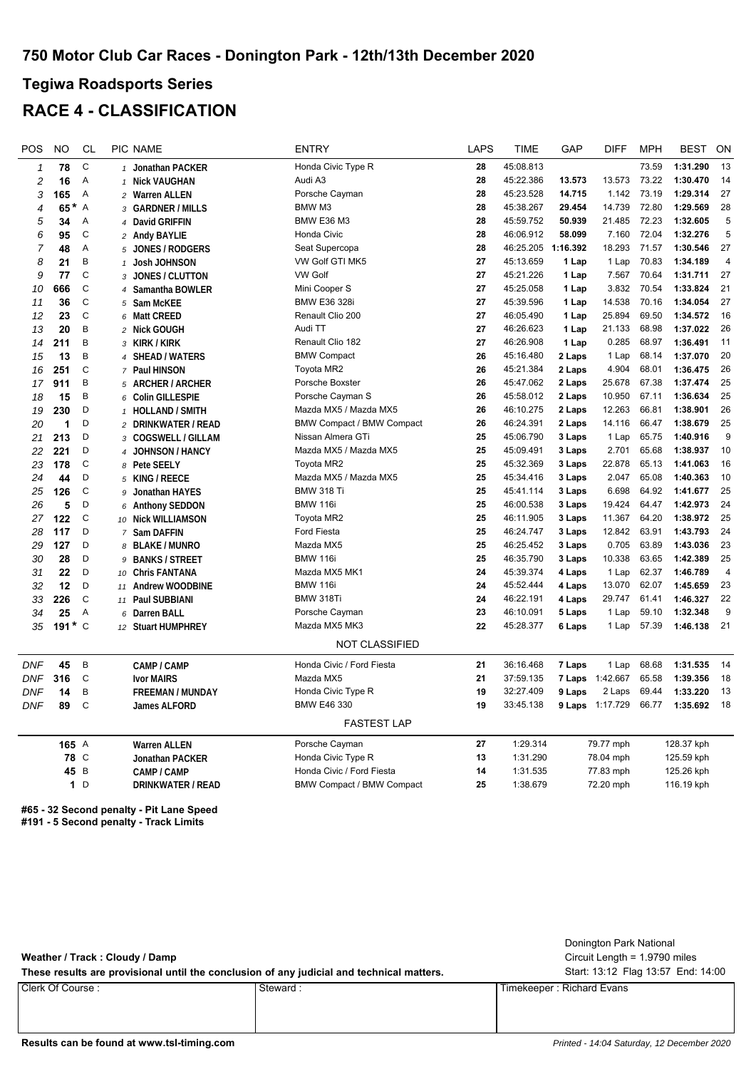# 750 Motor Club Car Races - Donington Park - 12th/13th December 2020

## Tegiwa Roadsports Series

## RACE 4 - CLASSIFICATION

| POS | NO | CL | PIC | NAME | ENTRY | LAPS | TIME | GAP | DIFF | MPH | BEST | ON |
|---|---|---|---|---|---|---|---|---|---|---|---|---|
| 1 | 78 | C | 1 | Jonathan PACKER | Honda Civic Type R | 28 | 45:08.813 | | | 73.59 | 1:31.290 | 13 |
| 2 | 16 | A | 1 | Nick VAUGHAN | Audi A3 | 28 | 45:22.386 | 13.573 | 13.573 | 73.22 | 1:30.470 | 14 |
| 3 | 165 | A | 2 | Warren ALLEN | Porsche Cayman | 28 | 45:23.528 | 14.715 | 1.142 | 73.19 | 1:29.314 | 27 |
| 4 | 65 * | A | 3 | GARDNER / MILLS | BMW M3 | 28 | 45:38.267 | 29.454 | 14.739 | 72.80 | 1:29.569 | 28 |
| 5 | 34 | A | 4 | David GRIFFIN | BMW E36 M3 | 28 | 45:59.752 | 50.939 | 21.485 | 72.23 | 1:32.605 | 5 |
| 6 | 95 | C | 2 | Andy BAYLIE | Honda Civic | 28 | 46:06.912 | 58.099 | 7.160 | 72.04 | 1:32.276 | 5 |
| 7 | 48 | A | 5 | JONES / RODGERS | Seat Supercopa | 28 | 46:25.205 | 1:16.392 | 18.293 | 71.57 | 1:30.546 | 27 |
| 8 | 21 | B | 1 | Josh JOHNSON | VW Golf GTI MK5 | 27 | 45:13.659 | 1 Lap | 1 Lap | 70.83 | 1:34.189 | 4 |
| 9 | 77 | C | 3 | JONES / CLUTTON | VW Golf | 27 | 45:21.226 | 1 Lap | 7.567 | 70.64 | 1:31.711 | 27 |
| 10 | 666 | C | 4 | Samantha BOWLER | Mini Cooper S | 27 | 45:25.058 | 1 Lap | 3.832 | 70.54 | 1:33.824 | 21 |
| 11 | 36 | C | 5 | Sam McKEE | BMW E36 328i | 27 | 45:39.596 | 1 Lap | 14.538 | 70.16 | 1:34.054 | 27 |
| 12 | 23 | C | 6 | Matt CREED | Renault Clio 200 | 27 | 46:05.490 | 1 Lap | 25.894 | 69.50 | 1:34.572 | 16 |
| 13 | 20 | B | 2 | Nick GOUGH | Audi TT | 27 | 46:26.623 | 1 Lap | 21.133 | 68.98 | 1:37.022 | 26 |
| 14 | 211 | B | 3 | KIRK / KIRK | Renault Clio 182 | 27 | 46:26.908 | 1 Lap | 0.285 | 68.97 | 1:36.491 | 11 |
| 15 | 13 | B | 4 | SHEAD / WATERS | BMW Compact | 26 | 45:16.480 | 2 Laps | 1 Lap | 68.14 | 1:37.070 | 20 |
| 16 | 251 | C | 7 | Paul HINSON | Toyota MR2 | 26 | 45:21.384 | 2 Laps | 4.904 | 68.01 | 1:36.475 | 26 |
| 17 | 911 | B | 5 | ARCHER / ARCHER | Porsche Boxster | 26 | 45:47.062 | 2 Laps | 25.678 | 67.38 | 1:37.474 | 25 |
| 18 | 15 | B | 6 | Colin GILLESPIE | Porsche Cayman S | 26 | 45:58.012 | 2 Laps | 10.950 | 67.11 | 1:36.634 | 25 |
| 19 | 230 | D | 1 | HOLLAND / SMITH | Mazda MX5 / Mazda MX5 | 26 | 46:10.275 | 2 Laps | 12.263 | 66.81 | 1:38.901 | 26 |
| 20 | 1 | D | 2 | DRINKWATER / READ | BMW Compact / BMW Compact | 26 | 46:24.391 | 2 Laps | 14.116 | 66.47 | 1:38.679 | 25 |
| 21 | 213 | D | 3 | COGSWELL / GILLAM | Nissan Almera GTi | 25 | 45:06.790 | 3 Laps | 1 Lap | 65.75 | 1:40.916 | 9 |
| 22 | 221 | D | 4 | JOHNSON / HANCY | Mazda MX5 / Mazda MX5 | 25 | 45:09.491 | 3 Laps | 2.701 | 65.68 | 1:38.937 | 10 |
| 23 | 178 | C | 8 | Pete SEELY | Toyota MR2 | 25 | 45:32.369 | 3 Laps | 22.878 | 65.13 | 1:41.063 | 16 |
| 24 | 44 | D | 5 | KING / REECE | Mazda MX5 / Mazda MX5 | 25 | 45:34.416 | 3 Laps | 2.047 | 65.08 | 1:40.363 | 10 |
| 25 | 126 | C | 9 | Jonathan HAYES | BMW 318 Ti | 25 | 45:41.114 | 3 Laps | 6.698 | 64.92 | 1:41.677 | 25 |
| 26 | 5 | D | 6 | Anthony SEDDON | BMW 116i | 25 | 46:00.538 | 3 Laps | 19.424 | 64.47 | 1:42.973 | 24 |
| 27 | 122 | C | 10 | Nick WILLIAMSON | Toyota MR2 | 25 | 46:11.905 | 3 Laps | 11.367 | 64.20 | 1:38.972 | 25 |
| 28 | 117 | D | 7 | Sam DAFFIN | Ford Fiesta | 25 | 46:24.747 | 3 Laps | 12.842 | 63.91 | 1:43.793 | 24 |
| 29 | 127 | D | 8 | BLAKE / MUNRO | Mazda MX5 | 25 | 46:25.452 | 3 Laps | 0.705 | 63.89 | 1:43.036 | 23 |
| 30 | 28 | D | 9 | BANKS / STREET | BMW 116i | 25 | 46:35.790 | 3 Laps | 10.338 | 63.65 | 1:42.389 | 25 |
| 31 | 22 | D | 10 | Chris FANTANA | Mazda MX5 MK1 | 24 | 45:39.374 | 4 Laps | 1 Lap | 62.37 | 1:46.789 | 4 |
| 32 | 12 | D | 11 | Andrew WOODBINE | BMW 116i | 24 | 45:52.444 | 4 Laps | 13.070 | 62.07 | 1:45.659 | 23 |
| 33 | 226 | C | 11 | Paul SUBBIANI | BMW 318Ti | 24 | 46:22.191 | 4 Laps | 29.747 | 61.41 | 1:46.327 | 22 |
| 34 | 25 | A | 6 | Darren BALL | Porsche Cayman | 23 | 46:10.091 | 5 Laps | 1 Lap | 59.10 | 1:32.348 | 9 |
| 35 | 191 * | C | 12 | Stuart HUMPHREY | Mazda MX5 MK3 | 22 | 45:28.377 | 6 Laps | 1 Lap | 57.39 | 1:46.138 | 21 |
| | | | | | NOT CLASSIFIED | | | | | | | |
| DNF | 45 | B | | CAMP / CAMP | Honda Civic / Ford Fiesta | 21 | 36:16.468 | 7 Laps | 1 Lap | 68.68 | 1:31.535 | 14 |
| DNF | 316 | C | | Ivor MAIRS | Mazda MX5 | 21 | 37:59.135 | 7 Laps | 1:42.667 | 65.58 | 1:39.356 | 18 |
| DNF | 14 | B | | FREEMAN / MUNDAY | Honda Civic Type R | 19 | 32:27.409 | 9 Laps | 2 Laps | 69.44 | 1:33.220 | 13 |
| DNF | 89 | C | | James ALFORD | BMW E46 330 | 19 | 33:45.138 | 9 Laps | 1:17.729 | 66.77 | 1:35.692 | 18 |

### FASTEST LAP

| NO | CL | NAME | ENTRY | LAP | TIME | MPH | KPH |
|---|---|---|---|---|---|---|---|
| 165 | A | Warren ALLEN | Porsche Cayman | 27 | 1:29.314 | 79.77 mph | 128.37 kph |
| 78 | C | Jonathan PACKER | Honda Civic Type R | 13 | 1:31.290 | 78.04 mph | 125.59 kph |
| 45 | B | CAMP / CAMP | Honda Civic / Ford Fiesta | 14 | 1:31.535 | 77.83 mph | 125.26 kph |
| 1 | D | DRINKWATER / READ | BMW Compact / BMW Compact | 25 | 1:38.679 | 72.20 mph | 116.19 kph |

**#65 - 32 Second penalty - Pit Lane Speed**
**#191 - 5 Second penalty - Track Limits**

**Weather / Track : Cloudy / Damp**

**These results are provisional until the conclusion of any judicial and technical matters.**

Donington Park National
Circuit Length = 1.9790 miles
Start: 13:12 Flag 13:57 End: 14:00

| Clerk Of Course : | Steward : | Timekeeper : Richard Evans |
|---|---|---|
| | | |

**Results can be found at www.tsl-timing.com**

*Printed - 14:04 Saturday, 12 December 2020*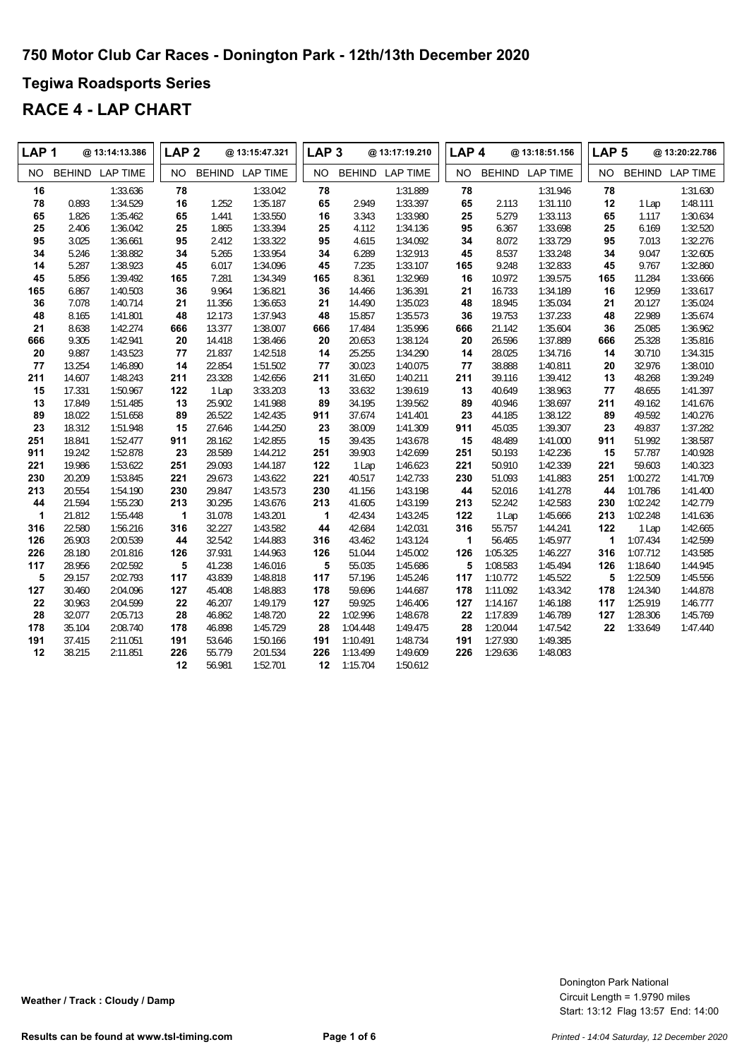# 750 Motor Club Car Races - Donington Park - 12th/13th December 2020

## Tegiwa Roadsports Series

## RACE 4 - LAP CHART

| LAP 1 | @ 13:14:13.386 | | LAP 2 | @ 13:15:47.321 | | LAP 3 | @ 13:17:19.210 | | LAP 4 | @ 13:18:51.156 | | LAP 5 | @ 13:20:22.786 | |
|---|---|---|---|---|---|---|---|---|---|---|---|---|---|---|
| NO | BEHIND | LAP TIME | NO | BEHIND | LAP TIME | NO | BEHIND | LAP TIME | NO | BEHIND | LAP TIME | NO | BEHIND | LAP TIME |
| 16 | | 1:33.636 | 78 | | 1:33.042 | 78 | | 1:31.889 | 78 | | 1:31.946 | 78 | | 1:31.630 |
| 78 | 0.893 | 1:34.529 | 16 | 1.252 | 1:35.187 | 65 | 2.949 | 1:33.397 | 65 | 2.113 | 1:31.110 | 12 | 1 Lap | 1:48.111 |
| 65 | 1.826 | 1:35.462 | 65 | 1.441 | 1:33.550 | 16 | 3.343 | 1:33.980 | 25 | 5.279 | 1:33.113 | 65 | 1.117 | 1:30.634 |
| 25 | 2.406 | 1:36.042 | 25 | 1.865 | 1:33.394 | 25 | 4.112 | 1:34.136 | 95 | 6.367 | 1:33.698 | 25 | 6.169 | 1:32.520 |
| 95 | 3.025 | 1:36.661 | 95 | 2.412 | 1:33.322 | 95 | 4.615 | 1:34.092 | 34 | 8.072 | 1:33.729 | 95 | 7.013 | 1:32.276 |
| 34 | 5.246 | 1:38.882 | 34 | 5.265 | 1:33.954 | 34 | 6.289 | 1:32.913 | 45 | 8.537 | 1:33.248 | 34 | 9.047 | 1:32.605 |
| 14 | 5.287 | 1:38.923 | 45 | 6.017 | 1:34.096 | 45 | 7.235 | 1:33.107 | 165 | 9.248 | 1:32.833 | 45 | 9.767 | 1:32.860 |
| 45 | 5.856 | 1:39.492 | 165 | 7.281 | 1:34.349 | 165 | 8.361 | 1:32.969 | 16 | 10.972 | 1:39.575 | 165 | 11.284 | 1:33.666 |
| 165 | 6.867 | 1:40.503 | 36 | 9.964 | 1:36.821 | 36 | 14.466 | 1:36.391 | 21 | 16.733 | 1:34.189 | 16 | 12.959 | 1:33.617 |
| 36 | 7.078 | 1:40.714 | 21 | 11.356 | 1:36.653 | 21 | 14.490 | 1:35.023 | 48 | 18.945 | 1:35.034 | 21 | 20.127 | 1:35.024 |
| 48 | 8.165 | 1:41.801 | 48 | 12.173 | 1:37.943 | 48 | 15.857 | 1:35.573 | 36 | 19.753 | 1:37.233 | 48 | 22.989 | 1:35.674 |
| 21 | 8.638 | 1:42.274 | 666 | 13.377 | 1:38.007 | 666 | 17.484 | 1:35.996 | 666 | 21.142 | 1:35.604 | 36 | 25.085 | 1:36.962 |
| 666 | 9.305 | 1:42.941 | 20 | 14.418 | 1:38.466 | 20 | 20.653 | 1:38.124 | 20 | 26.596 | 1:37.889 | 666 | 25.328 | 1:35.816 |
| 20 | 9.887 | 1:43.523 | 77 | 21.837 | 1:42.518 | 14 | 25.255 | 1:34.290 | 14 | 28.025 | 1:34.716 | 14 | 30.710 | 1:34.315 |
| 77 | 13.254 | 1:46.890 | 14 | 22.854 | 1:51.502 | 77 | 30.023 | 1:40.075 | 77 | 38.888 | 1:40.811 | 20 | 32.976 | 1:38.010 |
| 211 | 14.607 | 1:48.243 | 211 | 23.328 | 1:42.656 | 211 | 31.650 | 1:40.211 | 211 | 39.116 | 1:39.412 | 13 | 48.268 | 1:39.249 |
| 15 | 17.331 | 1:50.967 | 122 | 1 Lap | 3:33.203 | 13 | 33.632 | 1:39.619 | 13 | 40.649 | 1:38.963 | 77 | 48.655 | 1:41.397 |
| 13 | 17.849 | 1:51.485 | 13 | 25.902 | 1:41.988 | 89 | 34.195 | 1:39.562 | 89 | 40.946 | 1:38.697 | 211 | 49.162 | 1:41.676 |
| 89 | 18.022 | 1:51.658 | 89 | 26.522 | 1:42.435 | 911 | 37.674 | 1:41.401 | 23 | 44.185 | 1:38.122 | 89 | 49.592 | 1:40.276 |
| 23 | 18.312 | 1:51.948 | 15 | 27.646 | 1:44.250 | 23 | 38.009 | 1:41.309 | 911 | 45.035 | 1:39.307 | 23 | 49.837 | 1:37.282 |
| 251 | 18.841 | 1:52.477 | 911 | 28.162 | 1:42.855 | 15 | 39.435 | 1:43.678 | 15 | 48.489 | 1:41.000 | 911 | 51.992 | 1:38.587 |
| 911 | 19.242 | 1:52.878 | 23 | 28.589 | 1:44.212 | 251 | 39.903 | 1:42.699 | 251 | 50.193 | 1:42.236 | 15 | 57.787 | 1:40.928 |
| 221 | 19.986 | 1:53.622 | 251 | 29.093 | 1:44.187 | 122 | 1 Lap | 1:46.623 | 221 | 50.910 | 1:42.339 | 221 | 59.603 | 1:40.323 |
| 230 | 20.209 | 1:53.845 | 221 | 29.673 | 1:43.622 | 221 | 40.517 | 1:42.733 | 230 | 51.093 | 1:41.883 | 251 | 1:00.272 | 1:41.709 |
| 213 | 20.554 | 1:54.190 | 230 | 29.847 | 1:43.573 | 230 | 41.156 | 1:43.198 | 44 | 52.016 | 1:41.278 | 44 | 1:01.786 | 1:41.400 |
| 44 | 21.594 | 1:55.230 | 213 | 30.295 | 1:43.676 | 213 | 41.605 | 1:43.199 | 213 | 52.242 | 1:42.583 | 230 | 1:02.242 | 1:42.779 |
| 1 | 21.812 | 1:55.448 | 1 | 31.078 | 1:43.201 | 1 | 42.434 | 1:43.245 | 122 | 1 Lap | 1:45.666 | 213 | 1:02.248 | 1:41.636 |
| 316 | 22.580 | 1:56.216 | 316 | 32.227 | 1:43.582 | 44 | 42.684 | 1:42.031 | 316 | 55.757 | 1:44.241 | 122 | 1 Lap | 1:42.665 |
| 126 | 26.903 | 2:00.539 | 44 | 32.542 | 1:44.883 | 316 | 43.462 | 1:43.124 | 1 | 56.465 | 1:45.977 | 1 | 1:07.434 | 1:42.599 |
| 226 | 28.180 | 2:01.816 | 126 | 37.931 | 1:44.963 | 126 | 51.044 | 1:45.002 | 126 | 1:05.325 | 1:46.227 | 316 | 1:07.712 | 1:43.585 |
| 117 | 28.956 | 2:02.592 | 5 | 41.238 | 1:46.016 | 5 | 55.035 | 1:45.686 | 5 | 1:08.583 | 1:45.494 | 126 | 1:18.640 | 1:44.945 |
| 5 | 29.157 | 2:02.793 | 117 | 43.839 | 1:48.818 | 117 | 57.196 | 1:45.246 | 117 | 1:10.772 | 1:45.522 | 5 | 1:22.509 | 1:45.556 |
| 127 | 30.460 | 2:04.096 | 127 | 45.408 | 1:48.883 | 178 | 59.696 | 1:44.687 | 178 | 1:11.092 | 1:43.342 | 178 | 1:24.340 | 1:44.878 |
| 22 | 30.963 | 2:04.599 | 22 | 46.207 | 1:49.179 | 127 | 59.925 | 1:46.406 | 127 | 1:14.167 | 1:46.188 | 117 | 1:25.919 | 1:46.777 |
| 28 | 32.077 | 2:05.713 | 28 | 46.862 | 1:48.720 | 22 | 1:02.996 | 1:48.678 | 22 | 1:17.839 | 1:46.789 | 127 | 1:28.306 | 1:45.769 |
| 178 | 35.104 | 2:08.740 | 178 | 46.898 | 1:45.729 | 28 | 1:04.448 | 1:49.475 | 28 | 1:20.044 | 1:47.542 | 22 | 1:33.649 | 1:47.440 |
| 191 | 37.415 | 2:11.051 | 191 | 53.646 | 1:50.166 | 191 | 1:10.491 | 1:48.734 | 191 | 1:27.930 | 1:49.385 | | | |
| 12 | 38.215 | 2:11.851 | 226 | 55.779 | 2:01.534 | 226 | 1:13.499 | 1:49.609 | 226 | 1:29.636 | 1:48.083 | | | |
| | | | 12 | 56.981 | 1:52.701 | 12 | 1:15.704 | 1:50.612 | | | | | | |

**Weather / Track : Cloudy / Damp**

Donington Park National
Circuit Length = 1.9790 miles
Start: 13:12 Flag 13:57 End: 14:00

**Results can be found at www.tsl-timing.com**

*Printed - 14:04 Saturday, 12 December 2020*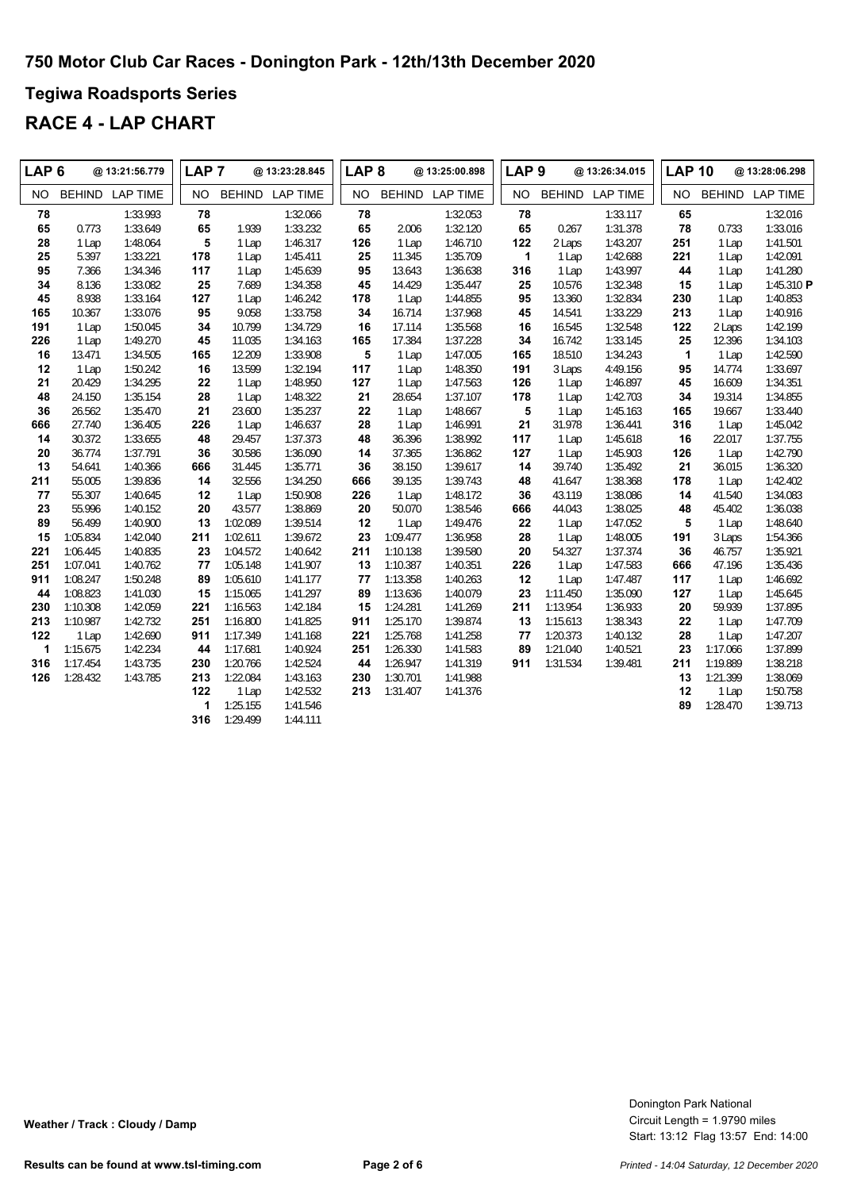## 750 Motor Club Car Races - Donington Park - 12th/13th December 2020

## Tegiwa Roadsports Series

## RACE 4 - LAP CHART

| LAP 6 | @ 13:21:56.779 | | LAP 7 | @ 13:23:28.845 | | LAP 8 | @ 13:25:00.898 | | LAP 9 | @ 13:26:34.015 | | LAP 10 | @ 13:28:06.298 | |
|---|---|---|---|---|---|---|---|---|---|---|---|---|---|---|
| NO | BEHIND | LAP TIME | NO | BEHIND | LAP TIME | NO | BEHIND | LAP TIME | NO | BEHIND | LAP TIME | NO | BEHIND | LAP TIME |
| 78 | | 1:33.993 | 78 | | 1:32.066 | 78 | | 1:32.053 | 78 | | 1:33.117 | 65 | | 1:32.016 |
| 65 | 0.773 | 1:33.649 | 65 | 1.939 | 1:33.232 | 65 | 2.006 | 1:32.120 | 65 | 0.267 | 1:31.378 | 78 | 0.733 | 1:33.016 |
| 28 | 1 Lap | 1:48.064 | 5 | 1 Lap | 1:46.317 | 126 | 1 Lap | 1:46.710 | 122 | 2 Laps | 1:43.207 | 251 | 1 Lap | 1:41.501 |
| 25 | 5.397 | 1:33.221 | 178 | 1 Lap | 1:45.411 | 25 | 11.345 | 1:35.709 | 1 | 1 Lap | 1:42.688 | 221 | 1 Lap | 1:42.091 |
| 95 | 7.366 | 1:34.346 | 117 | 1 Lap | 1:45.639 | 95 | 13.643 | 1:36.638 | 316 | 1 Lap | 1:43.997 | 44 | 1 Lap | 1:41.280 |
| 34 | 8.136 | 1:33.082 | 25 | 7.689 | 1:34.358 | 45 | 14.429 | 1:35.447 | 25 | 10.576 | 1:32.348 | 15 | 1 Lap | 1:45.310 P |
| 45 | 8.938 | 1:33.164 | 127 | 1 Lap | 1:46.242 | 178 | 1 Lap | 1:44.855 | 95 | 13.360 | 1:32.834 | 230 | 1 Lap | 1:40.853 |
| 165 | 10.367 | 1:33.076 | 95 | 9.058 | 1:33.758 | 34 | 16.714 | 1:37.968 | 45 | 14.541 | 1:33.229 | 213 | 1 Lap | 1:40.916 |
| 191 | 1 Lap | 1:50.045 | 34 | 10.799 | 1:34.729 | 16 | 17.114 | 1:35.568 | 16 | 16.545 | 1:32.548 | 122 | 2 Laps | 1:42.199 |
| 226 | 1 Lap | 1:49.270 | 45 | 11.035 | 1:34.163 | 165 | 17.384 | 1:37.228 | 34 | 16.742 | 1:33.145 | 25 | 12.396 | 1:34.103 |
| 16 | 13.471 | 1:34.505 | 165 | 12.209 | 1:33.908 | 5 | 1 Lap | 1:47.005 | 165 | 18.510 | 1:34.243 | 1 | 1 Lap | 1:42.590 |
| 12 | 1 Lap | 1:50.242 | 16 | 13.599 | 1:32.194 | 117 | 1 Lap | 1:48.350 | 191 | 3 Laps | 4:49.156 | 95 | 14.774 | 1:33.697 |
| 21 | 20.429 | 1:34.295 | 22 | 1 Lap | 1:48.950 | 127 | 1 Lap | 1:47.563 | 126 | 1 Lap | 1:46.897 | 45 | 16.609 | 1:34.351 |
| 48 | 24.150 | 1:35.154 | 28 | 1 Lap | 1:48.322 | 21 | 28.654 | 1:37.107 | 178 | 1 Lap | 1:42.703 | 34 | 19.314 | 1:34.855 |
| 36 | 26.562 | 1:35.470 | 21 | 23.600 | 1:35.237 | 22 | 1 Lap | 1:48.667 | 5 | 1 Lap | 1:45.163 | 165 | 19.667 | 1:33.440 |
| 666 | 27.740 | 1:36.405 | 226 | 1 Lap | 1:46.637 | 28 | 1 Lap | 1:46.991 | 21 | 31.978 | 1:36.441 | 316 | 1 Lap | 1:45.042 |
| 14 | 30.372 | 1:33.655 | 48 | 29.457 | 1:37.373 | 48 | 36.396 | 1:38.992 | 117 | 1 Lap | 1:45.618 | 16 | 22.017 | 1:37.755 |
| 20 | 36.774 | 1:37.791 | 36 | 30.586 | 1:36.090 | 14 | 37.365 | 1:36.862 | 127 | 1 Lap | 1:45.903 | 126 | 1 Lap | 1:42.790 |
| 13 | 54.641 | 1:40.366 | 666 | 31.445 | 1:35.771 | 36 | 38.150 | 1:39.617 | 14 | 39.740 | 1:35.492 | 21 | 36.015 | 1:36.320 |
| 211 | 55.005 | 1:39.836 | 14 | 32.556 | 1:34.250 | 666 | 39.135 | 1:39.743 | 48 | 41.647 | 1:38.368 | 178 | 1 Lap | 1:42.402 |
| 77 | 55.307 | 1:40.645 | 12 | 1 Lap | 1:50.908 | 226 | 1 Lap | 1:48.172 | 36 | 43.119 | 1:38.086 | 14 | 41.540 | 1:34.083 |
| 23 | 55.996 | 1:40.152 | 20 | 43.577 | 1:38.869 | 20 | 50.070 | 1:38.546 | 666 | 44.043 | 1:38.025 | 48 | 45.402 | 1:36.038 |
| 89 | 56.499 | 1:40.900 | 13 | 1:02.089 | 1:39.514 | 12 | 1 Lap | 1:49.476 | 22 | 1 Lap | 1:47.052 | 5 | 1 Lap | 1:48.640 |
| 15 | 1:05.834 | 1:42.040 | 211 | 1:02.611 | 1:39.672 | 23 | 1:09.477 | 1:36.958 | 28 | 1 Lap | 1:48.005 | 191 | 3 Laps | 1:54.366 |
| 221 | 1:06.445 | 1:40.835 | 23 | 1:04.572 | 1:40.642 | 211 | 1:10.138 | 1:39.580 | 20 | 54.327 | 1:37.374 | 36 | 46.757 | 1:35.921 |
| 251 | 1:07.041 | 1:40.762 | 77 | 1:05.148 | 1:41.907 | 13 | 1:10.387 | 1:40.351 | 226 | 1 Lap | 1:47.583 | 666 | 47.196 | 1:35.436 |
| 911 | 1:08.247 | 1:50.248 | 89 | 1:05.610 | 1:41.177 | 77 | 1:13.358 | 1:40.263 | 12 | 1 Lap | 1:47.487 | 117 | 1 Lap | 1:46.692 |
| 44 | 1:08.823 | 1:41.030 | 15 | 1:15.065 | 1:41.297 | 89 | 1:13.636 | 1:40.079 | 23 | 1:11.450 | 1:35.090 | 127 | 1 Lap | 1:45.645 |
| 230 | 1:10.308 | 1:42.059 | 221 | 1:16.563 | 1:42.184 | 15 | 1:24.281 | 1:41.269 | 211 | 1:13.954 | 1:36.933 | 20 | 59.939 | 1:37.895 |
| 213 | 1:10.987 | 1:42.732 | 251 | 1:16.800 | 1:41.825 | 911 | 1:25.170 | 1:39.874 | 13 | 1:15.613 | 1:38.343 | 22 | 1 Lap | 1:47.709 |
| 122 | 1 Lap | 1:42.690 | 911 | 1:17.349 | 1:41.168 | 221 | 1:25.768 | 1:41.258 | 77 | 1:20.373 | 1:40.132 | 28 | 1 Lap | 1:47.207 |
| 1 | 1:15.675 | 1:42.234 | 44 | 1:17.681 | 1:40.924 | 251 | 1:26.330 | 1:41.583 | 89 | 1:21.040 | 1:40.521 | 23 | 1:17.066 | 1:37.899 |
| 316 | 1:17.454 | 1:43.735 | 230 | 1:20.766 | 1:42.524 | 44 | 1:26.947 | 1:41.319 | 911 | 1:31.534 | 1:39.481 | 211 | 1:19.889 | 1:38.218 |
| 126 | 1:28.432 | 1:43.785 | 213 | 1:22.084 | 1:43.163 | 230 | 1:30.701 | 1:41.988 | | | | 13 | 1:21.399 | 1:38.069 |
| | | | 122 | 1 Lap | 1:42.532 | 213 | 1:31.407 | 1:41.376 | | | | 12 | 1 Lap | 1:50.758 |
| | | | 1 | 1:25.155 | 1:41.546 | | | | | | | 89 | 1:28.470 | 1:39.713 |
| | | | 316 | 1:29.499 | 1:44.111 | | | | | | | | | |

**Weather / Track : Cloudy / Damp**

Donington Park National
Circuit Length = 1.9790 miles
Start: 13:12 Flag 13:57 End: 14:00

**Results can be found at www.tsl-timing.com**

*Printed - 14:04 Saturday, 12 December 2020*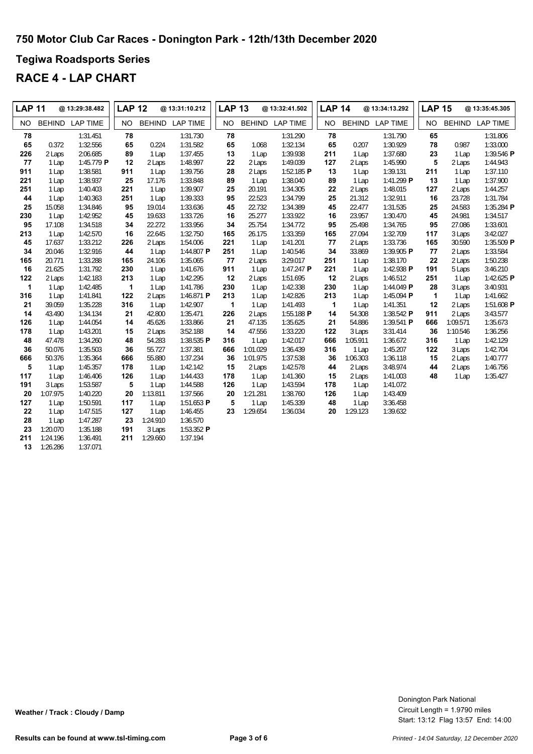## 750 Motor Club Car Races - Donington Park - 12th/13th December 2020

## Tegiwa Roadsports Series

## RACE 4 - LAP CHART

### LAP 11 @ 13:29:38.482

| NO | BEHIND | LAP TIME |
|---|---|---|
| 78 | | 1:31.451 |
| 65 | 0.372 | 1:32.556 |
| 226 | 2 Laps | 2:06.685 |
| 77 | 1 Lap | 1:45.779 P |
| 911 | 1 Lap | 1:38.581 |
| 221 | 1 Lap | 1:38.937 |
| 251 | 1 Lap | 1:40.403 |
| 44 | 1 Lap | 1:40.363 |
| 25 | 15.058 | 1:34.846 |
| 230 | 1 Lap | 1:42.952 |
| 95 | 17.108 | 1:34.518 |
| 213 | 1 Lap | 1:42.570 |
| 45 | 17.637 | 1:33.212 |
| 34 | 20.046 | 1:32.916 |
| 165 | 20.771 | 1:33.288 |
| 16 | 21.625 | 1:31.792 |
| 122 | 2 Laps | 1:42.183 |
| 1 | 1 Lap | 1:42.485 |
| 316 | 1 Lap | 1:41.841 |
| 21 | 39.059 | 1:35.228 |
| 14 | 43.490 | 1:34.134 |
| 126 | 1 Lap | 1:44.054 |
| 178 | 1 Lap | 1:43.201 |
| 48 | 47.478 | 1:34.260 |
| 36 | 50.076 | 1:35.503 |
| 666 | 50.376 | 1:35.364 |
| 5 | 1 Lap | 1:45.357 |
| 117 | 1 Lap | 1:46.406 |
| 191 | 3 Laps | 1:53.587 |
| 20 | 1:07.975 | 1:40.220 |
| 127 | 1 Lap | 1:50.591 |
| 22 | 1 Lap | 1:47.515 |
| 28 | 1 Lap | 1:47.287 |
| 23 | 1:20.070 | 1:35.188 |
| 211 | 1:24.196 | 1:36.491 |
| 13 | 1:26.286 | 1:37.071 |

### LAP 12 @ 13:31:10.212

| NO | BEHIND | LAP TIME |
|---|---|---|
| 78 | | 1:31.730 |
| 65 | 0.224 | 1:31.582 |
| 89 | 1 Lap | 1:37.455 |
| 12 | 2 Laps | 1:48.997 |
| 911 | 1 Lap | 1:39.756 |
| 25 | 17.176 | 1:33.848 |
| 221 | 1 Lap | 1:39.907 |
| 251 | 1 Lap | 1:39.333 |
| 95 | 19.014 | 1:33.636 |
| 45 | 19.633 | 1:33.726 |
| 34 | 22.272 | 1:33.956 |
| 16 | 22.645 | 1:32.750 |
| 226 | 2 Laps | 1:54.006 |
| 44 | 1 Lap | 1:44.807 P |
| 165 | 24.106 | 1:35.065 |
| 230 | 1 Lap | 1:41.676 |
| 213 | 1 Lap | 1:42.295 |
| 1 | 1 Lap | 1:41.786 |
| 122 | 2 Laps | 1:46.871 P |
| 316 | 1 Lap | 1:42.907 |
| 21 | 42.800 | 1:35.471 |
| 14 | 45.626 | 1:33.866 |
| 15 | 2 Laps | 3:52.188 |
| 48 | 54.283 | 1:38.535 P |
| 36 | 55.727 | 1:37.381 |
| 666 | 55.880 | 1:37.234 |
| 178 | 1 Lap | 1:42.142 |
| 126 | 1 Lap | 1:44.433 |
| 5 | 1 Lap | 1:44.588 |
| 20 | 1:13.811 | 1:37.566 |
| 117 | 1 Lap | 1:51.653 P |
| 127 | 1 Lap | 1:46.455 |
| 23 | 1:24.910 | 1:36.570 |
| 191 | 3 Laps | 1:53.352 P |
| 211 | 1:29.660 | 1:37.194 |

### LAP 13 @ 13:32:41.502

| NO | BEHIND | LAP TIME |
|---|---|---|
| 78 | | 1:31.290 |
| 65 | 1.068 | 1:32.134 |
| 13 | 1 Lap | 1:39.938 |
| 22 | 2 Laps | 1:49.039 |
| 28 | 2 Laps | 1:52.185 P |
| 89 | 1 Lap | 1:38.040 |
| 25 | 20.191 | 1:34.305 |
| 95 | 22.523 | 1:34.799 |
| 45 | 22.732 | 1:34.389 |
| 16 | 25.277 | 1:33.922 |
| 34 | 25.754 | 1:34.772 |
| 165 | 26.175 | 1:33.359 |
| 221 | 1 Lap | 1:41.201 |
| 251 | 1 Lap | 1:40.546 |
| 77 | 2 Laps | 3:29.017 |
| 911 | 1 Lap | 1:47.247 P |
| 12 | 2 Laps | 1:51.695 |
| 230 | 1 Lap | 1:42.338 |
| 213 | 1 Lap | 1:42.826 |
| 1 | 1 Lap | 1:41.493 |
| 226 | 2 Laps | 1:55.188 P |
| 21 | 47.135 | 1:35.625 |
| 14 | 47.556 | 1:33.220 |
| 316 | 1 Lap | 1:42.017 |
| 666 | 1:01.029 | 1:36.439 |
| 36 | 1:01.975 | 1:37.538 |
| 15 | 2 Laps | 1:42.578 |
| 178 | 1 Lap | 1:41.360 |
| 126 | 1 Lap | 1:43.594 |
| 20 | 1:21.281 | 1:38.760 |
| 5 | 1 Lap | 1:45.339 |
| 23 | 1:29.654 | 1:36.034 |

### LAP 14 @ 13:34:13.292

| NO | BEHIND | LAP TIME |
|---|---|---|
| 78 | | 1:31.790 |
| 65 | 0.207 | 1:30.929 |
| 211 | 1 Lap | 1:37.680 |
| 127 | 2 Laps | 1:45.990 |
| 13 | 1 Lap | 1:39.131 |
| 89 | 1 Lap | 1:41.299 P |
| 22 | 2 Laps | 1:48.015 |
| 25 | 21.312 | 1:32.911 |
| 45 | 22.477 | 1:31.535 |
| 16 | 23.957 | 1:30.470 |
| 95 | 25.498 | 1:34.765 |
| 165 | 27.094 | 1:32.709 |
| 77 | 2 Laps | 1:33.736 |
| 34 | 33.869 | 1:39.905 P |
| 251 | 1 Lap | 1:38.170 |
| 221 | 1 Lap | 1:42.938 P |
| 12 | 2 Laps | 1:46.512 |
| 230 | 1 Lap | 1:44.049 P |
| 213 | 1 Lap | 1:45.094 P |
| 1 | 1 Lap | 1:41.351 |
| 14 | 54.308 | 1:38.542 P |
| 21 | 54.886 | 1:39.541 P |
| 122 | 3 Laps | 3:31.414 |
| 666 | 1:05.911 | 1:36.672 |
| 316 | 1 Lap | 1:45.207 |
| 36 | 1:06.303 | 1:36.118 |
| 44 | 2 Laps | 3:48.974 |
| 15 | 2 Laps | 1:41.003 |
| 178 | 1 Lap | 1:41.072 |
| 126 | 1 Lap | 1:43.409 |
| 48 | 1 Lap | 3:36.458 |
| 20 | 1:29.123 | 1:39.632 |

### LAP 15 @ 13:35:45.305

| NO | BEHIND | LAP TIME |
|---|---|---|
| 65 | | 1:31.806 |
| 78 | 0.987 | 1:33.000 |
| 23 | 1 Lap | 1:39.546 P |
| 5 | 2 Laps | 1:44.943 |
| 211 | 1 Lap | 1:37.110 |
| 13 | 1 Lap | 1:37.900 |
| 127 | 2 Laps | 1:44.257 |
| 16 | 23.728 | 1:31.784 |
| 25 | 24.583 | 1:35.284 P |
| 45 | 24.981 | 1:34.517 |
| 95 | 27.086 | 1:33.601 |
| 117 | 3 Laps | 3:42.027 |
| 165 | 30.590 | 1:35.509 P |
| 77 | 2 Laps | 1:33.584 |
| 22 | 2 Laps | 1:50.238 |
| 191 | 5 Laps | 3:46.210 |
| 251 | 1 Lap | 1:42.625 P |
| 28 | 3 Laps | 3:40.931 |
| 1 | 1 Lap | 1:41.662 |
| 12 | 2 Laps | 1:51.608 P |
| 911 | 2 Laps | 3:43.577 |
| 666 | 1:09.571 | 1:35.673 |
| 36 | 1:10.546 | 1:36.256 |
| 316 | 1 Lap | 1:42.129 |
| 122 | 3 Laps | 1:42.704 |
| 15 | 2 Laps | 1:40.777 |
| 44 | 2 Laps | 1:46.756 |
| 48 | 1 Lap | 1:35.427 |

**Weather / Track : Cloudy / Damp**

Donington Park National
Circuit Length = 1.9790 miles
Start: 13:12 Flag 13:57 End: 14:00

**Results can be found at www.tsl-timing.com**

*Printed - 14:04 Saturday, 12 December 2020*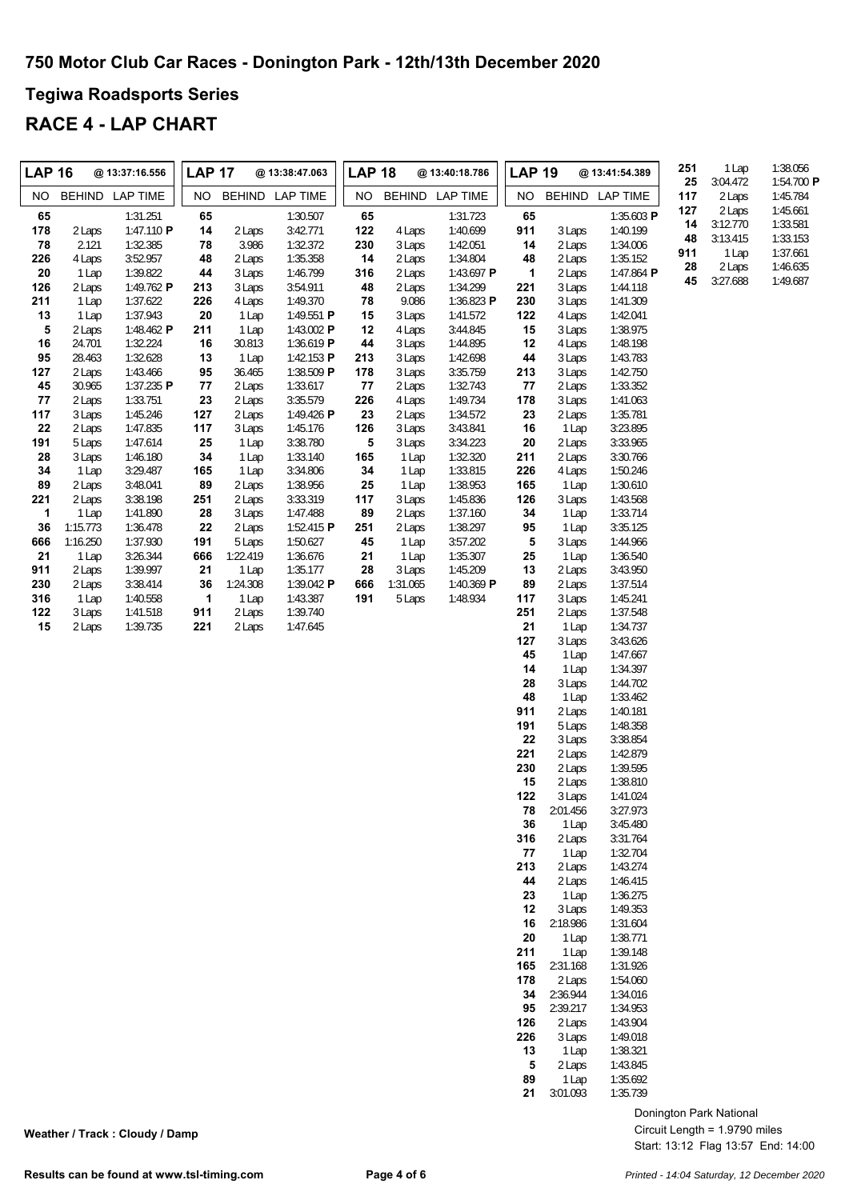## 750 Motor Club Car Races - Donington Park - 12th/13th December 2020

### Tegiwa Roadsports Series

## RACE 4 - LAP CHART

**LAP 16 @ 13:37:16.556**

| NO | BEHIND | LAP TIME |
|---|---|---|
| 65 | | 1:31.251 |
| 178 | 2 Laps | 1:47.110 **P** |
| 78 | 2.121 | 1:32.385 |
| 226 | 4 Laps | 3:52.957 |
| 20 | 1 Lap | 1:39.822 |
| 126 | 2 Laps | 1:49.762 **P** |
| 211 | 1 Lap | 1:37.622 |
| 13 | 1 Lap | 1:37.943 |
| 5 | 2 Laps | 1:48.462 **P** |
| 16 | 24.701 | 1:32.224 |
| 95 | 28.463 | 1:32.628 |
| 127 | 2 Laps | 1:43.466 |
| 45 | 30.965 | 1:37.235 **P** |
| 77 | 2 Laps | 1:33.751 |
| 117 | 3 Laps | 1:45.246 |
| 22 | 2 Laps | 1:47.835 |
| 191 | 5 Laps | 1:47.614 |
| 28 | 3 Laps | 1:46.180 |
| 34 | 1 Lap | 3:29.487 |
| 89 | 2 Laps | 3:48.041 |
| 221 | 2 Laps | 3:38.198 |
| 1 | 1 Lap | 1:41.890 |
| 36 | 1:15.773 | 1:36.478 |
| 666 | 1:16.250 | 1:37.930 |
| 21 | 1 Lap | 3:26.344 |
| 911 | 2 Laps | 1:39.997 |
| 230 | 2 Laps | 3:38.414 |
| 316 | 1 Lap | 1:40.558 |
| 122 | 3 Laps | 1:41.518 |
| 15 | 2 Laps | 1:39.735 |

**LAP 17 @ 13:38:47.063**

| NO | BEHIND | LAP TIME |
|---|---|---|
| 65 | | 1:30.507 |
| 14 | 2 Laps | 3:42.771 |
| 78 | 3.986 | 1:32.372 |
| 48 | 2 Laps | 1:35.358 |
| 44 | 3 Laps | 1:46.799 |
| 213 | 3 Laps | 3:54.911 |
| 226 | 4 Laps | 1:49.370 |
| 20 | 1 Lap | 1:49.551 **P** |
| 211 | 1 Lap | 1:43.002 **P** |
| 16 | 30.813 | 1:36.619 **P** |
| 13 | 1 Lap | 1:42.153 **P** |
| 95 | 36.465 | 1:38.509 **P** |
| 77 | 2 Laps | 1:33.617 |
| 23 | 2 Laps | 3:35.579 |
| 127 | 2 Laps | 1:49.426 **P** |
| 117 | 3 Laps | 1:45.176 |
| 25 | 1 Lap | 3:38.780 |
| 34 | 1 Lap | 1:33.140 |
| 165 | 1 Lap | 3:34.806 |
| 89 | 2 Laps | 1:38.956 |
| 251 | 2 Laps | 3:33.319 |
| 28 | 3 Laps | 1:47.488 |
| 22 | 2 Laps | 1:52.415 **P** |
| 191 | 5 Laps | 1:50.627 |
| 666 | 1:22.419 | 1:36.676 |
| 21 | 1 Lap | 1:35.177 |
| 36 | 1:24.308 | 1:39.042 **P** |
| 1 | 1 Lap | 1:43.387 |
| 911 | 2 Laps | 1:39.740 |
| 221 | 2 Laps | 1:47.645 |

**LAP 18 @ 13:40:18.786**

| NO | BEHIND | LAP TIME |
|---|---|---|
| 65 | | 1:31.723 |
| 122 | 4 Laps | 1:40.699 |
| 230 | 3 Laps | 1:42.051 |
| 14 | 2 Laps | 1:34.804 |
| 316 | 2 Laps | 1:43.697 **P** |
| 48 | 2 Laps | 1:34.299 |
| 78 | 9.086 | 1:36.823 **P** |
| 15 | 3 Laps | 1:41.572 |
| 12 | 4 Laps | 3:44.845 |
| 44 | 3 Laps | 1:44.895 |
| 213 | 3 Laps | 1:42.698 |
| 178 | 3 Laps | 3:35.759 |
| 77 | 2 Laps | 1:32.743 |
| 226 | 4 Laps | 1:49.734 |
| 23 | 2 Laps | 1:34.572 |
| 126 | 3 Laps | 3:43.841 |
| 5 | 3 Laps | 3:34.223 |
| 165 | 1 Lap | 1:32.320 |
| 34 | 1 Lap | 1:33.815 |
| 25 | 1 Lap | 1:38.953 |
| 117 | 3 Laps | 1:45.836 |
| 89 | 2 Laps | 1:37.160 |
| 251 | 2 Laps | 1:38.297 |
| 45 | 1 Lap | 3:57.202 |
| 21 | 1 Lap | 1:35.307 |
| 28 | 3 Laps | 1:45.209 |
| 666 | 1:31.065 | 1:40.369 **P** |
| 191 | 5 Laps | 1:48.934 |

**LAP 19 @ 13:41:54.389**

| NO | BEHIND | LAP TIME |
|---|---|---|
| 65 | | 1:35.603 **P** |
| 911 | 3 Laps | 1:40.199 |
| 14 | 2 Laps | 1:34.006 |
| 48 | 2 Laps | 1:35.152 |
| 1 | 2 Laps | 1:47.864 **P** |
| 221 | 3 Laps | 1:44.118 |
| 230 | 3 Laps | 1:41.309 |
| 122 | 4 Laps | 1:42.041 |
| 15 | 3 Laps | 1:38.975 |
| 12 | 4 Laps | 1:48.198 |
| 44 | 3 Laps | 1:43.783 |
| 213 | 3 Laps | 1:42.750 |
| 77 | 2 Laps | 1:33.352 |
| 178 | 3 Laps | 1:41.063 |
| 23 | 2 Laps | 1:35.781 |
| 16 | 1 Lap | 3:23.895 |
| 20 | 2 Laps | 3:33.965 |
| 211 | 2 Laps | 3:30.766 |
| 226 | 4 Laps | 1:50.246 |
| 165 | 1 Lap | 1:30.610 |
| 126 | 3 Laps | 1:43.568 |
| 34 | 1 Lap | 1:33.714 |
| 95 | 1 Lap | 3:35.125 |
| 5 | 3 Laps | 1:44.966 |
| 25 | 1 Lap | 1:36.540 |
| 13 | 2 Laps | 3:43.950 |
| 89 | 2 Laps | 1:37.514 |
| 117 | 3 Laps | 1:45.241 |
| 251 | 2 Laps | 1:37.548 |
| 21 | 1 Lap | 1:34.737 |
| 127 | 3 Laps | 3:43.626 |
| 45 | 1 Lap | 1:47.667 |
| 14 | 1 Lap | 1:34.397 |
| 28 | 3 Laps | 1:44.702 |
| 48 | 1 Lap | 1:33.462 |
| 911 | 2 Laps | 1:40.181 |
| 191 | 5 Laps | 1:48.358 |
| 22 | 3 Laps | 3:38.854 |
| 221 | 2 Laps | 1:42.879 |
| 230 | 2 Laps | 1:39.595 |
| 15 | 2 Laps | 1:38.810 |
| 122 | 3 Laps | 1:41.024 |
| 78 | 2:01.456 | 3:27.973 |
| 36 | 1 Lap | 3:45.480 |
| 316 | 2 Laps | 3:31.764 |
| 77 | 1 Lap | 1:32.704 |
| 213 | 2 Laps | 1:43.274 |
| 44 | 2 Laps | 1:46.415 |
| 23 | 1 Lap | 1:36.275 |
| 12 | 3 Laps | 1:49.353 |
| 16 | 2:18.986 | 1:31.604 |
| 20 | 1 Lap | 1:38.771 |
| 211 | 1 Lap | 1:39.148 |
| 165 | 2:31.168 | 1:31.926 |
| 178 | 2 Laps | 1:54.060 |
| 34 | 2:36.944 | 1:34.016 |
| 95 | 2:39.217 | 1:34.953 |
| 126 | 2 Laps | 1:43.904 |
| 226 | 3 Laps | 1:49.018 |
| 13 | 1 Lap | 1:38.321 |
| 5 | 2 Laps | 1:43.845 |
| 89 | 1 Lap | 1:35.692 |
| 21 | 3:01.093 | 1:35.739 |
| 251 | 1 Lap | 1:38.056 |
| 25 | 3:04.472 | 1:54.700 **P** |
| 117 | 2 Laps | 1:45.784 |
| 127 | 2 Laps | 1:45.661 |
| 14 | 3:12.770 | 1:33.581 |
| 48 | 3:13.415 | 1:33.153 |
| 911 | 1 Lap | 1:37.661 |
| 28 | 2 Laps | 1:46.635 |
| 45 | 3:27.688 | 1:49.687 |

**Weather / Track : Cloudy / Damp**

Donington Park National
Circuit Length = 1.9790 miles
Start: 13:12 Flag 13:57 End: 14:00

**Results can be found at www.tsl-timing.com**

*Printed - 14:04 Saturday, 12 December 2020*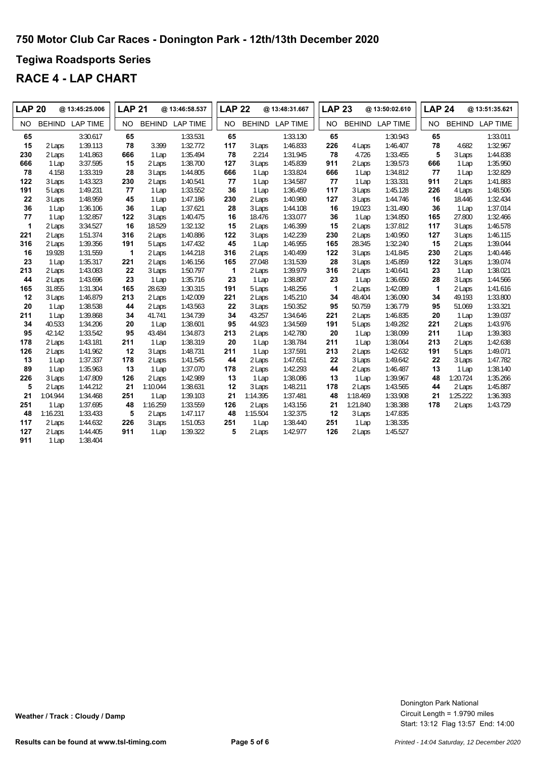# 750 Motor Club Car Races - Donington Park - 12th/13th December 2020

## Tegiwa Roadsports Series

## RACE 4 - LAP CHART

| LAP 20 | @ 13:45:25.006 | | LAP 21 | @ 13:46:58.537 | | LAP 22 | @ 13:48:31.667 | | LAP 23 | @ 13:50:02.610 | | LAP 24 | @ 13:51:35.621 | |
|---|---|---|---|---|---|---|---|---|---|---|---|---|---|---|
| NO | BEHIND | LAP TIME | NO | BEHIND | LAP TIME | NO | BEHIND | LAP TIME | NO | BEHIND | LAP TIME | NO | BEHIND | LAP TIME |
| 65 | | 3:30.617 | 65 | | 1:33.531 | 65 | | 1:33.130 | 65 | | 1:30.943 | 65 | | 1:33.011 |
| 15 | 2 Laps | 1:39.113 | 78 | 3.399 | 1:32.772 | 117 | 3 Laps | 1:46.833 | 226 | 4 Laps | 1:46.407 | 78 | 4.682 | 1:32.967 |
| 230 | 2 Laps | 1:41.863 | 666 | 1 Lap | 1:35.494 | 78 | 2.214 | 1:31.945 | 78 | 4.726 | 1:33.455 | 5 | 3 Laps | 1:44.838 |
| 666 | 1 Lap | 3:37.595 | 15 | 2 Laps | 1:38.700 | 127 | 3 Laps | 1:45.839 | 911 | 2 Laps | 1:39.573 | 666 | 1 Lap | 1:35.950 |
| 78 | 4.158 | 1:33.319 | 28 | 3 Laps | 1:44.805 | 666 | 1 Lap | 1:33.824 | 666 | 1 Lap | 1:34.812 | 77 | 1 Lap | 1:32.829 |
| 122 | 3 Laps | 1:43.323 | 230 | 2 Laps | 1:40.541 | 77 | 1 Lap | 1:34.587 | 77 | 1 Lap | 1:33.331 | 911 | 2 Laps | 1:41.883 |
| 191 | 5 Laps | 1:49.231 | 77 | 1 Lap | 1:33.552 | 36 | 1 Lap | 1:36.459 | 117 | 3 Laps | 1:45.128 | 226 | 4 Laps | 1:48.506 |
| 22 | 3 Laps | 1:48.959 | 45 | 1 Lap | 1:47.186 | 230 | 2 Laps | 1:40.980 | 127 | 3 Laps | 1:44.746 | 16 | 18.446 | 1:32.434 |
| 36 | 1 Lap | 1:36.106 | 36 | 1 Lap | 1:37.621 | 28 | 3 Laps | 1:44.108 | 16 | 19.023 | 1:31.490 | 36 | 1 Lap | 1:37.014 |
| 77 | 1 Lap | 1:32.857 | 122 | 3 Laps | 1:40.475 | 16 | 18.476 | 1:33.077 | 36 | 1 Lap | 1:34.850 | 165 | 27.800 | 1:32.466 |
| 1 | 2 Laps | 3:34.527 | 16 | 18.529 | 1:32.132 | 15 | 2 Laps | 1:46.399 | 15 | 2 Laps | 1:37.812 | 117 | 3 Laps | 1:46.578 |
| 221 | 2 Laps | 1:51.374 | 316 | 2 Laps | 1:40.886 | 122 | 3 Laps | 1:42.239 | 230 | 2 Laps | 1:40.950 | 127 | 3 Laps | 1:46.115 |
| 316 | 2 Laps | 1:39.356 | 191 | 5 Laps | 1:47.432 | 45 | 1 Lap | 1:46.955 | 165 | 28.345 | 1:32.240 | 15 | 2 Laps | 1:39.044 |
| 16 | 19.928 | 1:31.559 | 1 | 2 Laps | 1:44.218 | 316 | 2 Laps | 1:40.499 | 122 | 3 Laps | 1:41.845 | 230 | 2 Laps | 1:40.446 |
| 23 | 1 Lap | 1:35.317 | 221 | 2 Laps | 1:46.156 | 165 | 27.048 | 1:31.539 | 28 | 3 Laps | 1:45.859 | 122 | 3 Laps | 1:39.074 |
| 213 | 2 Laps | 1:43.083 | 22 | 3 Laps | 1:50.797 | 1 | 2 Laps | 1:39.979 | 316 | 2 Laps | 1:40.641 | 23 | 1 Lap | 1:38.021 |
| 44 | 2 Laps | 1:43.696 | 23 | 1 Lap | 1:35.716 | 23 | 1 Lap | 1:38.807 | 23 | 1 Lap | 1:36.650 | 28 | 3 Laps | 1:44.566 |
| 165 | 31.855 | 1:31.304 | 165 | 28.639 | 1:30.315 | 191 | 5 Laps | 1:48.256 | 1 | 2 Laps | 1:42.089 | 1 | 2 Laps | 1:41.616 |
| 12 | 3 Laps | 1:46.879 | 213 | 2 Laps | 1:42.009 | 221 | 2 Laps | 1:45.210 | 34 | 48.404 | 1:36.090 | 34 | 49.193 | 1:33.800 |
| 20 | 1 Lap | 1:38.538 | 44 | 2 Laps | 1:43.563 | 22 | 3 Laps | 1:50.352 | 95 | 50.759 | 1:36.779 | 95 | 51.069 | 1:33.321 |
| 211 | 1 Lap | 1:39.868 | 34 | 41.741 | 1:34.739 | 34 | 43.257 | 1:34.646 | 221 | 2 Laps | 1:46.835 | 20 | 1 Lap | 1:39.037 |
| 34 | 40.533 | 1:34.206 | 20 | 1 Lap | 1:38.601 | 95 | 44.923 | 1:34.569 | 191 | 5 Laps | 1:49.282 | 221 | 2 Laps | 1:43.976 |
| 95 | 42.142 | 1:33.542 | 95 | 43.484 | 1:34.873 | 213 | 2 Laps | 1:42.780 | 20 | 1 Lap | 1:38.099 | 211 | 1 Lap | 1:39.383 |
| 178 | 2 Laps | 1:43.181 | 211 | 1 Lap | 1:38.319 | 20 | 1 Lap | 1:38.784 | 211 | 1 Lap | 1:38.064 | 213 | 2 Laps | 1:42.638 |
| 126 | 2 Laps | 1:41.962 | 12 | 3 Laps | 1:48.731 | 211 | 1 Lap | 1:37.591 | 213 | 2 Laps | 1:42.632 | 191 | 5 Laps | 1:49.071 |
| 13 | 1 Lap | 1:37.337 | 178 | 2 Laps | 1:41.545 | 44 | 2 Laps | 1:47.651 | 22 | 3 Laps | 1:49.642 | 22 | 3 Laps | 1:47.782 |
| 89 | 1 Lap | 1:35.963 | 13 | 1 Lap | 1:37.070 | 178 | 2 Laps | 1:42.293 | 44 | 2 Laps | 1:46.487 | 13 | 1 Lap | 1:38.140 |
| 226 | 3 Laps | 1:47.809 | 126 | 2 Laps | 1:42.989 | 13 | 1 Lap | 1:38.086 | 13 | 1 Lap | 1:39.967 | 48 | 1:20.724 | 1:35.266 |
| 5 | 2 Laps | 1:44.212 | 21 | 1:10.044 | 1:38.631 | 12 | 3 Laps | 1:48.211 | 178 | 2 Laps | 1:43.565 | 44 | 2 Laps | 1:45.887 |
| 21 | 1:04.944 | 1:34.468 | 251 | 1 Lap | 1:39.103 | 21 | 1:14.395 | 1:37.481 | 48 | 1:18.469 | 1:33.908 | 21 | 1:25.222 | 1:36.393 |
| 251 | 1 Lap | 1:37.695 | 48 | 1:16.259 | 1:33.559 | 126 | 2 Laps | 1:43.156 | 21 | 1:21.840 | 1:38.388 | 178 | 2 Laps | 1:43.729 |
| 48 | 1:16.231 | 1:33.433 | 5 | 2 Laps | 1:47.117 | 48 | 1:15.504 | 1:32.375 | 12 | 3 Laps | 1:47.835 | | | |
| 117 | 2 Laps | 1:44.632 | 226 | 3 Laps | 1:51.053 | 251 | 1 Lap | 1:38.440 | 251 | 1 Lap | 1:38.335 | | | |
| 127 | 2 Laps | 1:44.405 | 911 | 1 Lap | 1:39.322 | 5 | 2 Laps | 1:42.977 | 126 | 2 Laps | 1:45.527 | | | |
| 911 | 1 Lap | 1:38.404 | | | | | | | | | | | | |

**Weather / Track : Cloudy / Damp**

Donington Park National
Circuit Length = 1.9790 miles
Start: 13:12 Flag 13:57 End: 14:00

**Results can be found at www.tsl-timing.com**

*Printed - 14:04 Saturday, 12 December 2020*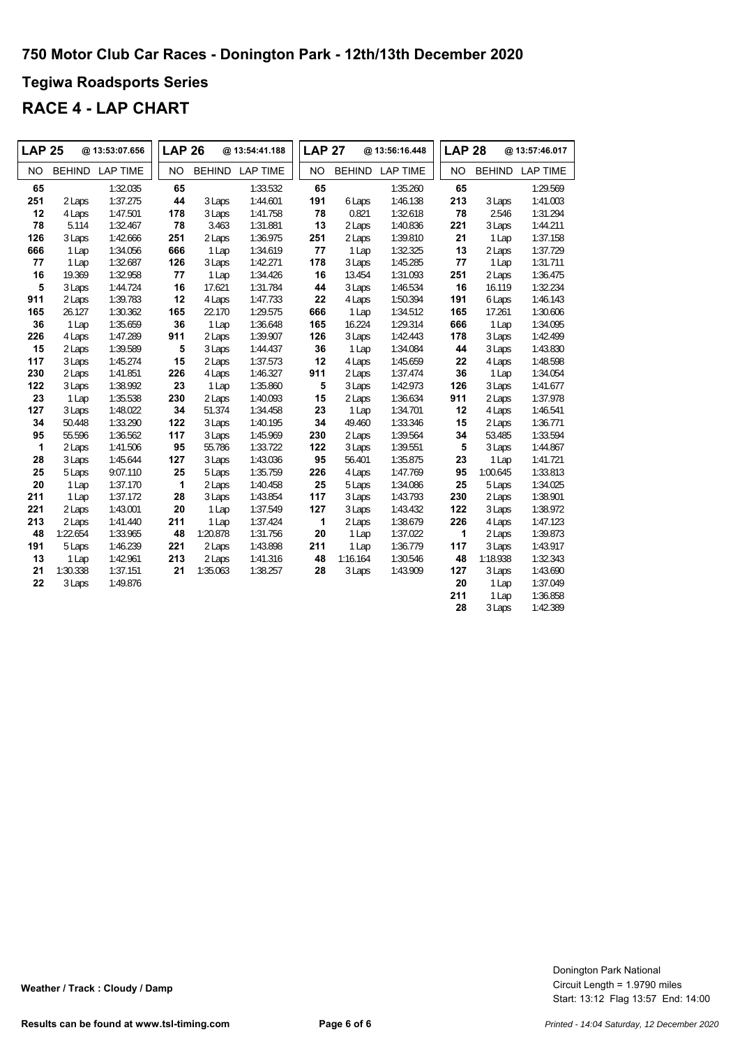# 750 Motor Club Car Races - Donington Park - 12th/13th December 2020

## Tegiwa Roadsports Series

## RACE 4 - LAP CHART

### LAP 25 @ 13:53:07.656

| NO | BEHIND | LAP TIME |
|---|---|---|
| 65 | | 1:32.035 |
| 251 | 2 Laps | 1:37.275 |
| 12 | 4 Laps | 1:47.501 |
| 78 | 5.114 | 1:32.467 |
| 126 | 3 Laps | 1:42.666 |
| 666 | 1 Lap | 1:34.056 |
| 77 | 1 Lap | 1:32.687 |
| 16 | 19.369 | 1:32.958 |
| 5 | 3 Laps | 1:44.724 |
| 911 | 2 Laps | 1:39.783 |
| 165 | 26.127 | 1:30.362 |
| 36 | 1 Lap | 1:35.659 |
| 226 | 4 Laps | 1:47.289 |
| 15 | 2 Laps | 1:39.589 |
| 117 | 3 Laps | 1:45.274 |
| 230 | 2 Laps | 1:41.851 |
| 122 | 3 Laps | 1:38.992 |
| 23 | 1 Lap | 1:35.538 |
| 127 | 3 Laps | 1:48.022 |
| 34 | 50.448 | 1:33.290 |
| 95 | 55.596 | 1:36.562 |
| 1 | 2 Laps | 1:41.506 |
| 28 | 3 Laps | 1:45.644 |
| 25 | 5 Laps | 9:07.110 |
| 20 | 1 Lap | 1:37.170 |
| 211 | 1 Lap | 1:37.172 |
| 221 | 2 Laps | 1:43.001 |
| 213 | 2 Laps | 1:41.440 |
| 48 | 1:22.654 | 1:33.965 |
| 191 | 5 Laps | 1:46.239 |
| 13 | 1 Lap | 1:42.961 |
| 21 | 1:30.338 | 1:37.151 |
| 22 | 3 Laps | 1:49.876 |

### LAP 26 @ 13:54:41.188

| NO | BEHIND | LAP TIME |
|---|---|---|
| 65 | | 1:33.532 |
| 44 | 3 Laps | 1:44.601 |
| 178 | 3 Laps | 1:41.758 |
| 78 | 3.463 | 1:31.881 |
| 251 | 2 Laps | 1:36.975 |
| 666 | 1 Lap | 1:34.619 |
| 126 | 3 Laps | 1:42.271 |
| 77 | 1 Lap | 1:34.426 |
| 16 | 17.621 | 1:31.784 |
| 12 | 4 Laps | 1:47.733 |
| 165 | 22.170 | 1:29.575 |
| 36 | 1 Lap | 1:36.648 |
| 911 | 2 Laps | 1:39.907 |
| 5 | 3 Laps | 1:44.437 |
| 15 | 2 Laps | 1:37.573 |
| 226 | 4 Laps | 1:46.327 |
| 23 | 1 Lap | 1:35.860 |
| 230 | 2 Laps | 1:40.093 |
| 34 | 51.374 | 1:34.458 |
| 122 | 3 Laps | 1:40.195 |
| 117 | 3 Laps | 1:45.969 |
| 95 | 55.786 | 1:33.722 |
| 127 | 3 Laps | 1:43.036 |
| 25 | 5 Laps | 1:35.759 |
| 1 | 2 Laps | 1:40.458 |
| 28 | 3 Laps | 1:43.854 |
| 20 | 1 Lap | 1:37.549 |
| 211 | 1 Lap | 1:37.424 |
| 48 | 1:20.878 | 1:31.756 |
| 221 | 2 Laps | 1:43.898 |
| 213 | 2 Laps | 1:41.316 |
| 21 | 1:35.063 | 1:38.257 |

### LAP 27 @ 13:56:16.448

| NO | BEHIND | LAP TIME |
|---|---|---|
| 65 | | 1:35.260 |
| 191 | 6 Laps | 1:46.138 |
| 78 | 0.821 | 1:32.618 |
| 13 | 2 Laps | 1:40.836 |
| 251 | 2 Laps | 1:39.810 |
| 77 | 1 Lap | 1:32.325 |
| 178 | 3 Laps | 1:45.285 |
| 16 | 13.454 | 1:31.093 |
| 44 | 3 Laps | 1:46.534 |
| 22 | 4 Laps | 1:50.394 |
| 666 | 1 Lap | 1:34.512 |
| 165 | 16.224 | 1:29.314 |
| 126 | 3 Laps | 1:42.443 |
| 36 | 1 Lap | 1:34.084 |
| 12 | 4 Laps | 1:45.659 |
| 911 | 2 Laps | 1:37.474 |
| 5 | 3 Laps | 1:42.973 |
| 15 | 2 Laps | 1:36.634 |
| 23 | 1 Lap | 1:34.701 |
| 34 | 49.460 | 1:33.346 |
| 230 | 2 Laps | 1:39.564 |
| 122 | 3 Laps | 1:39.551 |
| 95 | 56.401 | 1:35.875 |
| 226 | 4 Laps | 1:47.769 |
| 25 | 5 Laps | 1:34.086 |
| 117 | 3 Laps | 1:43.793 |
| 127 | 3 Laps | 1:43.432 |
| 1 | 2 Laps | 1:38.679 |
| 20 | 1 Lap | 1:37.022 |
| 211 | 1 Lap | 1:36.779 |
| 48 | 1:16.164 | 1:30.546 |
| 28 | 3 Laps | 1:43.909 |

### LAP 28 @ 13:57:46.017

| NO | BEHIND | LAP TIME |
|---|---|---|
| 65 | | 1:29.569 |
| 213 | 3 Laps | 1:41.003 |
| 78 | 2.546 | 1:31.294 |
| 221 | 3 Laps | 1:44.211 |
| 21 | 1 Lap | 1:37.158 |
| 13 | 2 Laps | 1:37.729 |
| 77 | 1 Lap | 1:31.711 |
| 251 | 2 Laps | 1:36.475 |
| 16 | 16.119 | 1:32.234 |
| 191 | 6 Laps | 1:46.143 |
| 165 | 17.261 | 1:30.606 |
| 666 | 1 Lap | 1:34.095 |
| 178 | 3 Laps | 1:42.499 |
| 44 | 3 Laps | 1:43.830 |
| 22 | 4 Laps | 1:48.598 |
| 36 | 1 Lap | 1:34.054 |
| 126 | 3 Laps | 1:41.677 |
| 911 | 2 Laps | 1:37.978 |
| 12 | 4 Laps | 1:46.541 |
| 15 | 2 Laps | 1:36.771 |
| 34 | 53.485 | 1:33.594 |
| 5 | 3 Laps | 1:44.867 |
| 23 | 1 Lap | 1:41.721 |
| 95 | 1:00.645 | 1:33.813 |
| 25 | 5 Laps | 1:34.025 |
| 230 | 2 Laps | 1:38.901 |
| 122 | 3 Laps | 1:38.972 |
| 226 | 4 Laps | 1:47.123 |
| 1 | 2 Laps | 1:39.873 |
| 117 | 3 Laps | 1:43.917 |
| 48 | 1:18.938 | 1:32.343 |
| 127 | 3 Laps | 1:43.690 |
| 20 | 1 Lap | 1:37.049 |
| 211 | 1 Lap | 1:36.858 |
| 28 | 3 Laps | 1:42.389 |

**Weather / Track : Cloudy / Damp**

Donington Park National
Circuit Length = 1.9790 miles
Start: 13:12 Flag 13:57 End: 14:00

**Results can be found at www.tsl-timing.com**

*Printed - 14:04 Saturday, 12 December 2020*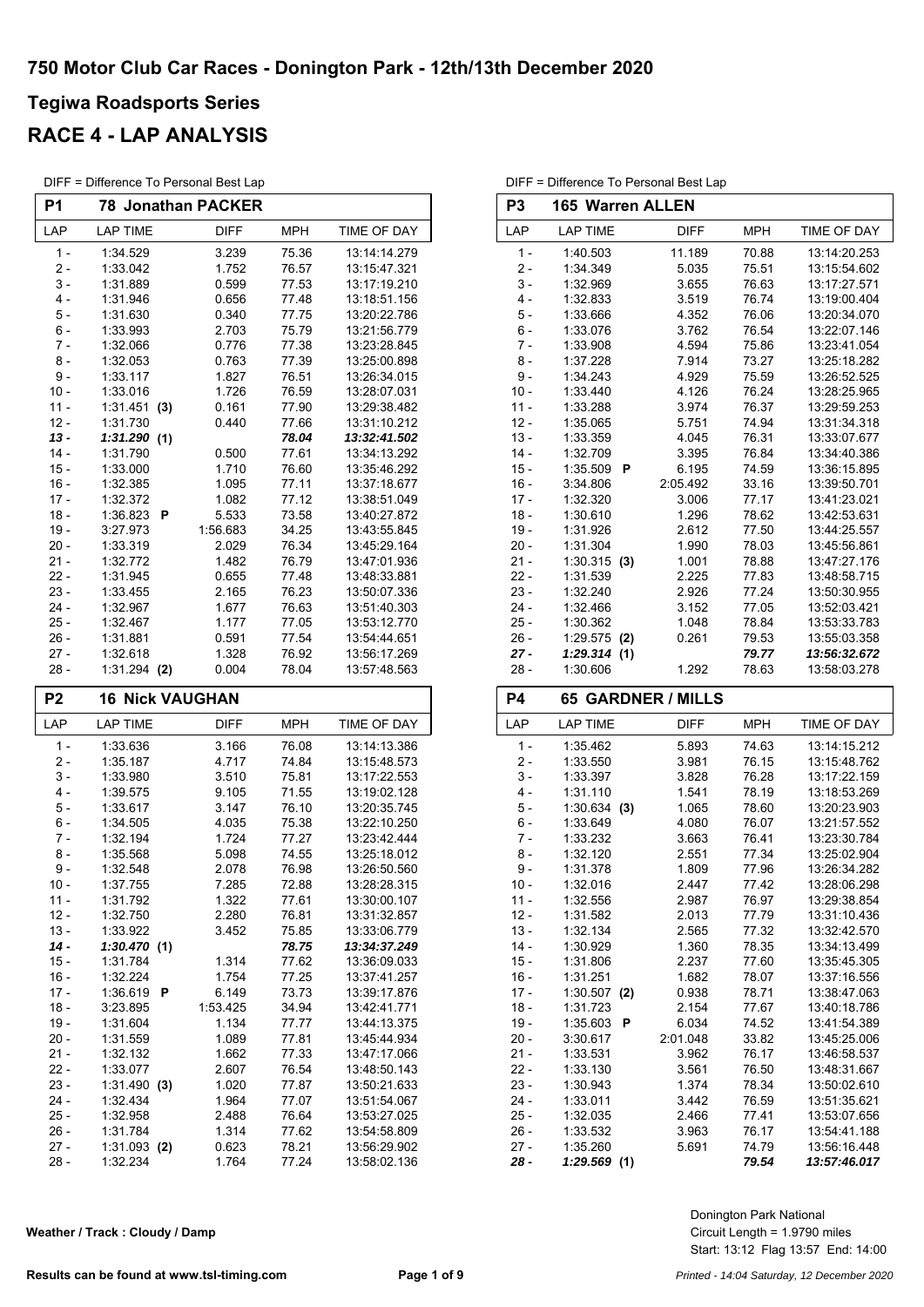# 750 Motor Club Car Races - Donington Park - 12th/13th December 2020

## Tegiwa Roadsports Series

## RACE 4 - LAP ANALYSIS

DIFF = Difference To Personal Best Lap

**P1 — 78 Jonathan PACKER**

| LAP | LAP TIME | DIFF | MPH | TIME OF DAY |
|---|---|---|---|---|
| 1 - | 1:34.529 | 3.239 | 75.36 | 13:14:14.279 |
| 2 - | 1:33.042 | 1.752 | 76.57 | 13:15:47.321 |
| 3 - | 1:31.889 | 0.599 | 77.53 | 13:17:19.210 |
| 4 - | 1:31.946 | 0.656 | 77.48 | 13:18:51.156 |
| 5 - | 1:31.630 | 0.340 | 77.75 | 13:20:22.786 |
| 6 - | 1:33.993 | 2.703 | 75.79 | 13:21:56.779 |
| 7 - | 1:32.066 | 0.776 | 77.38 | 13:23:28.845 |
| 8 - | 1:32.053 | 0.763 | 77.39 | 13:25:00.898 |
| 9 - | 1:33.117 | 1.827 | 76.51 | 13:26:34.015 |
| 10 - | 1:33.016 | 1.726 | 76.59 | 13:28:07.031 |
| 11 - | 1:31.451 **(3)** | 0.161 | 77.90 | 13:29:38.482 |
| 12 - | 1:31.730 | 0.440 | 77.66 | 13:31:10.212 |
| ***13 -*** | ***1:31.290 (1)*** | | ***78.04*** | ***13:32:41.502*** |
| 14 - | 1:31.790 | 0.500 | 77.61 | 13:34:13.292 |
| 15 - | 1:33.000 | 1.710 | 76.60 | 13:35:46.292 |
| 16 - | 1:32.385 | 1.095 | 77.11 | 13:37:18.677 |
| 17 - | 1:32.372 | 1.082 | 77.12 | 13:38:51.049 |
| 18 - | 1:36.823 **P** | 5.533 | 73.58 | 13:40:27.872 |
| 19 - | 3:27.973 | 1:56.683 | 34.25 | 13:43:55.845 |
| 20 - | 1:33.319 | 2.029 | 76.34 | 13:45:29.164 |
| 21 - | 1:32.772 | 1.482 | 76.79 | 13:47:01.936 |
| 22 - | 1:31.945 | 0.655 | 77.48 | 13:48:33.881 |
| 23 - | 1:33.455 | 2.165 | 76.23 | 13:50:07.336 |
| 24 - | 1:32.967 | 1.677 | 76.63 | 13:51:40.303 |
| 25 - | 1:32.467 | 1.177 | 77.05 | 13:53:12.770 |
| 26 - | 1:31.881 | 0.591 | 77.54 | 13:54:44.651 |
| 27 - | 1:32.618 | 1.328 | 76.92 | 13:56:17.269 |
| 28 - | 1:31.294 **(2)** | 0.004 | 78.04 | 13:57:48.563 |

**P2 — 16 Nick VAUGHAN**

| LAP | LAP TIME | DIFF | MPH | TIME OF DAY |
|---|---|---|---|---|
| 1 - | 1:33.636 | 3.166 | 76.08 | 13:14:13.386 |
| 2 - | 1:35.187 | 4.717 | 74.84 | 13:15:48.573 |
| 3 - | 1:33.980 | 3.510 | 75.81 | 13:17:22.553 |
| 4 - | 1:39.575 | 9.105 | 71.55 | 13:19:02.128 |
| 5 - | 1:33.617 | 3.147 | 76.10 | 13:20:35.745 |
| 6 - | 1:34.505 | 4.035 | 75.38 | 13:22:10.250 |
| 7 - | 1:32.194 | 1.724 | 77.27 | 13:23:42.444 |
| 8 - | 1:35.568 | 5.098 | 74.55 | 13:25:18.012 |
| 9 - | 1:32.548 | 2.078 | 76.98 | 13:26:50.560 |
| 10 - | 1:37.755 | 7.285 | 72.88 | 13:28:28.315 |
| 11 - | 1:31.792 | 1.322 | 77.61 | 13:30:00.107 |
| 12 - | 1:32.750 | 2.280 | 76.81 | 13:31:32.857 |
| 13 - | 1:33.922 | 3.452 | 75.85 | 13:33:06.779 |
| ***14 -*** | ***1:30.470 (1)*** | | ***78.75*** | ***13:34:37.249*** |
| 15 - | 1:31.784 | 1.314 | 77.62 | 13:36:09.033 |
| 16 - | 1:32.224 | 1.754 | 77.25 | 13:37:41.257 |
| 17 - | 1:36.619 **P** | 6.149 | 73.73 | 13:39:17.876 |
| 18 - | 3:23.895 | 1:53.425 | 34.94 | 13:42:41.771 |
| 19 - | 1:31.604 | 1.134 | 77.77 | 13:44:13.375 |
| 20 - | 1:31.559 | 1.089 | 77.81 | 13:45:44.934 |
| 21 - | 1:32.132 | 1.662 | 77.33 | 13:47:17.066 |
| 22 - | 1:33.077 | 2.607 | 76.54 | 13:48:50.143 |
| 23 - | 1:31.490 **(3)** | 1.020 | 77.87 | 13:50:21.633 |
| 24 - | 1:32.434 | 1.964 | 77.07 | 13:51:54.067 |
| 25 - | 1:32.958 | 2.488 | 76.64 | 13:53:27.025 |
| 26 - | 1:31.784 | 1.314 | 77.62 | 13:54:58.809 |
| 27 - | 1:31.093 **(2)** | 0.623 | 78.21 | 13:56:29.902 |
| 28 - | 1:32.234 | 1.764 | 77.24 | 13:58:02.136 |

DIFF = Difference To Personal Best Lap

**P3 — 165 Warren ALLEN**

| LAP | LAP TIME | DIFF | MPH | TIME OF DAY |
|---|---|---|---|---|
| 1 - | 1:40.503 | 11.189 | 70.88 | 13:14:20.253 |
| 2 - | 1:34.349 | 5.035 | 75.51 | 13:15:54.602 |
| 3 - | 1:32.969 | 3.655 | 76.63 | 13:17:27.571 |
| 4 - | 1:32.833 | 3.519 | 76.74 | 13:19:00.404 |
| 5 - | 1:33.666 | 4.352 | 76.06 | 13:20:34.070 |
| 6 - | 1:33.076 | 3.762 | 76.54 | 13:22:07.146 |
| 7 - | 1:33.908 | 4.594 | 75.86 | 13:23:41.054 |
| 8 - | 1:37.228 | 7.914 | 73.27 | 13:25:18.282 |
| 9 - | 1:34.243 | 4.929 | 75.59 | 13:26:52.525 |
| 10 - | 1:33.440 | 4.126 | 76.24 | 13:28:25.965 |
| 11 - | 1:33.288 | 3.974 | 76.37 | 13:29:59.253 |
| 12 - | 1:35.065 | 5.751 | 74.94 | 13:31:34.318 |
| 13 - | 1:33.359 | 4.045 | 76.31 | 13:33:07.677 |
| 14 - | 1:32.709 | 3.395 | 76.84 | 13:34:40.386 |
| 15 - | 1:35.509 **P** | 6.195 | 74.59 | 13:36:15.895 |
| 16 - | 3:34.806 | 2:05.492 | 33.16 | 13:39:50.701 |
| 17 - | 1:32.320 | 3.006 | 77.17 | 13:41:23.021 |
| 18 - | 1:30.610 | 1.296 | 78.62 | 13:42:53.631 |
| 19 - | 1:31.926 | 2.612 | 77.50 | 13:44:25.557 |
| 20 - | 1:31.304 | 1.990 | 78.03 | 13:45:56.861 |
| 21 - | 1:30.315 **(3)** | 1.001 | 78.88 | 13:47:27.176 |
| 22 - | 1:31.539 | 2.225 | 77.83 | 13:48:58.715 |
| 23 - | 1:32.240 | 2.926 | 77.24 | 13:50:30.955 |
| 24 - | 1:32.466 | 3.152 | 77.05 | 13:52:03.421 |
| 25 - | 1:30.362 | 1.048 | 78.84 | 13:53:33.783 |
| 26 - | 1:29.575 **(2)** | 0.261 | 79.53 | 13:55:03.358 |
| ***27 -*** | ***1:29.314 (1)*** | | ***79.77*** | ***13:56:32.672*** |
| 28 - | 1:30.606 | 1.292 | 78.63 | 13:58:03.278 |

**P4 — 65 GARDNER / MILLS**

| LAP | LAP TIME | DIFF | MPH | TIME OF DAY |
|---|---|---|---|---|
| 1 - | 1:35.462 | 5.893 | 74.63 | 13:14:15.212 |
| 2 - | 1:33.550 | 3.981 | 76.15 | 13:15:48.762 |
| 3 - | 1:33.397 | 3.828 | 76.28 | 13:17:22.159 |
| 4 - | 1:31.110 | 1.541 | 78.19 | 13:18:53.269 |
| 5 - | 1:30.634 **(3)** | 1.065 | 78.60 | 13:20:23.903 |
| 6 - | 1:33.649 | 4.080 | 76.07 | 13:21:57.552 |
| 7 - | 1:33.232 | 3.663 | 76.41 | 13:23:30.784 |
| 8 - | 1:32.120 | 2.551 | 77.34 | 13:25:02.904 |
| 9 - | 1:31.378 | 1.809 | 77.96 | 13:26:34.282 |
| 10 - | 1:32.016 | 2.447 | 77.42 | 13:28:06.298 |
| 11 - | 1:32.556 | 2.987 | 76.97 | 13:29:38.854 |
| 12 - | 1:31.582 | 2.013 | 77.79 | 13:31:10.436 |
| 13 - | 1:32.134 | 2.565 | 77.32 | 13:32:42.570 |
| 14 - | 1:30.929 | 1.360 | 78.35 | 13:34:13.499 |
| 15 - | 1:31.806 | 2.237 | 77.60 | 13:35:45.305 |
| 16 - | 1:31.251 | 1.682 | 78.07 | 13:37:16.556 |
| 17 - | 1:30.507 **(2)** | 0.938 | 78.71 | 13:38:47.063 |
| 18 - | 1:31.723 | 2.154 | 77.67 | 13:40:18.786 |
| 19 - | 1:35.603 **P** | 6.034 | 74.52 | 13:41:54.389 |
| 20 - | 3:30.617 | 2:01.048 | 33.82 | 13:45:25.006 |
| 21 - | 1:33.531 | 3.962 | 76.17 | 13:46:58.537 |
| 22 - | 1:33.130 | 3.561 | 76.50 | 13:48:31.667 |
| 23 - | 1:30.943 | 1.374 | 78.34 | 13:50:02.610 |
| 24 - | 1:33.011 | 3.442 | 76.59 | 13:51:35.621 |
| 25 - | 1:32.035 | 2.466 | 77.41 | 13:53:07.656 |
| 26 - | 1:33.532 | 3.963 | 76.17 | 13:54:41.188 |
| 27 - | 1:35.260 | 5.691 | 74.79 | 13:56:16.448 |
| ***28 -*** | ***1:29.569 (1)*** | | ***79.54*** | ***13:57:46.017*** |

**Weather / Track : Cloudy / Damp**

Donington Park National
Circuit Length = 1.9790 miles
Start: 13:12 Flag 13:57 End: 14:00

**Results can be found at www.tsl-timing.com**

*Printed - 14:04 Saturday, 12 December 2020*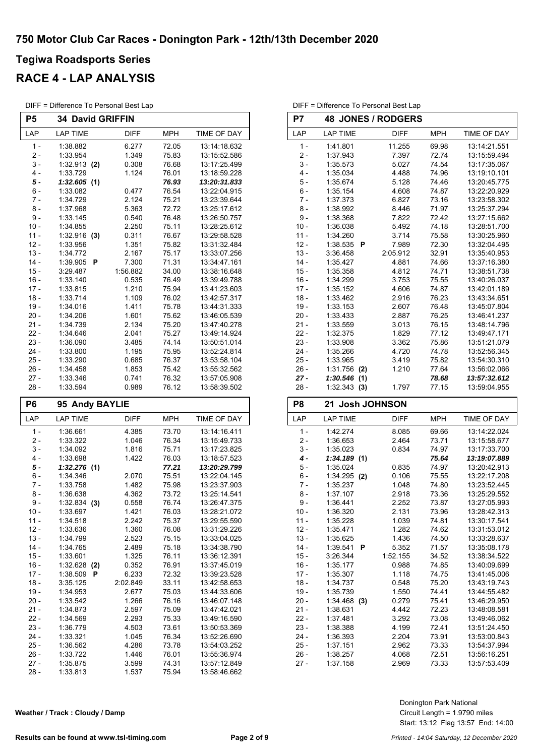# 750 Motor Club Car Races - Donington Park - 12th/13th December 2020

## Tegiwa Roadsports Series

## RACE 4 - LAP ANALYSIS

DIFF = Difference To Personal Best Lap

### P5 34 David GRIFFIN

| LAP | LAP TIME | DIFF | MPH | TIME OF DAY |
|---|---|---|---|---|
| 1 - | 1:38.882 | 6.277 | 72.05 | 13:14:18.632 |
| 2 - | 1:33.954 | 1.349 | 75.83 | 13:15:52.586 |
| 3 - | 1:32.913 (2) | 0.308 | 76.68 | 13:17:25.499 |
| 4 - | 1:33.729 | 1.124 | 76.01 | 13:18:59.228 |
| ***5 -*** | ***1:32.605 (1)*** | | ***76.93*** | ***13:20:31.833*** |
| 6 - | 1:33.082 | 0.477 | 76.54 | 13:22:04.915 |
| 7 - | 1:34.729 | 2.124 | 75.21 | 13:23:39.644 |
| 8 - | 1:37.968 | 5.363 | 72.72 | 13:25:17.612 |
| 9 - | 1:33.145 | 0.540 | 76.48 | 13:26:50.757 |
| 10 - | 1:34.855 | 2.250 | 75.11 | 13:28:25.612 |
| 11 - | 1:32.916 (3) | 0.311 | 76.67 | 13:29:58.528 |
| 12 - | 1:33.956 | 1.351 | 75.82 | 13:31:32.484 |
| 13 - | 1:34.772 | 2.167 | 75.17 | 13:33:07.256 |
| 14 - | 1:39.905 P | 7.300 | 71.31 | 13:34:47.161 |
| 15 - | 3:29.487 | 1:56.882 | 34.00 | 13:38:16.648 |
| 16 - | 1:33.140 | 0.535 | 76.49 | 13:39:49.788 |
| 17 - | 1:33.815 | 1.210 | 75.94 | 13:41:23.603 |
| 18 - | 1:33.714 | 1.109 | 76.02 | 13:42:57.317 |
| 19 - | 1:34.016 | 1.411 | 75.78 | 13:44:31.333 |
| 20 - | 1:34.206 | 1.601 | 75.62 | 13:46:05.539 |
| 21 - | 1:34.739 | 2.134 | 75.20 | 13:47:40.278 |
| 22 - | 1:34.646 | 2.041 | 75.27 | 13:49:14.924 |
| 23 - | 1:36.090 | 3.485 | 74.14 | 13:50:51.014 |
| 24 - | 1:33.800 | 1.195 | 75.95 | 13:52:24.814 |
| 25 - | 1:33.290 | 0.685 | 76.37 | 13:53:58.104 |
| 26 - | 1:34.458 | 1.853 | 75.42 | 13:55:32.562 |
| 27 - | 1:33.346 | 0.741 | 76.32 | 13:57:05.908 |
| 28 - | 1:33.594 | 0.989 | 76.12 | 13:58:39.502 |

### P6 95 Andy BAYLIE

| LAP | LAP TIME | DIFF | MPH | TIME OF DAY |
|---|---|---|---|---|
| 1 - | 1:36.661 | 4.385 | 73.70 | 13:14:16.411 |
| 2 - | 1:33.322 | 1.046 | 76.34 | 13:15:49.733 |
| 3 - | 1:34.092 | 1.816 | 75.71 | 13:17:23.825 |
| 4 - | 1:33.698 | 1.422 | 76.03 | 13:18:57.523 |
| ***5 -*** | ***1:32.276 (1)*** | | ***77.21*** | ***13:20:29.799*** |
| 6 - | 1:34.346 | 2.070 | 75.51 | 13:22:04.145 |
| 7 - | 1:33.758 | 1.482 | 75.98 | 13:23:37.903 |
| 8 - | 1:36.638 | 4.362 | 73.72 | 13:25:14.541 |
| 9 - | 1:32.834 (3) | 0.558 | 76.74 | 13:26:47.375 |
| 10 - | 1:33.697 | 1.421 | 76.03 | 13:28:21.072 |
| 11 - | 1:34.518 | 2.242 | 75.37 | 13:29:55.590 |
| 12 - | 1:33.636 | 1.360 | 76.08 | 13:31:29.226 |
| 13 - | 1:34.799 | 2.523 | 75.15 | 13:33:04.025 |
| 14 - | 1:34.765 | 2.489 | 75.18 | 13:34:38.790 |
| 15 - | 1:33.601 | 1.325 | 76.11 | 13:36:12.391 |
| 16 - | 1:32.628 (2) | 0.352 | 76.91 | 13:37:45.019 |
| 17 - | 1:38.509 P | 6.233 | 72.32 | 13:39:23.528 |
| 18 - | 3:35.125 | 2:02.849 | 33.11 | 13:42:58.653 |
| 19 - | 1:34.953 | 2.677 | 75.03 | 13:44:33.606 |
| 20 - | 1:33.542 | 1.266 | 76.16 | 13:46:07.148 |
| 21 - | 1:34.873 | 2.597 | 75.09 | 13:47:42.021 |
| 22 - | 1:34.569 | 2.293 | 75.33 | 13:49:16.590 |
| 23 - | 1:36.779 | 4.503 | 73.61 | 13:50:53.369 |
| 24 - | 1:33.321 | 1.045 | 76.34 | 13:52:26.690 |
| 25 - | 1:36.562 | 4.286 | 73.78 | 13:54:03.252 |
| 26 - | 1:33.722 | 1.446 | 76.01 | 13:55:36.974 |
| 27 - | 1:35.875 | 3.599 | 74.31 | 13:57:12.849 |
| 28 - | 1:33.813 | 1.537 | 75.94 | 13:58:46.662 |

DIFF = Difference To Personal Best Lap

### P7 48 JONES / RODGERS

| LAP | LAP TIME | DIFF | MPH | TIME OF DAY |
|---|---|---|---|---|
| 1 - | 1:41.801 | 11.255 | 69.98 | 13:14:21.551 |
| 2 - | 1:37.943 | 7.397 | 72.74 | 13:15:59.494 |
| 3 - | 1:35.573 | 5.027 | 74.54 | 13:17:35.067 |
| 4 - | 1:35.034 | 4.488 | 74.96 | 13:19:10.101 |
| 5 - | 1:35.674 | 5.128 | 74.46 | 13:20:45.775 |
| 6 - | 1:35.154 | 4.608 | 74.87 | 13:22:20.929 |
| 7 - | 1:37.373 | 6.827 | 73.16 | 13:23:58.302 |
| 8 - | 1:38.992 | 8.446 | 71.97 | 13:25:37.294 |
| 9 - | 1:38.368 | 7.822 | 72.42 | 13:27:15.662 |
| 10 - | 1:36.038 | 5.492 | 74.18 | 13:28:51.700 |
| 11 - | 1:34.260 | 3.714 | 75.58 | 13:30:25.960 |
| 12 - | 1:38.535 P | 7.989 | 72.30 | 13:32:04.495 |
| 13 - | 3:36.458 | 2:05.912 | 32.91 | 13:35:40.953 |
| 14 - | 1:35.427 | 4.881 | 74.66 | 13:37:16.380 |
| 15 - | 1:35.358 | 4.812 | 74.71 | 13:38:51.738 |
| 16 - | 1:34.299 | 3.753 | 75.55 | 13:40:26.037 |
| 17 - | 1:35.152 | 4.606 | 74.87 | 13:42:01.189 |
| 18 - | 1:33.462 | 2.916 | 76.23 | 13:43:34.651 |
| 19 - | 1:33.153 | 2.607 | 76.48 | 13:45:07.804 |
| 20 - | 1:33.433 | 2.887 | 76.25 | 13:46:41.237 |
| 21 - | 1:33.559 | 3.013 | 76.15 | 13:48:14.796 |
| 22 - | 1:32.375 | 1.829 | 77.12 | 13:49:47.171 |
| 23 - | 1:33.908 | 3.362 | 75.86 | 13:51:21.079 |
| 24 - | 1:35.266 | 4.720 | 74.78 | 13:52:56.345 |
| 25 - | 1:33.965 | 3.419 | 75.82 | 13:54:30.310 |
| 26 - | 1:31.756 (2) | 1.210 | 77.64 | 13:56:02.066 |
| ***27 -*** | ***1:30.546 (1)*** | | ***78.68*** | ***13:57:32.612*** |
| 28 - | 1:32.343 (3) | 1.797 | 77.15 | 13:59:04.955 |

### P8 21 Josh JOHNSON

| LAP | LAP TIME | DIFF | MPH | TIME OF DAY |
|---|---|---|---|---|
| 1 - | 1:42.274 | 8.085 | 69.66 | 13:14:22.024 |
| 2 - | 1:36.653 | 2.464 | 73.71 | 13:15:58.677 |
| 3 - | 1:35.023 | 0.834 | 74.97 | 13:17:33.700 |
| ***4 -*** | ***1:34.189 (1)*** | | ***75.64*** | ***13:19:07.889*** |
| 5 - | 1:35.024 | 0.835 | 74.97 | 13:20:42.913 |
| 6 - | 1:34.295 (2) | 0.106 | 75.55 | 13:22:17.208 |
| 7 - | 1:35.237 | 1.048 | 74.80 | 13:23:52.445 |
| 8 - | 1:37.107 | 2.918 | 73.36 | 13:25:29.552 |
| 9 - | 1:36.441 | 2.252 | 73.87 | 13:27:05.993 |
| 10 - | 1:36.320 | 2.131 | 73.96 | 13:28:42.313 |
| 11 - | 1:35.228 | 1.039 | 74.81 | 13:30:17.541 |
| 12 - | 1:35.471 | 1.282 | 74.62 | 13:31:53.012 |
| 13 - | 1:35.625 | 1.436 | 74.50 | 13:33:28.637 |
| 14 - | 1:39.541 P | 5.352 | 71.57 | 13:35:08.178 |
| 15 - | 3:26.344 | 1:52.155 | 34.52 | 13:38:34.522 |
| 16 - | 1:35.177 | 0.988 | 74.85 | 13:40:09.699 |
| 17 - | 1:35.307 | 1.118 | 74.75 | 13:41:45.006 |
| 18 - | 1:34.737 | 0.548 | 75.20 | 13:43:19.743 |
| 19 - | 1:35.739 | 1.550 | 74.41 | 13:44:55.482 |
| 20 - | 1:34.468 (3) | 0.279 | 75.41 | 13:46:29.950 |
| 21 - | 1:38.631 | 4.442 | 72.23 | 13:48:08.581 |
| 22 - | 1:37.481 | 3.292 | 73.08 | 13:49:46.062 |
| 23 - | 1:38.388 | 4.199 | 72.41 | 13:51:24.450 |
| 24 - | 1:36.393 | 2.204 | 73.91 | 13:53:00.843 |
| 25 - | 1:37.151 | 2.962 | 73.33 | 13:54:37.994 |
| 26 - | 1:38.257 | 4.068 | 72.51 | 13:56:16.251 |
| 27 - | 1:37.158 | 2.969 | 73.33 | 13:57:53.409 |

Weather / Track : Cloudy / Damp

Donington Park National
Circuit Length = 1.9790 miles
Start: 13:12 Flag 13:57 End: 14:00

Results can be found at www.tsl-timing.com

*Printed - 14:04 Saturday, 12 December 2020*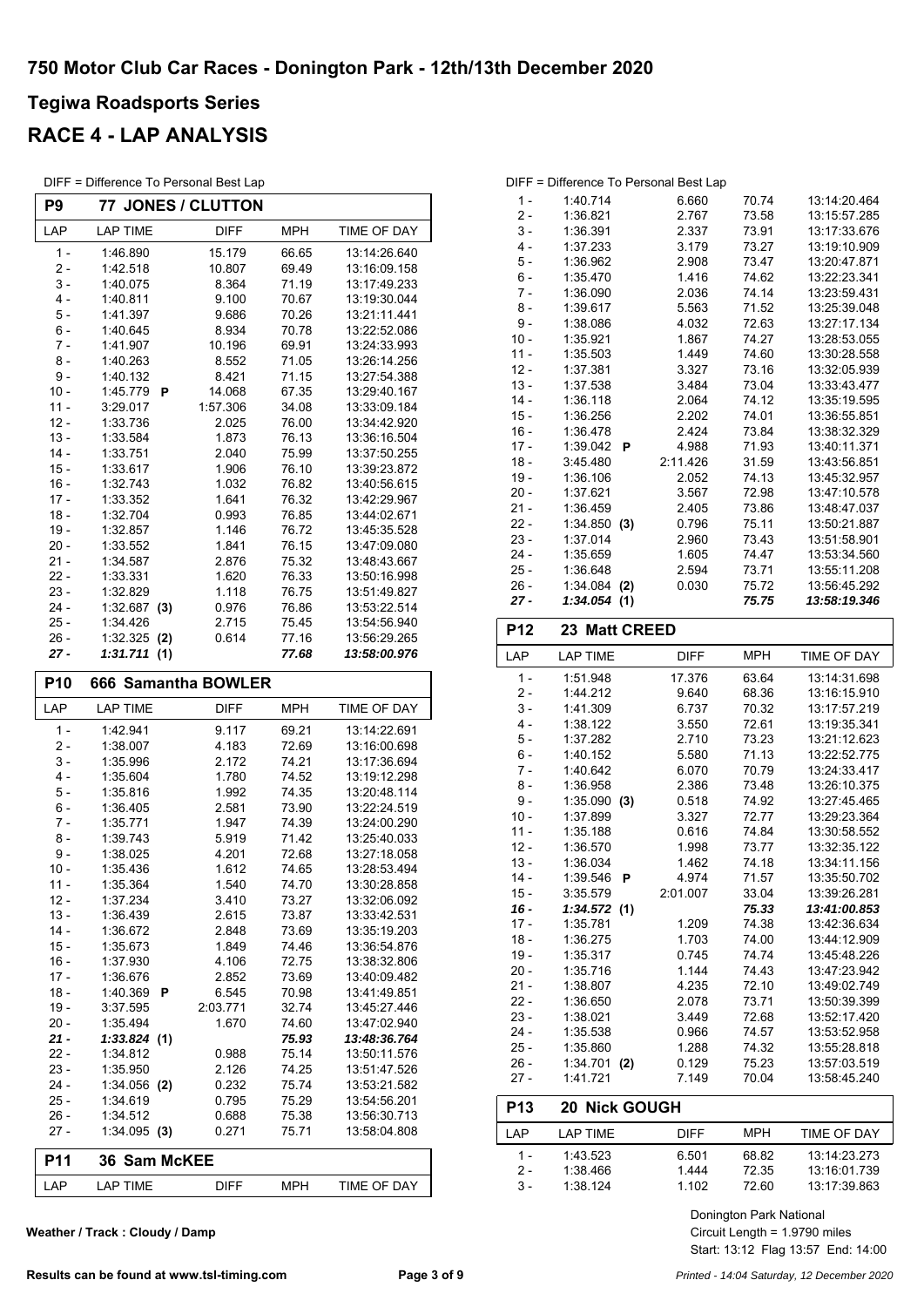# 750 Motor Club Car Races - Donington Park - 12th/13th December 2020

## Tegiwa Roadsports Series

## RACE 4 - LAP ANALYSIS

DIFF = Difference To Personal Best Lap

### P9 77 JONES / CLUTTON

| LAP | LAP TIME | DIFF | MPH | TIME OF DAY |
|---|---|---|---|---|
| 1 - | 1:46.890 | 15.179 | 66.65 | 13:14:26.640 |
| 2 - | 1:42.518 | 10.807 | 69.49 | 13:16:09.158 |
| 3 - | 1:40.075 | 8.364 | 71.19 | 13:17:49.233 |
| 4 - | 1:40.811 | 9.100 | 70.67 | 13:19:30.044 |
| 5 - | 1:41.397 | 9.686 | 70.26 | 13:21:11.441 |
| 6 - | 1:40.645 | 8.934 | 70.78 | 13:22:52.086 |
| 7 - | 1:41.907 | 10.196 | 69.91 | 13:24:33.993 |
| 8 - | 1:40.263 | 8.552 | 71.05 | 13:26:14.256 |
| 9 - | 1:40.132 | 8.421 | 71.15 | 13:27:54.388 |
| 10 - | 1:45.779 P | 14.068 | 67.35 | 13:29:40.167 |
| 11 - | 3:29.017 | 1:57.306 | 34.08 | 13:33:09.184 |
| 12 - | 1:33.736 | 2.025 | 76.00 | 13:34:42.920 |
| 13 - | 1:33.584 | 1.873 | 76.13 | 13:36:16.504 |
| 14 - | 1:33.751 | 2.040 | 75.99 | 13:37:50.255 |
| 15 - | 1:33.617 | 1.906 | 76.10 | 13:39:23.872 |
| 16 - | 1:32.743 | 1.032 | 76.82 | 13:40:56.615 |
| 17 - | 1:33.352 | 1.641 | 76.32 | 13:42:29.967 |
| 18 - | 1:32.704 | 0.993 | 76.85 | 13:44:02.671 |
| 19 - | 1:32.857 | 1.146 | 76.72 | 13:45:35.528 |
| 20 - | 1:33.552 | 1.841 | 76.15 | 13:47:09.080 |
| 21 - | 1:34.587 | 2.876 | 75.32 | 13:48:43.667 |
| 22 - | 1:33.331 | 1.620 | 76.33 | 13:50:16.998 |
| 23 - | 1:32.829 | 1.118 | 76.75 | 13:51:49.827 |
| 24 - | 1:32.687 (3) | 0.976 | 76.86 | 13:53:22.514 |
| 25 - | 1:34.426 | 2.715 | 75.45 | 13:54:56.940 |
| 26 - | 1:32.325 (2) | 0.614 | 77.16 | 13:56:29.265 |
| ***27 -*** | ***1:31.711 (1)*** | | ***77.68*** | ***13:58:00.976*** |

### P10 666 Samantha BOWLER

| LAP | LAP TIME | DIFF | MPH | TIME OF DAY |
|---|---|---|---|---|
| 1 - | 1:42.941 | 9.117 | 69.21 | 13:14:22.691 |
| 2 - | 1:38.007 | 4.183 | 72.69 | 13:16:00.698 |
| 3 - | 1:35.996 | 2.172 | 74.21 | 13:17:36.694 |
| 4 - | 1:35.604 | 1.780 | 74.52 | 13:19:12.298 |
| 5 - | 1:35.816 | 1.992 | 74.35 | 13:20:48.114 |
| 6 - | 1:36.405 | 2.581 | 73.90 | 13:22:24.519 |
| 7 - | 1:35.771 | 1.947 | 74.39 | 13:24:00.290 |
| 8 - | 1:39.743 | 5.919 | 71.42 | 13:25:40.033 |
| 9 - | 1:38.025 | 4.201 | 72.68 | 13:27:18.058 |
| 10 - | 1:35.436 | 1.612 | 74.65 | 13:28:53.494 |
| 11 - | 1:35.364 | 1.540 | 74.70 | 13:30:28.858 |
| 12 - | 1:37.234 | 3.410 | 73.27 | 13:32:06.092 |
| 13 - | 1:36.439 | 2.615 | 73.87 | 13:33:42.531 |
| 14 - | 1:36.672 | 2.848 | 73.69 | 13:35:19.203 |
| 15 - | 1:35.673 | 1.849 | 74.46 | 13:36:54.876 |
| 16 - | 1:37.930 | 4.106 | 72.75 | 13:38:32.806 |
| 17 - | 1:36.676 | 2.852 | 73.69 | 13:40:09.482 |
| 18 - | 1:40.369 P | 6.545 | 70.98 | 13:41:49.851 |
| 19 - | 3:37.595 | 2:03.771 | 32.74 | 13:45:27.446 |
| 20 - | 1:35.494 | 1.670 | 74.60 | 13:47:02.940 |
| ***21 -*** | ***1:33.824 (1)*** | | ***75.93*** | ***13:48:36.764*** |
| 22 - | 1:34.812 | 0.988 | 75.14 | 13:50:11.576 |
| 23 - | 1:35.950 | 2.126 | 74.25 | 13:51:47.526 |
| 24 - | 1:34.056 (2) | 0.232 | 75.74 | 13:53:21.582 |
| 25 - | 1:34.619 | 0.795 | 75.29 | 13:54:56.201 |
| 26 - | 1:34.512 | 0.688 | 75.38 | 13:56:30.713 |
| 27 - | 1:34.095 (3) | 0.271 | 75.71 | 13:58:04.808 |

### P11 36 Sam McKEE

DIFF = Difference To Personal Best Lap

| LAP | LAP TIME | DIFF | MPH | TIME OF DAY |
|---|---|---|---|---|
| 1 - | 1:40.714 | 6.660 | 70.74 | 13:14:20.464 |
| 2 - | 1:36.821 | 2.767 | 73.58 | 13:15:57.285 |
| 3 - | 1:36.391 | 2.337 | 73.91 | 13:17:33.676 |
| 4 - | 1:37.233 | 3.179 | 73.27 | 13:19:10.909 |
| 5 - | 1:36.962 | 2.908 | 73.47 | 13:20:47.871 |
| 6 - | 1:35.470 | 1.416 | 74.62 | 13:22:23.341 |
| 7 - | 1:36.090 | 2.036 | 74.14 | 13:23:59.431 |
| 8 - | 1:39.617 | 5.563 | 71.52 | 13:25:39.048 |
| 9 - | 1:38.086 | 4.032 | 72.63 | 13:27:17.134 |
| 10 - | 1:35.921 | 1.867 | 74.27 | 13:28:53.055 |
| 11 - | 1:35.503 | 1.449 | 74.60 | 13:30:28.558 |
| 12 - | 1:37.381 | 3.327 | 73.16 | 13:32:05.939 |
| 13 - | 1:37.538 | 3.484 | 73.04 | 13:33:43.477 |
| 14 - | 1:36.118 | 2.064 | 74.12 | 13:35:19.595 |
| 15 - | 1:36.256 | 2.202 | 74.01 | 13:36:55.851 |
| 16 - | 1:36.478 | 2.424 | 73.84 | 13:38:32.329 |
| 17 - | 1:39.042 P | 4.988 | 71.93 | 13:40:11.371 |
| 18 - | 3:45.480 | 2:11.426 | 31.59 | 13:43:56.851 |
| 19 - | 1:36.106 | 2.052 | 74.13 | 13:45:32.957 |
| 20 - | 1:37.621 | 3.567 | 72.98 | 13:47:10.578 |
| 21 - | 1:36.459 | 2.405 | 73.86 | 13:48:47.037 |
| 22 - | 1:34.850 (3) | 0.796 | 75.11 | 13:50:21.887 |
| 23 - | 1:37.014 | 2.960 | 73.43 | 13:51:58.901 |
| 24 - | 1:35.659 | 1.605 | 74.47 | 13:53:34.560 |
| 25 - | 1:36.648 | 2.594 | 73.71 | 13:55:11.208 |
| 26 - | 1:34.084 (2) | 0.030 | 75.72 | 13:56:45.292 |
| ***27 -*** | ***1:34.054 (1)*** | | ***75.75*** | ***13:58:19.346*** |

### P12 23 Matt CREED

| LAP | LAP TIME | DIFF | MPH | TIME OF DAY |
|---|---|---|---|---|
| 1 - | 1:51.948 | 17.376 | 63.64 | 13:14:31.698 |
| 2 - | 1:44.212 | 9.640 | 68.36 | 13:16:15.910 |
| 3 - | 1:41.309 | 6.737 | 70.32 | 13:17:57.219 |
| 4 - | 1:38.122 | 3.550 | 72.61 | 13:19:35.341 |
| 5 - | 1:37.282 | 2.710 | 73.23 | 13:21:12.623 |
| 6 - | 1:40.152 | 5.580 | 71.13 | 13:22:52.775 |
| 7 - | 1:40.642 | 6.070 | 70.79 | 13:24:33.417 |
| 8 - | 1:36.958 | 2.386 | 73.48 | 13:26:10.375 |
| 9 - | 1:35.090 (3) | 0.518 | 74.92 | 13:27:45.465 |
| 10 - | 1:37.899 | 3.327 | 72.77 | 13:29:23.364 |
| 11 - | 1:35.188 | 0.616 | 74.84 | 13:30:58.552 |
| 12 - | 1:36.570 | 1.998 | 73.77 | 13:32:35.122 |
| 13 - | 1:36.034 | 1.462 | 74.18 | 13:34:11.156 |
| 14 - | 1:39.546 P | 4.974 | 71.57 | 13:35:50.702 |
| 15 - | 3:35.579 | 2:01.007 | 33.04 | 13:39:26.281 |
| ***16 -*** | ***1:34.572 (1)*** | | ***75.33*** | ***13:41:00.853*** |
| 17 - | 1:35.781 | 1.209 | 74.38 | 13:42:36.634 |
| 18 - | 1:36.275 | 1.703 | 74.00 | 13:44:12.909 |
| 19 - | 1:35.317 | 0.745 | 74.74 | 13:45:48.226 |
| 20 - | 1:35.716 | 1.144 | 74.43 | 13:47:23.942 |
| 21 - | 1:38.807 | 4.235 | 72.10 | 13:49:02.749 |
| 22 - | 1:36.650 | 2.078 | 73.71 | 13:50:39.399 |
| 23 - | 1:38.021 | 3.449 | 72.68 | 13:52:17.420 |
| 24 - | 1:35.538 | 0.966 | 74.57 | 13:53:52.958 |
| 25 - | 1:35.860 | 1.288 | 74.32 | 13:55:28.818 |
| 26 - | 1:34.701 (2) | 0.129 | 75.23 | 13:57:03.519 |
| 27 - | 1:41.721 | 7.149 | 70.04 | 13:58:45.240 |

### P13 20 Nick GOUGH

| LAP | LAP TIME | DIFF | MPH | TIME OF DAY |
|---|---|---|---|---|
| 1 - | 1:43.523 | 6.501 | 68.82 | 13:14:23.273 |
| 2 - | 1:38.466 | 1.444 | 72.35 | 13:16:01.739 |
| 3 - | 1:38.124 | 1.102 | 72.60 | 13:17:39.863 |

Weather / Track : Cloudy / Damp

Donington Park National
Circuit Length = 1.9790 miles
Start: 13:12 Flag 13:57 End: 14:00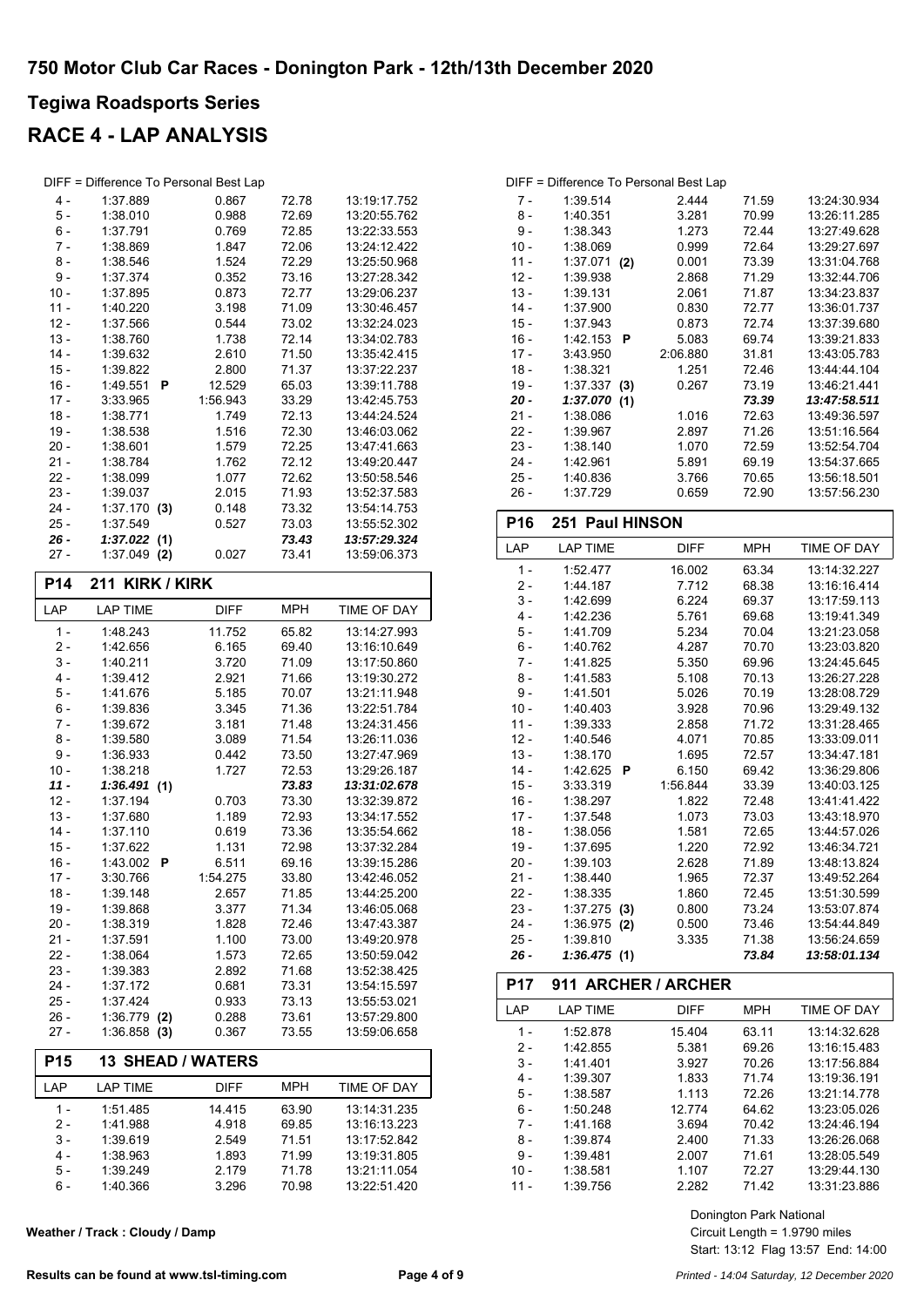# 750 Motor Club Car Races - Donington Park - 12th/13th December 2020

## Tegiwa Roadsports Series

## RACE 4 - LAP ANALYSIS

DIFF = Difference To Personal Best Lap

| LAP | LAP TIME | DIFF | MPH | TIME OF DAY |
|---|---|---|---|---|
| 4 - | 1:37.889 | 0.867 | 72.78 | 13:19:17.752 |
| 5 - | 1:38.010 | 0.988 | 72.69 | 13:20:55.762 |
| 6 - | 1:37.791 | 0.769 | 72.85 | 13:22:33.553 |
| 7 - | 1:38.869 | 1.847 | 72.06 | 13:24:12.422 |
| 8 - | 1:38.546 | 1.524 | 72.29 | 13:25:50.968 |
| 9 - | 1:37.374 | 0.352 | 73.16 | 13:27:28.342 |
| 10 - | 1:37.895 | 0.873 | 72.77 | 13:29:06.237 |
| 11 - | 1:40.220 | 3.198 | 71.09 | 13:30:46.457 |
| 12 - | 1:37.566 | 0.544 | 73.02 | 13:32:24.023 |
| 13 - | 1:38.760 | 1.738 | 72.14 | 13:34:02.783 |
| 14 - | 1:39.632 | 2.610 | 71.50 | 13:35:42.415 |
| 15 - | 1:39.822 | 2.800 | 71.37 | 13:37:22.237 |
| 16 - | 1:49.551 **P** | 12.529 | 65.03 | 13:39:11.788 |
| 17 - | 3:33.965 | 1:56.943 | 33.29 | 13:42:45.753 |
| 18 - | 1:38.771 | 1.749 | 72.13 | 13:44:24.524 |
| 19 - | 1:38.538 | 1.516 | 72.30 | 13:46:03.062 |
| 20 - | 1:38.601 | 1.579 | 72.25 | 13:47:41.663 |
| 21 - | 1:38.784 | 1.762 | 72.12 | 13:49:20.447 |
| 22 - | 1:38.099 | 1.077 | 72.62 | 13:50:58.546 |
| 23 - | 1:39.037 | 2.015 | 71.93 | 13:52:37.583 |
| 24 - | 1:37.170 **(3)** | 0.148 | 73.32 | 13:54:14.753 |
| 25 - | 1:37.549 | 0.527 | 73.03 | 13:55:52.302 |
| ***26 -*** | ***1:37.022*** **(1)** | | ***73.43*** | ***13:57:29.324*** |
| 27 - | 1:37.049 **(2)** | 0.027 | 73.41 | 13:59:06.373 |

### P14 211 KIRK / KIRK

| LAP | LAP TIME | DIFF | MPH | TIME OF DAY |
|---|---|---|---|---|
| 1 - | 1:48.243 | 11.752 | 65.82 | 13:14:27.993 |
| 2 - | 1:42.656 | 6.165 | 69.40 | 13:16:10.649 |
| 3 - | 1:40.211 | 3.720 | 71.09 | 13:17:50.860 |
| 4 - | 1:39.412 | 2.921 | 71.66 | 13:19:30.272 |
| 5 - | 1:41.676 | 5.185 | 70.07 | 13:21:11.948 |
| 6 - | 1:39.836 | 3.345 | 71.36 | 13:22:51.784 |
| 7 - | 1:39.672 | 3.181 | 71.48 | 13:24:31.456 |
| 8 - | 1:39.580 | 3.089 | 71.54 | 13:26:11.036 |
| 9 - | 1:36.933 | 0.442 | 73.50 | 13:27:47.969 |
| 10 - | 1:38.218 | 1.727 | 72.53 | 13:29:26.187 |
| ***11 -*** | ***1:36.491*** **(1)** | | ***73.83*** | ***13:31:02.678*** |
| 12 - | 1:37.194 | 0.703 | 73.30 | 13:32:39.872 |
| 13 - | 1:37.680 | 1.189 | 72.93 | 13:34:17.552 |
| 14 - | 1:37.110 | 0.619 | 73.36 | 13:35:54.662 |
| 15 - | 1:37.622 | 1.131 | 72.98 | 13:37:32.284 |
| 16 - | 1:43.002 **P** | 6.511 | 69.16 | 13:39:15.286 |
| 17 - | 3:30.766 | 1:54.275 | 33.80 | 13:42:46.052 |
| 18 - | 1:39.148 | 2.657 | 71.85 | 13:44:25.200 |
| 19 - | 1:39.868 | 3.377 | 71.34 | 13:46:05.068 |
| 20 - | 1:38.319 | 1.828 | 72.46 | 13:47:43.387 |
| 21 - | 1:37.591 | 1.100 | 73.00 | 13:49:20.978 |
| 22 - | 1:38.064 | 1.573 | 72.65 | 13:50:59.042 |
| 23 - | 1:39.383 | 2.892 | 71.68 | 13:52:38.425 |
| 24 - | 1:37.172 | 0.681 | 73.31 | 13:54:15.597 |
| 25 - | 1:37.424 | 0.933 | 73.13 | 13:55:53.021 |
| 26 - | 1:36.779 **(2)** | 0.288 | 73.61 | 13:57:29.800 |
| 27 - | 1:36.858 **(3)** | 0.367 | 73.55 | 13:59:06.658 |

### P15 13 SHEAD / WATERS

| LAP | LAP TIME | DIFF | MPH | TIME OF DAY |
|---|---|---|---|---|
| 1 - | 1:51.485 | 14.415 | 63.90 | 13:14:31.235 |
| 2 - | 1:41.988 | 4.918 | 69.85 | 13:16:13.223 |
| 3 - | 1:39.619 | 2.549 | 71.51 | 13:17:52.842 |
| 4 - | 1:38.963 | 1.893 | 71.99 | 13:19:31.805 |
| 5 - | 1:39.249 | 2.179 | 71.78 | 13:21:11.054 |
| 6 - | 1:40.366 | 3.296 | 70.98 | 13:22:51.420 |
| 7 - | 1:39.514 | 2.444 | 71.59 | 13:24:30.934 |
| 8 - | 1:40.351 | 3.281 | 70.99 | 13:26:11.285 |
| 9 - | 1:38.343 | 1.273 | 72.44 | 13:27:49.628 |
| 10 - | 1:38.069 | 0.999 | 72.64 | 13:29:27.697 |
| 11 - | 1:37.071 **(2)** | 0.001 | 73.39 | 13:31:04.768 |
| 12 - | 1:39.938 | 2.868 | 71.29 | 13:32:44.706 |
| 13 - | 1:39.131 | 2.061 | 71.87 | 13:34:23.837 |
| 14 - | 1:37.900 | 0.830 | 72.77 | 13:36:01.737 |
| 15 - | 1:37.943 | 0.873 | 72.74 | 13:37:39.680 |
| 16 - | 1:42.153 **P** | 5.083 | 69.74 | 13:39:21.833 |
| 17 - | 3:43.950 | 2:06.880 | 31.81 | 13:43:05.783 |
| 18 - | 1:38.321 | 1.251 | 72.46 | 13:44:44.104 |
| 19 - | 1:37.337 **(3)** | 0.267 | 73.19 | 13:46:21.441 |
| ***20 -*** | ***1:37.070*** **(1)** | | ***73.39*** | ***13:47:58.511*** |
| 21 - | 1:38.086 | 1.016 | 72.63 | 13:49:36.597 |
| 22 - | 1:39.967 | 2.897 | 71.26 | 13:51:16.564 |
| 23 - | 1:38.140 | 1.070 | 72.59 | 13:52:54.704 |
| 24 - | 1:42.961 | 5.891 | 69.19 | 13:54:37.665 |
| 25 - | 1:40.836 | 3.766 | 70.65 | 13:56:18.501 |
| 26 - | 1:37.729 | 0.659 | 72.90 | 13:57:56.230 |

### P16 251 Paul HINSON

| LAP | LAP TIME | DIFF | MPH | TIME OF DAY |
|---|---|---|---|---|
| 1 - | 1:52.477 | 16.002 | 63.34 | 13:14:32.227 |
| 2 - | 1:44.187 | 7.712 | 68.38 | 13:16:16.414 |
| 3 - | 1:42.699 | 6.224 | 69.37 | 13:17:59.113 |
| 4 - | 1:42.236 | 5.761 | 69.68 | 13:19:41.349 |
| 5 - | 1:41.709 | 5.234 | 70.04 | 13:21:23.058 |
| 6 - | 1:40.762 | 4.287 | 70.70 | 13:23:03.820 |
| 7 - | 1:41.825 | 5.350 | 69.96 | 13:24:45.645 |
| 8 - | 1:41.583 | 5.108 | 70.13 | 13:26:27.228 |
| 9 - | 1:41.501 | 5.026 | 70.19 | 13:28:08.729 |
| 10 - | 1:40.403 | 3.928 | 70.96 | 13:29:49.132 |
| 11 - | 1:39.333 | 2.858 | 71.72 | 13:31:28.465 |
| 12 - | 1:40.546 | 4.071 | 70.85 | 13:33:09.011 |
| 13 - | 1:38.170 | 1.695 | 72.57 | 13:34:47.181 |
| 14 - | 1:42.625 **P** | 6.150 | 69.42 | 13:36:29.806 |
| 15 - | 3:33.319 | 1:56.844 | 33.39 | 13:40:03.125 |
| 16 - | 1:38.297 | 1.822 | 72.48 | 13:41:41.422 |
| 17 - | 1:37.548 | 1.073 | 73.03 | 13:43:18.970 |
| 18 - | 1:38.056 | 1.581 | 72.65 | 13:44:57.026 |
| 19 - | 1:37.695 | 1.220 | 72.92 | 13:46:34.721 |
| 20 - | 1:39.103 | 2.628 | 71.89 | 13:48:13.824 |
| 21 - | 1:38.440 | 1.965 | 72.37 | 13:49:52.264 |
| 22 - | 1:38.335 | 1.860 | 72.45 | 13:51:30.599 |
| 23 - | 1:37.275 **(3)** | 0.800 | 73.24 | 13:53:07.874 |
| 24 - | 1:36.975 **(2)** | 0.500 | 73.46 | 13:54:44.849 |
| 25 - | 1:39.810 | 3.335 | 71.38 | 13:56:24.659 |
| ***26 -*** | ***1:36.475*** **(1)** | | ***73.84*** | ***13:58:01.134*** |

### P17 911 ARCHER / ARCHER

| LAP | LAP TIME | DIFF | MPH | TIME OF DAY |
|---|---|---|---|---|
| 1 - | 1:52.878 | 15.404 | 63.11 | 13:14:32.628 |
| 2 - | 1:42.855 | 5.381 | 69.26 | 13:16:15.483 |
| 3 - | 1:41.401 | 3.927 | 70.26 | 13:17:56.884 |
| 4 - | 1:39.307 | 1.833 | 71.74 | 13:19:36.191 |
| 5 - | 1:38.587 | 1.113 | 72.26 | 13:21:14.778 |
| 6 - | 1:50.248 | 12.774 | 64.62 | 13:23:05.026 |
| 7 - | 1:41.168 | 3.694 | 70.42 | 13:24:46.194 |
| 8 - | 1:39.874 | 2.400 | 71.33 | 13:26:26.068 |
| 9 - | 1:39.481 | 2.007 | 71.61 | 13:28:05.549 |
| 10 - | 1:38.581 | 1.107 | 72.27 | 13:29:44.130 |
| 11 - | 1:39.756 | 2.282 | 71.42 | 13:31:23.886 |

Weather / Track : Cloudy / Damp

Donington Park National
Circuit Length = 1.9790 miles
Start: 13:12 Flag 13:57 End: 14:00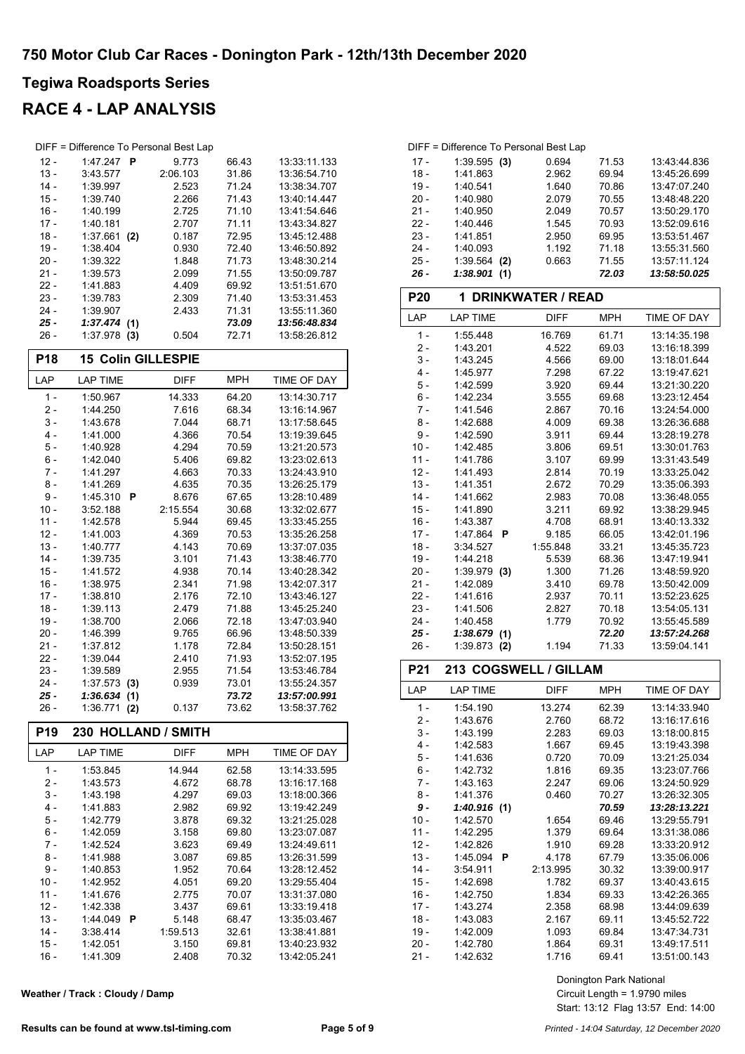# 750 Motor Club Car Races - Donington Park - 12th/13th December 2020

## Tegiwa Roadsports Series

## RACE 4 - LAP ANALYSIS

DIFF = Difference To Personal Best Lap

| LAP | LAP TIME | DIFF | MPH | TIME OF DAY |
|---|---|---|---|---|
| 12 - | 1:47.247 P | 9.773 | 66.43 | 13:33:11.133 |
| 13 - | 3:43.577 | 2:06.103 | 31.86 | 13:36:54.710 |
| 14 - | 1:39.997 | 2.523 | 71.24 | 13:38:34.707 |
| 15 - | 1:39.740 | 2.266 | 71.43 | 13:40:14.447 |
| 16 - | 1:40.199 | 2.725 | 71.10 | 13:41:54.646 |
| 17 - | 1:40.181 | 2.707 | 71.11 | 13:43:34.827 |
| 18 - | 1:37.661 (2) | 0.187 | 72.95 | 13:45:12.488 |
| 19 - | 1:38.404 | 0.930 | 72.40 | 13:46:50.892 |
| 20 - | 1:39.322 | 1.848 | 71.73 | 13:48:30.214 |
| 21 - | 1:39.573 | 2.099 | 71.55 | 13:50:09.787 |
| 22 - | 1:41.883 | 4.409 | 69.92 | 13:51:51.670 |
| 23 - | 1:39.783 | 2.309 | 71.40 | 13:53:31.453 |
| 24 - | 1:39.907 | 2.433 | 71.31 | 13:55:11.360 |
| ***25 -*** | ***1:37.474 (1)*** | | ***73.09*** | ***13:56:48.834*** |
| 26 - | 1:37.978 (3) | 0.504 | 72.71 | 13:58:26.812 |

### P18 15 Colin GILLESPIE

| LAP | LAP TIME | DIFF | MPH | TIME OF DAY |
|---|---|---|---|---|
| 1 - | 1:50.967 | 14.333 | 64.20 | 13:14:30.717 |
| 2 - | 1:44.250 | 7.616 | 68.34 | 13:16:14.967 |
| 3 - | 1:43.678 | 7.044 | 68.71 | 13:17:58.645 |
| 4 - | 1:41.000 | 4.366 | 70.54 | 13:19:39.645 |
| 5 - | 1:40.928 | 4.294 | 70.59 | 13:21:20.573 |
| 6 - | 1:42.040 | 5.406 | 69.82 | 13:23:02.613 |
| 7 - | 1:41.297 | 4.663 | 70.33 | 13:24:43.910 |
| 8 - | 1:41.269 | 4.635 | 70.35 | 13:26:25.179 |
| 9 - | 1:45.310 P | 8.676 | 67.65 | 13:28:10.489 |
| 10 - | 3:52.188 | 2:15.554 | 30.68 | 13:32:02.677 |
| 11 - | 1:42.578 | 5.944 | 69.45 | 13:33:45.255 |
| 12 - | 1:41.003 | 4.369 | 70.53 | 13:35:26.258 |
| 13 - | 1:40.777 | 4.143 | 70.69 | 13:37:07.035 |
| 14 - | 1:39.735 | 3.101 | 71.43 | 13:38:46.770 |
| 15 - | 1:41.572 | 4.938 | 70.14 | 13:40:28.342 |
| 16 - | 1:38.975 | 2.341 | 71.98 | 13:42:07.317 |
| 17 - | 1:38.810 | 2.176 | 72.10 | 13:43:46.127 |
| 18 - | 1:39.113 | 2.479 | 71.88 | 13:45:25.240 |
| 19 - | 1:38.700 | 2.066 | 72.18 | 13:47:03.940 |
| 20 - | 1:46.399 | 9.765 | 66.96 | 13:48:50.339 |
| 21 - | 1:37.812 | 1.178 | 72.84 | 13:50:28.151 |
| 22 - | 1:39.044 | 2.410 | 71.93 | 13:52:07.195 |
| 23 - | 1:39.589 | 2.955 | 71.54 | 13:53:46.784 |
| 24 - | 1:37.573 (3) | 0.939 | 73.01 | 13:55:24.357 |
| ***25 -*** | ***1:36.634 (1)*** | | ***73.72*** | ***13:57:00.991*** |
| 26 - | 1:36.771 (2) | 0.137 | 73.62 | 13:58:37.762 |

### P19 230 HOLLAND / SMITH

| LAP | LAP TIME | DIFF | MPH | TIME OF DAY |
|---|---|---|---|---|
| 1 - | 1:53.845 | 14.944 | 62.58 | 13:14:33.595 |
| 2 - | 1:43.573 | 4.672 | 68.78 | 13:16:17.168 |
| 3 - | 1:43.198 | 4.297 | 69.03 | 13:18:00.366 |
| 4 - | 1:41.883 | 2.982 | 69.92 | 13:19:42.249 |
| 5 - | 1:42.779 | 3.878 | 69.32 | 13:21:25.028 |
| 6 - | 1:42.059 | 3.158 | 69.80 | 13:23:07.087 |
| 7 - | 1:42.524 | 3.623 | 69.49 | 13:24:49.611 |
| 8 - | 1:41.988 | 3.087 | 69.85 | 13:26:31.599 |
| 9 - | 1:40.853 | 1.952 | 70.64 | 13:28:12.452 |
| 10 - | 1:42.952 | 4.051 | 69.20 | 13:29:55.404 |
| 11 - | 1:41.676 | 2.775 | 70.07 | 13:31:37.080 |
| 12 - | 1:42.338 | 3.437 | 69.61 | 13:33:19.418 |
| 13 - | 1:44.049 P | 5.148 | 68.47 | 13:35:03.467 |
| 14 - | 3:38.414 | 1:59.513 | 32.61 | 13:38:41.881 |
| 15 - | 1:42.051 | 3.150 | 69.81 | 13:40:23.932 |
| 16 - | 1:41.309 | 2.408 | 70.32 | 13:42:05.241 |
| 17 - | 1:39.595 (3) | 0.694 | 71.53 | 13:43:44.836 |
| 18 - | 1:41.863 | 2.962 | 69.94 | 13:45:26.699 |
| 19 - | 1:40.541 | 1.640 | 70.86 | 13:47:07.240 |
| 20 - | 1:40.980 | 2.079 | 70.55 | 13:48:48.220 |
| 21 - | 1:40.950 | 2.049 | 70.57 | 13:50:29.170 |
| 22 - | 1:40.446 | 1.545 | 70.93 | 13:52:09.616 |
| 23 - | 1:41.851 | 2.950 | 69.95 | 13:53:51.467 |
| 24 - | 1:40.093 | 1.192 | 71.18 | 13:55:31.560 |
| 25 - | 1:39.564 (2) | 0.663 | 71.55 | 13:57:11.124 |
| ***26 -*** | ***1:38.901 (1)*** | | ***72.03*** | ***13:58:50.025*** |

### P20 1 DRINKWATER / READ

| LAP | LAP TIME | DIFF | MPH | TIME OF DAY |
|---|---|---|---|---|
| 1 - | 1:55.448 | 16.769 | 61.71 | 13:14:35.198 |
| 2 - | 1:43.201 | 4.522 | 69.03 | 13:16:18.399 |
| 3 - | 1:43.245 | 4.566 | 69.00 | 13:18:01.644 |
| 4 - | 1:45.977 | 7.298 | 67.22 | 13:19:47.621 |
| 5 - | 1:42.599 | 3.920 | 69.44 | 13:21:30.220 |
| 6 - | 1:42.234 | 3.555 | 69.68 | 13:23:12.454 |
| 7 - | 1:41.546 | 2.867 | 70.16 | 13:24:54.000 |
| 8 - | 1:42.688 | 4.009 | 69.38 | 13:26:36.688 |
| 9 - | 1:42.590 | 3.911 | 69.44 | 13:28:19.278 |
| 10 - | 1:42.485 | 3.806 | 69.51 | 13:30:01.763 |
| 11 - | 1:41.786 | 3.107 | 69.99 | 13:31:43.549 |
| 12 - | 1:41.493 | 2.814 | 70.19 | 13:33:25.042 |
| 13 - | 1:41.351 | 2.672 | 70.29 | 13:35:06.393 |
| 14 - | 1:41.662 | 2.983 | 70.08 | 13:36:48.055 |
| 15 - | 1:41.890 | 3.211 | 69.92 | 13:38:29.945 |
| 16 - | 1:43.387 | 4.708 | 68.91 | 13:40:13.332 |
| 17 - | 1:47.864 P | 9.185 | 66.05 | 13:42:01.196 |
| 18 - | 3:34.527 | 1:55.848 | 33.21 | 13:45:35.723 |
| 19 - | 1:44.218 | 5.539 | 68.36 | 13:47:19.941 |
| 20 - | 1:39.979 (3) | 1.300 | 71.26 | 13:48:59.920 |
| 21 - | 1:42.089 | 3.410 | 69.78 | 13:50:42.009 |
| 22 - | 1:41.616 | 2.937 | 70.11 | 13:52:23.625 |
| 23 - | 1:41.506 | 2.827 | 70.18 | 13:54:05.131 |
| 24 - | 1:40.458 | 1.779 | 70.92 | 13:55:45.589 |
| ***25 -*** | ***1:38.679 (1)*** | | ***72.20*** | ***13:57:24.268*** |
| 26 - | 1:39.873 (2) | 1.194 | 71.33 | 13:59:04.141 |

### P21 213 COGSWELL / GILLAM

| LAP | LAP TIME | DIFF | MPH | TIME OF DAY |
|---|---|---|---|---|
| 1 - | 1:54.190 | 13.274 | 62.39 | 13:14:33.940 |
| 2 - | 1:43.676 | 2.760 | 68.72 | 13:16:17.616 |
| 3 - | 1:43.199 | 2.283 | 69.03 | 13:18:00.815 |
| 4 - | 1:42.583 | 1.667 | 69.45 | 13:19:43.398 |
| 5 - | 1:41.636 | 0.720 | 70.09 | 13:21:25.034 |
| 6 - | 1:42.732 | 1.816 | 69.35 | 13:23:07.766 |
| 7 - | 1:43.163 | 2.247 | 69.06 | 13:24:50.929 |
| 8 - | 1:41.376 | 0.460 | 70.27 | 13:26:32.305 |
| ***9 -*** | ***1:40.916 (1)*** | | ***70.59*** | ***13:28:13.221*** |
| 10 - | 1:42.570 | 1.654 | 69.46 | 13:29:55.791 |
| 11 - | 1:42.295 | 1.379 | 69.64 | 13:31:38.086 |
| 12 - | 1:42.826 | 1.910 | 69.28 | 13:33:20.912 |
| 13 - | 1:45.094 P | 4.178 | 67.79 | 13:35:06.006 |
| 14 - | 3:54.911 | 2:13.995 | 30.32 | 13:39:00.917 |
| 15 - | 1:42.698 | 1.782 | 69.37 | 13:40:43.615 |
| 16 - | 1:42.750 | 1.834 | 69.33 | 13:42:26.365 |
| 17 - | 1:43.274 | 2.358 | 68.98 | 13:44:09.639 |
| 18 - | 1:43.083 | 2.167 | 69.11 | 13:45:52.722 |
| 19 - | 1:42.009 | 1.093 | 69.84 | 13:47:34.731 |
| 20 - | 1:42.780 | 1.864 | 69.31 | 13:49:17.511 |
| 21 - | 1:42.632 | 1.716 | 69.41 | 13:51:00.143 |

Weather / Track : Cloudy / Damp

Donington Park National
Circuit Length = 1.9790 miles
Start: 13:12 Flag 13:57 End: 14:00

Results can be found at www.tsl-timing.com

Printed - 14:04 Saturday, 12 December 2020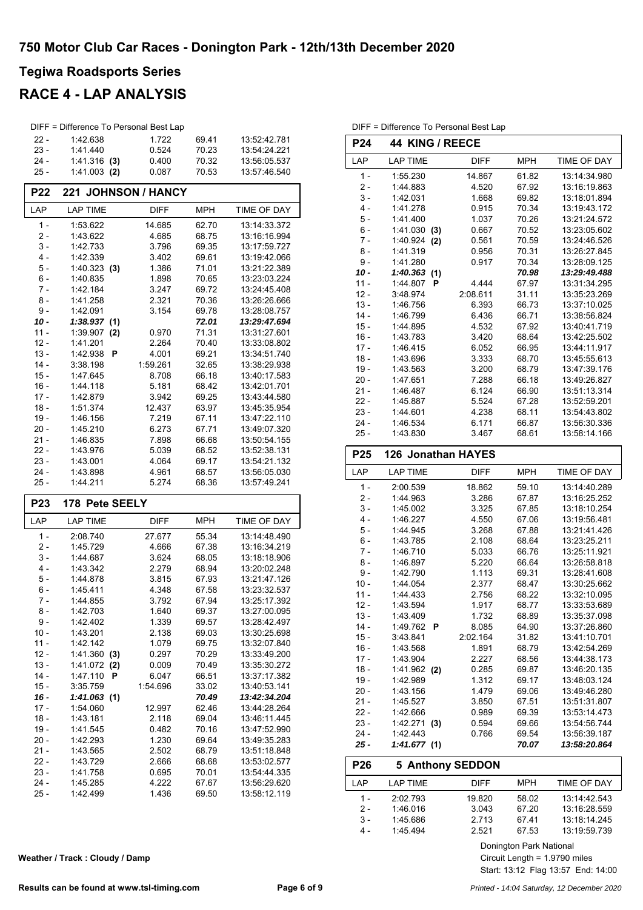# 750 Motor Club Car Races - Donington Park - 12th/13th December 2020

## Tegiwa Roadsports Series

## RACE 4 - LAP ANALYSIS

DIFF = Difference To Personal Best Lap

| LAP | LAP TIME | DIFF | MPH | TIME OF DAY |
|---|---|---|---|---|
| 22 - | 1:42.638 | 1.722 | 69.41 | 13:52:42.781 |
| 23 - | 1:41.440 | 0.524 | 70.23 | 13:54:24.221 |
| 24 - | 1:41.316 **(3)** | 0.400 | 70.32 | 13:56:05.537 |
| 25 - | 1:41.003 **(2)** | 0.087 | 70.53 | 13:57:46.540 |

### P22 221 JOHNSON / HANCY

| LAP | LAP TIME | DIFF | MPH | TIME OF DAY |
|---|---|---|---|---|
| 1 - | 1:53.622 | 14.685 | 62.70 | 13:14:33.372 |
| 2 - | 1:43.622 | 4.685 | 68.75 | 13:16:16.994 |
| 3 - | 1:42.733 | 3.796 | 69.35 | 13:17:59.727 |
| 4 - | 1:42.339 | 3.402 | 69.61 | 13:19:42.066 |
| 5 - | 1:40.323 **(3)** | 1.386 | 71.01 | 13:21:22.389 |
| 6 - | 1:40.835 | 1.898 | 70.65 | 13:23:03.224 |
| 7 - | 1:42.184 | 3.247 | 69.72 | 13:24:45.408 |
| 8 - | 1:41.258 | 2.321 | 70.36 | 13:26:26.666 |
| 9 - | 1:42.091 | 3.154 | 69.78 | 13:28:08.757 |
| ***10 -*** | ***1:38.937* (1)** | | ***72.01*** | ***13:29:47.694*** |
| 11 - | 1:39.907 **(2)** | 0.970 | 71.31 | 13:31:27.601 |
| 12 - | 1:41.201 | 2.264 | 70.40 | 13:33:08.802 |
| 13 - | 1:42.938 **P** | 4.001 | 69.21 | 13:34:51.740 |
| 14 - | 3:38.198 | 1:59.261 | 32.65 | 13:38:29.938 |
| 15 - | 1:47.645 | 8.708 | 66.18 | 13:40:17.583 |
| 16 - | 1:44.118 | 5.181 | 68.42 | 13:42:01.701 |
| 17 - | 1:42.879 | 3.942 | 69.25 | 13:43:44.580 |
| 18 - | 1:51.374 | 12.437 | 63.97 | 13:45:35.954 |
| 19 - | 1:46.156 | 7.219 | 67.11 | 13:47:22.110 |
| 20 - | 1:45.210 | 6.273 | 67.71 | 13:49:07.320 |
| 21 - | 1:46.835 | 7.898 | 66.68 | 13:50:54.155 |
| 22 - | 1:43.976 | 5.039 | 68.52 | 13:52:38.131 |
| 23 - | 1:43.001 | 4.064 | 69.17 | 13:54:21.132 |
| 24 - | 1:43.898 | 4.961 | 68.57 | 13:56:05.030 |
| 25 - | 1:44.211 | 5.274 | 68.36 | 13:57:49.241 |

### P23 178 Pete SEELY

| LAP | LAP TIME | DIFF | MPH | TIME OF DAY |
|---|---|---|---|---|
| 1 - | 2:08.740 | 27.677 | 55.34 | 13:14:48.490 |
| 2 - | 1:45.729 | 4.666 | 67.38 | 13:16:34.219 |
| 3 - | 1:44.687 | 3.624 | 68.05 | 13:18:18.906 |
| 4 - | 1:43.342 | 2.279 | 68.94 | 13:20:02.248 |
| 5 - | 1:44.878 | 3.815 | 67.93 | 13:21:47.126 |
| 6 - | 1:45.411 | 4.348 | 67.58 | 13:23:32.537 |
| 7 - | 1:44.855 | 3.792 | 67.94 | 13:25:17.392 |
| 8 - | 1:42.703 | 1.640 | 69.37 | 13:27:00.095 |
| 9 - | 1:42.402 | 1.339 | 69.57 | 13:28:42.497 |
| 10 - | 1:43.201 | 2.138 | 69.03 | 13:30:25.698 |
| 11 - | 1:42.142 | 1.079 | 69.75 | 13:32:07.840 |
| 12 - | 1:41.360 **(3)** | 0.297 | 70.29 | 13:33:49.200 |
| 13 - | 1:41.072 **(2)** | 0.009 | 70.49 | 13:35:30.272 |
| 14 - | 1:47.110 **P** | 6.047 | 66.51 | 13:37:17.382 |
| 15 - | 3:35.759 | 1:54.696 | 33.02 | 13:40:53.141 |
| ***16 -*** | ***1:41.063* (1)** | | ***70.49*** | ***13:42:34.204*** |
| 17 - | 1:54.060 | 12.997 | 62.46 | 13:44:28.264 |
| 18 - | 1:43.181 | 2.118 | 69.04 | 13:46:11.445 |
| 19 - | 1:41.545 | 0.482 | 70.16 | 13:47:52.990 |
| 20 - | 1:42.293 | 1.230 | 69.64 | 13:49:35.283 |
| 21 - | 1:43.565 | 2.502 | 68.79 | 13:51:18.848 |
| 22 - | 1:43.729 | 2.666 | 68.68 | 13:53:02.577 |
| 23 - | 1:41.758 | 0.695 | 70.01 | 13:54:44.335 |
| 24 - | 1:45.285 | 4.222 | 67.67 | 13:56:29.620 |
| 25 - | 1:42.499 | 1.436 | 69.50 | 13:58:12.119 |

DIFF = Difference To Personal Best Lap

### P24 44 KING / REECE

| LAP | LAP TIME | DIFF | MPH | TIME OF DAY |
|---|---|---|---|---|
| 1 - | 1:55.230 | 14.867 | 61.82 | 13:14:34.980 |
| 2 - | 1:44.883 | 4.520 | 67.92 | 13:16:19.863 |
| 3 - | 1:42.031 | 1.668 | 69.82 | 13:18:01.894 |
| 4 - | 1:41.278 | 0.915 | 70.34 | 13:19:43.172 |
| 5 - | 1:41.400 | 1.037 | 70.26 | 13:21:24.572 |
| 6 - | 1:41.030 **(3)** | 0.667 | 70.52 | 13:23:05.602 |
| 7 - | 1:40.924 **(2)** | 0.561 | 70.59 | 13:24:46.526 |
| 8 - | 1:41.319 | 0.956 | 70.31 | 13:26:27.845 |
| 9 - | 1:41.280 | 0.917 | 70.34 | 13:28:09.125 |
| ***10 -*** | ***1:40.363* (1)** | | ***70.98*** | ***13:29:49.488*** |
| 11 - | 1:44.807 **P** | 4.444 | 67.97 | 13:31:34.295 |
| 12 - | 3:48.974 | 2:08.611 | 31.11 | 13:35:23.269 |
| 13 - | 1:46.756 | 6.393 | 66.73 | 13:37:10.025 |
| 14 - | 1:46.799 | 6.436 | 66.71 | 13:38:56.824 |
| 15 - | 1:44.895 | 4.532 | 67.92 | 13:40:41.719 |
| 16 - | 1:43.783 | 3.420 | 68.64 | 13:42:25.502 |
| 17 - | 1:46.415 | 6.052 | 66.95 | 13:44:11.917 |
| 18 - | 1:43.696 | 3.333 | 68.70 | 13:45:55.613 |
| 19 - | 1:43.563 | 3.200 | 68.79 | 13:47:39.176 |
| 20 - | 1:47.651 | 7.288 | 66.18 | 13:49:26.827 |
| 21 - | 1:46.487 | 6.124 | 66.90 | 13:51:13.314 |
| 22 - | 1:45.887 | 5.524 | 67.28 | 13:52:59.201 |
| 23 - | 1:44.601 | 4.238 | 68.11 | 13:54:43.802 |
| 24 - | 1:46.534 | 6.171 | 66.87 | 13:56:30.336 |
| 25 - | 1:43.830 | 3.467 | 68.61 | 13:58:14.166 |

### P25 126 Jonathan HAYES

| LAP | LAP TIME | DIFF | MPH | TIME OF DAY |
|---|---|---|---|---|
| 1 - | 2:00.539 | 18.862 | 59.10 | 13:14:40.289 |
| 2 - | 1:44.963 | 3.286 | 67.87 | 13:16:25.252 |
| 3 - | 1:45.002 | 3.325 | 67.85 | 13:18:10.254 |
| 4 - | 1:46.227 | 4.550 | 67.06 | 13:19:56.481 |
| 5 - | 1:44.945 | 3.268 | 67.88 | 13:21:41.426 |
| 6 - | 1:43.785 | 2.108 | 68.64 | 13:23:25.211 |
| 7 - | 1:46.710 | 5.033 | 66.76 | 13:25:11.921 |
| 8 - | 1:46.897 | 5.220 | 66.64 | 13:26:58.818 |
| 9 - | 1:42.790 | 1.113 | 69.31 | 13:28:41.608 |
| 10 - | 1:44.054 | 2.377 | 68.47 | 13:30:25.662 |
| 11 - | 1:44.433 | 2.756 | 68.22 | 13:32:10.095 |
| 12 - | 1:43.594 | 1.917 | 68.77 | 13:33:53.689 |
| 13 - | 1:43.409 | 1.732 | 68.89 | 13:35:37.098 |
| 14 - | 1:49.762 **P** | 8.085 | 64.90 | 13:37:26.860 |
| 15 - | 3:43.841 | 2:02.164 | 31.82 | 13:41:10.701 |
| 16 - | 1:43.568 | 1.891 | 68.79 | 13:42:54.269 |
| 17 - | 1:43.904 | 2.227 | 68.56 | 13:44:38.173 |
| 18 - | 1:41.962 **(2)** | 0.285 | 69.87 | 13:46:20.135 |
| 19 - | 1:42.989 | 1.312 | 69.17 | 13:48:03.124 |
| 20 - | 1:43.156 | 1.479 | 69.06 | 13:49:46.280 |
| 21 - | 1:45.527 | 3.850 | 67.51 | 13:51:31.807 |
| 22 - | 1:42.666 | 0.989 | 69.39 | 13:53:14.473 |
| 23 - | 1:42.271 **(3)** | 0.594 | 69.66 | 13:54:56.744 |
| 24 - | 1:42.443 | 0.766 | 69.54 | 13:56:39.187 |
| ***25 -*** | ***1:41.677* (1)** | | ***70.07*** | ***13:58:20.864*** |

### P26 5 Anthony SEDDON

| LAP | LAP TIME | DIFF | MPH | TIME OF DAY |
|---|---|---|---|---|
| 1 - | 2:02.793 | 19.820 | 58.02 | 13:14:42.543 |
| 2 - | 1:46.016 | 3.043 | 67.20 | 13:16:28.559 |
| 3 - | 1:45.686 | 2.713 | 67.41 | 13:18:14.245 |
| 4 - | 1:45.494 | 2.521 | 67.53 | 13:19:59.739 |

**Weather / Track : Cloudy / Damp**

Donington Park National
Circuit Length = 1.9790 miles
Start: 13:12 Flag 13:57 End: 14:00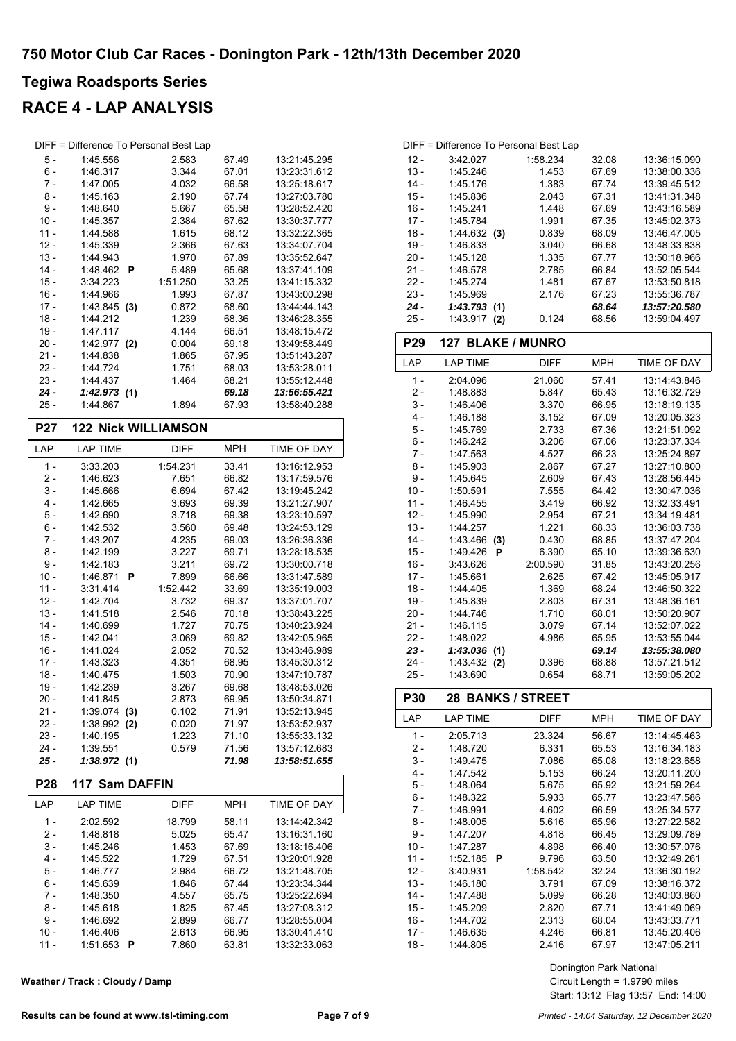# 750 Motor Club Car Races - Donington Park - 12th/13th December 2020

## Tegiwa Roadsports Series

## RACE 4 - LAP ANALYSIS

DIFF = Difference To Personal Best Lap

| LAP | LAP TIME | DIFF | MPH | TIME OF DAY |
|---|---|---|---|---|
| 5 - | 1:45.556 | 2.583 | 67.49 | 13:21:45.295 |
| 6 - | 1:46.317 | 3.344 | 67.01 | 13:23:31.612 |
| 7 - | 1:47.005 | 4.032 | 66.58 | 13:25:18.617 |
| 8 - | 1:45.163 | 2.190 | 67.74 | 13:27:03.780 |
| 9 - | 1:48.640 | 5.667 | 65.58 | 13:28:52.420 |
| 10 - | 1:45.357 | 2.384 | 67.62 | 13:30:37.777 |
| 11 - | 1:44.588 | 1.615 | 68.12 | 13:32:22.365 |
| 12 - | 1:45.339 | 2.366 | 67.63 | 13:34:07.704 |
| 13 - | 1:44.943 | 1.970 | 67.89 | 13:35:52.647 |
| 14 - | 1:48.462 **P** | 5.489 | 65.68 | 13:37:41.109 |
| 15 - | 3:34.223 | 1:51.250 | 33.25 | 13:41:15.332 |
| 16 - | 1:44.966 | 1.993 | 67.87 | 13:43:00.298 |
| 17 - | 1:43.845 **(3)** | 0.872 | 68.60 | 13:44:44.143 |
| 18 - | 1:44.212 | 1.239 | 68.36 | 13:46:28.355 |
| 19 - | 1:47.117 | 4.144 | 66.51 | 13:48:15.472 |
| 20 - | 1:42.977 **(2)** | 0.004 | 69.18 | 13:49:58.449 |
| 21 - | 1:44.838 | 1.865 | 67.95 | 13:51:43.287 |
| 22 - | 1:44.724 | 1.751 | 68.03 | 13:53:28.011 |
| 23 - | 1:44.437 | 1.464 | 68.21 | 13:55:12.448 |
| *24 -* | *1:42.973* **(1)** | | *69.18* | *13:56:55.421* |
| 25 - | 1:44.867 | 1.894 | 67.93 | 13:58:40.288 |

### P27 122 Nick WILLIAMSON

| LAP | LAP TIME | DIFF | MPH | TIME OF DAY |
|---|---|---|---|---|
| 1 - | 3:33.203 | 1:54.231 | 33.41 | 13:16:12.953 |
| 2 - | 1:46.623 | 7.651 | 66.82 | 13:17:59.576 |
| 3 - | 1:45.666 | 6.694 | 67.42 | 13:19:45.242 |
| 4 - | 1:42.665 | 3.693 | 69.39 | 13:21:27.907 |
| 5 - | 1:42.690 | 3.718 | 69.38 | 13:23:10.597 |
| 6 - | 1:42.532 | 3.560 | 69.48 | 13:24:53.129 |
| 7 - | 1:43.207 | 4.235 | 69.03 | 13:26:36.336 |
| 8 - | 1:42.199 | 3.227 | 69.71 | 13:28:18.535 |
| 9 - | 1:42.183 | 3.211 | 69.72 | 13:30:00.718 |
| 10 - | 1:46.871 **P** | 7.899 | 66.66 | 13:31:47.589 |
| 11 - | 3:31.414 | 1:52.442 | 33.69 | 13:35:19.003 |
| 12 - | 1:42.704 | 3.732 | 69.37 | 13:37:01.707 |
| 13 - | 1:41.518 | 2.546 | 70.18 | 13:38:43.225 |
| 14 - | 1:40.699 | 1.727 | 70.75 | 13:40:23.924 |
| 15 - | 1:42.041 | 3.069 | 69.82 | 13:42:05.965 |
| 16 - | 1:41.024 | 2.052 | 70.52 | 13:43:46.989 |
| 17 - | 1:43.323 | 4.351 | 68.95 | 13:45:30.312 |
| 18 - | 1:40.475 | 1.503 | 70.90 | 13:47:10.787 |
| 19 - | 1:42.239 | 3.267 | 69.68 | 13:48:53.026 |
| 20 - | 1:41.845 | 2.873 | 69.95 | 13:50:34.871 |
| 21 - | 1:39.074 **(3)** | 0.102 | 71.91 | 13:52:13.945 |
| 22 - | 1:38.992 **(2)** | 0.020 | 71.97 | 13:53:52.937 |
| 23 - | 1:40.195 | 1.223 | 71.10 | 13:55:33.132 |
| 24 - | 1:39.551 | 0.579 | 71.56 | 13:57:12.683 |
| *25 -* | *1:38.972* **(1)** | | *71.98* | *13:58:51.655* |

### P28 117 Sam DAFFIN

| LAP | LAP TIME | DIFF | MPH | TIME OF DAY |
|---|---|---|---|---|
| 1 - | 2:02.592 | 18.799 | 58.11 | 13:14:42.342 |
| 2 - | 1:48.818 | 5.025 | 65.47 | 13:16:31.160 |
| 3 - | 1:45.246 | 1.453 | 67.69 | 13:18:16.406 |
| 4 - | 1:45.522 | 1.729 | 67.51 | 13:20:01.928 |
| 5 - | 1:46.777 | 2.984 | 66.72 | 13:21:48.705 |
| 6 - | 1:45.639 | 1.846 | 67.44 | 13:23:34.344 |
| 7 - | 1:48.350 | 4.557 | 65.75 | 13:25:22.694 |
| 8 - | 1:45.618 | 1.825 | 67.45 | 13:27:08.312 |
| 9 - | 1:46.692 | 2.899 | 66.77 | 13:28:55.004 |
| 10 - | 1:46.406 | 2.613 | 66.95 | 13:30:41.410 |
| 11 - | 1:51.653 **P** | 7.860 | 63.81 | 13:32:33.063 |
| 12 - | 3:42.027 | 1:58.234 | 32.08 | 13:36:15.090 |
| 13 - | 1:45.246 | 1.453 | 67.69 | 13:38:00.336 |
| 14 - | 1:45.176 | 1.383 | 67.74 | 13:39:45.512 |
| 15 - | 1:45.836 | 2.043 | 67.31 | 13:41:31.348 |
| 16 - | 1:45.241 | 1.448 | 67.69 | 13:43:16.589 |
| 17 - | 1:45.784 | 1.991 | 67.35 | 13:45:02.373 |
| 18 - | 1:44.632 **(3)** | 0.839 | 68.09 | 13:46:47.005 |
| 19 - | 1:46.833 | 3.040 | 66.68 | 13:48:33.838 |
| 20 - | 1:45.128 | 1.335 | 67.77 | 13:50:18.966 |
| 21 - | 1:46.578 | 2.785 | 66.84 | 13:52:05.544 |
| 22 - | 1:45.274 | 1.481 | 67.67 | 13:53:50.818 |
| 23 - | 1:45.969 | 2.176 | 67.23 | 13:55:36.787 |
| *24 -* | *1:43.793* **(1)** | | *68.64* | *13:57:20.580* |
| 25 - | 1:43.917 **(2)** | 0.124 | 68.56 | 13:59:04.497 |

### P29 127 BLAKE / MUNRO

| LAP | LAP TIME | DIFF | MPH | TIME OF DAY |
|---|---|---|---|---|
| 1 - | 2:04.096 | 21.060 | 57.41 | 13:14:43.846 |
| 2 - | 1:48.883 | 5.847 | 65.43 | 13:16:32.729 |
| 3 - | 1:46.406 | 3.370 | 66.95 | 13:18:19.135 |
| 4 - | 1:46.188 | 3.152 | 67.09 | 13:20:05.323 |
| 5 - | 1:45.769 | 2.733 | 67.36 | 13:21:51.092 |
| 6 - | 1:46.242 | 3.206 | 67.06 | 13:23:37.334 |
| 7 - | 1:47.563 | 4.527 | 66.23 | 13:25:24.897 |
| 8 - | 1:45.903 | 2.867 | 67.27 | 13:27:10.800 |
| 9 - | 1:45.645 | 2.609 | 67.43 | 13:28:56.445 |
| 10 - | 1:50.591 | 7.555 | 64.42 | 13:30:47.036 |
| 11 - | 1:46.455 | 3.419 | 66.92 | 13:32:33.491 |
| 12 - | 1:45.990 | 2.954 | 67.21 | 13:34:19.481 |
| 13 - | 1:44.257 | 1.221 | 68.33 | 13:36:03.738 |
| 14 - | 1:43.466 **(3)** | 0.430 | 68.85 | 13:37:47.204 |
| 15 - | 1:49.426 **P** | 6.390 | 65.10 | 13:39:36.630 |
| 16 - | 3:43.626 | 2:00.590 | 31.85 | 13:43:20.256 |
| 17 - | 1:45.661 | 2.625 | 67.42 | 13:45:05.917 |
| 18 - | 1:44.405 | 1.369 | 68.24 | 13:46:50.322 |
| 19 - | 1:45.839 | 2.803 | 67.31 | 13:48:36.161 |
| 20 - | 1:44.746 | 1.710 | 68.01 | 13:50:20.907 |
| 21 - | 1:46.115 | 3.079 | 67.14 | 13:52:07.022 |
| 22 - | 1:48.022 | 4.986 | 65.95 | 13:53:55.044 |
| *23 -* | *1:43.036* **(1)** | | *69.14* | *13:55:38.080* |
| 24 - | 1:43.432 **(2)** | 0.396 | 68.88 | 13:57:21.512 |
| 25 - | 1:43.690 | 0.654 | 68.71 | 13:59:05.202 |

### P30 28 BANKS / STREET

| LAP | LAP TIME | DIFF | MPH | TIME OF DAY |
|---|---|---|---|---|
| 1 - | 2:05.713 | 23.324 | 56.67 | 13:14:45.463 |
| 2 - | 1:48.720 | 6.331 | 65.53 | 13:16:34.183 |
| 3 - | 1:49.475 | 7.086 | 65.08 | 13:18:23.658 |
| 4 - | 1:47.542 | 5.153 | 66.24 | 13:20:11.200 |
| 5 - | 1:48.064 | 5.675 | 65.92 | 13:21:59.264 |
| 6 - | 1:48.322 | 5.933 | 65.77 | 13:23:47.586 |
| 7 - | 1:46.991 | 4.602 | 66.59 | 13:25:34.577 |
| 8 - | 1:48.005 | 5.616 | 65.96 | 13:27:22.582 |
| 9 - | 1:47.207 | 4.818 | 66.45 | 13:29:09.789 |
| 10 - | 1:47.287 | 4.898 | 66.40 | 13:30:57.076 |
| 11 - | 1:52.185 **P** | 9.796 | 63.50 | 13:32:49.261 |
| 12 - | 3:40.931 | 1:58.542 | 32.24 | 13:36:30.192 |
| 13 - | 1:46.180 | 3.791 | 67.09 | 13:38:16.372 |
| 14 - | 1:47.488 | 5.099 | 66.28 | 13:40:03.860 |
| 15 - | 1:45.209 | 2.820 | 67.71 | 13:41:49.069 |
| 16 - | 1:44.702 | 2.313 | 68.04 | 13:43:33.771 |
| 17 - | 1:46.635 | 4.246 | 66.81 | 13:45:20.406 |
| 18 - | 1:44.805 | 2.416 | 67.97 | 13:47:05.211 |

Weather / Track : Cloudy / Damp

Donington Park National
Circuit Length = 1.9790 miles
Start: 13:12 Flag 13:57 End: 14:00

Results can be found at www.tsl-timing.com

Printed - 14:04 Saturday, 12 December 2020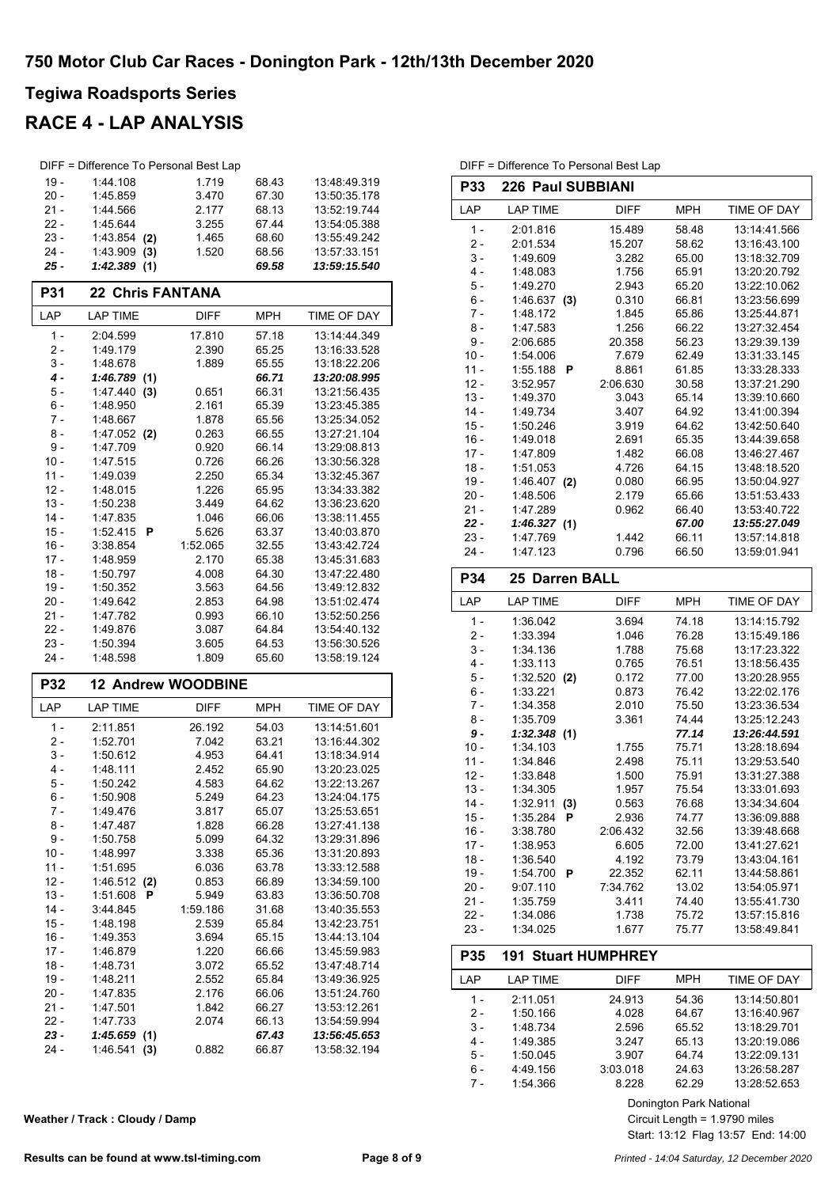# 750 Motor Club Car Races - Donington Park - 12th/13th December 2020

## Tegiwa Roadsports Series

## RACE 4 - LAP ANALYSIS

DIFF = Difference To Personal Best Lap

| LAP | LAP TIME | DIFF | MPH | TIME OF DAY |
|---|---|---|---|---|
| 19 - | 1:44.108 | 1.719 | 68.43 | 13:48:49.319 |
| 20 - | 1:45.859 | 3.470 | 67.30 | 13:50:35.178 |
| 21 - | 1:44.566 | 2.177 | 68.13 | 13:52:19.744 |
| 22 - | 1:45.644 | 3.255 | 67.44 | 13:54:05.388 |
| 23 - | 1:43.854 (2) | 1.465 | 68.60 | 13:55:49.242 |
| 24 - | 1:43.909 (3) | 1.520 | 68.56 | 13:57:33.151 |
| *25 -* | *1:42.389 (1)* | | *69.58* | *13:59:15.540* |

### P31 22 Chris FANTANA

| LAP | LAP TIME | DIFF | MPH | TIME OF DAY |
|---|---|---|---|---|
| 1 - | 2:04.599 | 17.810 | 57.18 | 13:14:44.349 |
| 2 - | 1:49.179 | 2.390 | 65.25 | 13:16:33.528 |
| 3 - | 1:48.678 | 1.889 | 65.55 | 13:18:22.206 |
| *4 -* | *1:46.789 (1)* | | *66.71* | *13:20:08.995* |
| 5 - | 1:47.440 (3) | 0.651 | 66.31 | 13:21:56.435 |
| 6 - | 1:48.950 | 2.161 | 65.39 | 13:23:45.385 |
| 7 - | 1:48.667 | 1.878 | 65.56 | 13:25:34.052 |
| 8 - | 1:47.052 (2) | 0.263 | 66.55 | 13:27:21.104 |
| 9 - | 1:47.709 | 0.920 | 66.14 | 13:29:08.813 |
| 10 - | 1:47.515 | 0.726 | 66.26 | 13:30:56.328 |
| 11 - | 1:49.039 | 2.250 | 65.34 | 13:32:45.367 |
| 12 - | 1:48.015 | 1.226 | 65.95 | 13:34:33.382 |
| 13 - | 1:50.238 | 3.449 | 64.62 | 13:36:23.620 |
| 14 - | 1:47.835 | 1.046 | 66.06 | 13:38:11.455 |
| 15 - | 1:52.415 **P** | 5.626 | 63.37 | 13:40:03.870 |
| 16 - | 3:38.854 | 1:52.065 | 32.55 | 13:43:42.724 |
| 17 - | 1:48.959 | 2.170 | 65.38 | 13:45:31.683 |
| 18 - | 1:50.797 | 4.008 | 64.30 | 13:47:22.480 |
| 19 - | 1:50.352 | 3.563 | 64.56 | 13:49:12.832 |
| 20 - | 1:49.642 | 2.853 | 64.98 | 13:51:02.474 |
| 21 - | 1:47.782 | 0.993 | 66.10 | 13:52:50.256 |
| 22 - | 1:49.876 | 3.087 | 64.84 | 13:54:40.132 |
| 23 - | 1:50.394 | 3.605 | 64.53 | 13:56:30.526 |
| 24 - | 1:48.598 | 1.809 | 65.60 | 13:58:19.124 |

### P32 12 Andrew WOODBINE

| LAP | LAP TIME | DIFF | MPH | TIME OF DAY |
|---|---|---|---|---|
| 1 - | 2:11.851 | 26.192 | 54.03 | 13:14:51.601 |
| 2 - | 1:52.701 | 7.042 | 63.21 | 13:16:44.302 |
| 3 - | 1:50.612 | 4.953 | 64.41 | 13:18:34.914 |
| 4 - | 1:48.111 | 2.452 | 65.90 | 13:20:23.025 |
| 5 - | 1:50.242 | 4.583 | 64.62 | 13:22:13.267 |
| 6 - | 1:50.908 | 5.249 | 64.23 | 13:24:04.175 |
| 7 - | 1:49.476 | 3.817 | 65.07 | 13:25:53.651 |
| 8 - | 1:47.487 | 1.828 | 66.28 | 13:27:41.138 |
| 9 - | 1:50.758 | 5.099 | 64.32 | 13:29:31.896 |
| 10 - | 1:48.997 | 3.338 | 65.36 | 13:31:20.893 |
| 11 - | 1:51.695 | 6.036 | 63.78 | 13:33:12.588 |
| 12 - | 1:46.512 (2) | 0.853 | 66.89 | 13:34:59.100 |
| 13 - | 1:51.608 **P** | 5.949 | 63.83 | 13:36:50.708 |
| 14 - | 3:44.845 | 1:59.186 | 31.68 | 13:40:35.553 |
| 15 - | 1:48.198 | 2.539 | 65.84 | 13:42:23.751 |
| 16 - | 1:49.353 | 3.694 | 65.15 | 13:44:13.104 |
| 17 - | 1:46.879 | 1.220 | 66.66 | 13:45:59.983 |
| 18 - | 1:48.731 | 3.072 | 65.52 | 13:47:48.714 |
| 19 - | 1:48.211 | 2.552 | 65.84 | 13:49:36.925 |
| 20 - | 1:47.835 | 2.176 | 66.06 | 13:51:24.760 |
| 21 - | 1:47.501 | 1.842 | 66.27 | 13:53:12.261 |
| 22 - | 1:47.733 | 2.074 | 66.13 | 13:54:59.994 |
| *23 -* | *1:45.659 (1)* | | *67.43* | *13:56:45.653* |
| 24 - | 1:46.541 (3) | 0.882 | 66.87 | 13:58:32.194 |

DIFF = Difference To Personal Best Lap

### P33 226 Paul SUBBIANI

| LAP | LAP TIME | DIFF | MPH | TIME OF DAY |
|---|---|---|---|---|
| 1 - | 2:01.816 | 15.489 | 58.48 | 13:14:41.566 |
| 2 - | 2:01.534 | 15.207 | 58.62 | 13:16:43.100 |
| 3 - | 1:49.609 | 3.282 | 65.00 | 13:18:32.709 |
| 4 - | 1:48.083 | 1.756 | 65.91 | 13:20:20.792 |
| 5 - | 1:49.270 | 2.943 | 65.20 | 13:22:10.062 |
| 6 - | 1:46.637 (3) | 0.310 | 66.81 | 13:23:56.699 |
| 7 - | 1:48.172 | 1.845 | 65.86 | 13:25:44.871 |
| 8 - | 1:47.583 | 1.256 | 66.22 | 13:27:32.454 |
| 9 - | 2:06.685 | 20.358 | 56.23 | 13:29:39.139 |
| 10 - | 1:54.006 | 7.679 | 62.49 | 13:31:33.145 |
| 11 - | 1:55.188 **P** | 8.861 | 61.85 | 13:33:28.333 |
| 12 - | 3:52.957 | 2:06.630 | 30.58 | 13:37:21.290 |
| 13 - | 1:49.370 | 3.043 | 65.14 | 13:39:10.660 |
| 14 - | 1:49.734 | 3.407 | 64.92 | 13:41:00.394 |
| 15 - | 1:50.246 | 3.919 | 64.62 | 13:42:50.640 |
| 16 - | 1:49.018 | 2.691 | 65.35 | 13:44:39.658 |
| 17 - | 1:47.809 | 1.482 | 66.08 | 13:46:27.467 |
| 18 - | 1:51.053 | 4.726 | 64.15 | 13:48:18.520 |
| 19 - | 1:46.407 (2) | 0.080 | 66.95 | 13:50:04.927 |
| 20 - | 1:48.506 | 2.179 | 65.66 | 13:51:53.433 |
| 21 - | 1:47.289 | 0.962 | 66.40 | 13:53:40.722 |
| *22 -* | *1:46.327 (1)* | | *67.00* | *13:55:27.049* |
| 23 - | 1:47.769 | 1.442 | 66.11 | 13:57:14.818 |
| 24 - | 1:47.123 | 0.796 | 66.50 | 13:59:01.941 |

### P34 25 Darren BALL

| LAP | LAP TIME | DIFF | MPH | TIME OF DAY |
|---|---|---|---|---|
| 1 - | 1:36.042 | 3.694 | 74.18 | 13:14:15.792 |
| 2 - | 1:33.394 | 1.046 | 76.28 | 13:15:49.186 |
| 3 - | 1:34.136 | 1.788 | 75.68 | 13:17:23.322 |
| 4 - | 1:33.113 | 0.765 | 76.51 | 13:18:56.435 |
| 5 - | 1:32.520 (2) | 0.172 | 77.00 | 13:20:28.955 |
| 6 - | 1:33.221 | 0.873 | 76.42 | 13:22:02.176 |
| 7 - | 1:34.358 | 2.010 | 75.50 | 13:23:36.534 |
| 8 - | 1:35.709 | 3.361 | 74.44 | 13:25:12.243 |
| *9 -* | *1:32.348 (1)* | | *77.14* | *13:26:44.591* |
| 10 - | 1:34.103 | 1.755 | 75.71 | 13:28:18.694 |
| 11 - | 1:34.846 | 2.498 | 75.11 | 13:29:53.540 |
| 12 - | 1:33.848 | 1.500 | 75.91 | 13:31:27.388 |
| 13 - | 1:34.305 | 1.957 | 75.54 | 13:33:01.693 |
| 14 - | 1:32.911 (3) | 0.563 | 76.68 | 13:34:34.604 |
| 15 - | 1:35.284 **P** | 2.936 | 74.77 | 13:36:09.888 |
| 16 - | 3:38.780 | 2:06.432 | 32.56 | 13:39:48.668 |
| 17 - | 1:38.953 | 6.605 | 72.00 | 13:41:27.621 |
| 18 - | 1:36.540 | 4.192 | 73.79 | 13:43:04.161 |
| 19 - | 1:54.700 **P** | 22.352 | 62.11 | 13:44:58.861 |
| 20 - | 9:07.110 | 7:34.762 | 13.02 | 13:54:05.971 |
| 21 - | 1:35.759 | 3.411 | 74.40 | 13:55:41.730 |
| 22 - | 1:34.086 | 1.738 | 75.72 | 13:57:15.816 |
| 23 - | 1:34.025 | 1.677 | 75.77 | 13:58:49.841 |

### P35 191 Stuart HUMPHREY

| LAP | LAP TIME | DIFF | MPH | TIME OF DAY |
|---|---|---|---|---|
| 1 - | 2:11.051 | 24.913 | 54.36 | 13:14:50.801 |
| 2 - | 1:50.166 | 4.028 | 64.67 | 13:16:40.967 |
| 3 - | 1:48.734 | 2.596 | 65.52 | 13:18:29.701 |
| 4 - | 1:49.385 | 3.247 | 65.13 | 13:20:19.086 |
| 5 - | 1:50.045 | 3.907 | 64.74 | 13:22:09.131 |
| 6 - | 4:49.156 | 3:03.018 | 24.63 | 13:26:58.287 |
| 7 - | 1:54.366 | 8.228 | 62.29 | 13:28:52.653 |

**Weather / Track : Cloudy / Damp**

Donington Park National
Circuit Length = 1.9790 miles
Start: 13:12 Flag 13:57 End: 14:00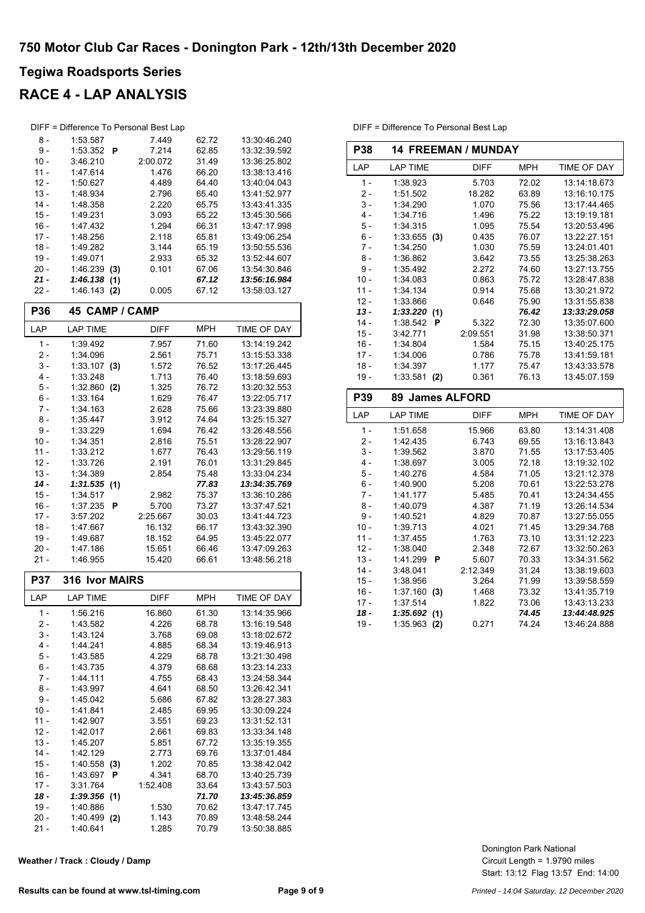# 750 Motor Club Car Races - Donington Park - 12th/13th December 2020

## Tegiwa Roadsports Series

## RACE 4 - LAP ANALYSIS

DIFF = Difference To Personal Best Lap

| LAP | LAP TIME | DIFF | MPH | TIME OF DAY |
|---|---|---|---|---|
| 8 - | 1:53.587 | 7.449 | 62.72 | 13:30:46.240 |
| 9 - | 1:53.352 **P** | 7.214 | 62.85 | 13:32:39.592 |
| 10 - | 3:46.210 | 2:00.072 | 31.49 | 13:36:25.802 |
| 11 - | 1:47.614 | 1.476 | 66.20 | 13:38:13.416 |
| 12 - | 1:50.627 | 4.489 | 64.40 | 13:40:04.043 |
| 13 - | 1:48.934 | 2.796 | 65.40 | 13:41:52.977 |
| 14 - | 1:48.358 | 2.220 | 65.75 | 13:43:41.335 |
| 15 - | 1:49.231 | 3.093 | 65.22 | 13:45:30.566 |
| 16 - | 1:47.432 | 1.294 | 66.31 | 13:47:17.998 |
| 17 - | 1:48.256 | 2.118 | 65.81 | 13:49:06.254 |
| 18 - | 1:49.282 | 3.144 | 65.19 | 13:50:55.536 |
| 19 - | 1:49.071 | 2.933 | 65.32 | 13:52:44.607 |
| 20 - | 1:46.239 **(3)** | 0.101 | 67.06 | 13:54:30.846 |
| ***21 -*** | ***1:46.138*** **(1)** | | ***67.12*** | ***13:56:16.984*** |
| 22 - | 1:46.143 **(2)** | 0.005 | 67.12 | 13:58:03.127 |

### P36 45 CAMP / CAMP

| LAP | LAP TIME | DIFF | MPH | TIME OF DAY |
|---|---|---|---|---|
| 1 - | 1:39.492 | 7.957 | 71.60 | 13:14:19.242 |
| 2 - | 1:34.096 | 2.561 | 75.71 | 13:15:53.338 |
| 3 - | 1:33.107 **(3)** | 1.572 | 76.52 | 13:17:26.445 |
| 4 - | 1:33.248 | 1.713 | 76.40 | 13:18:59.693 |
| 5 - | 1:32.860 **(2)** | 1.325 | 76.72 | 13:20:32.553 |
| 6 - | 1:33.164 | 1.629 | 76.47 | 13:22:05.717 |
| 7 - | 1:34.163 | 2.628 | 75.66 | 13:23:39.880 |
| 8 - | 1:35.447 | 3.912 | 74.64 | 13:25:15.327 |
| 9 - | 1:33.229 | 1.694 | 76.42 | 13:26:48.556 |
| 10 - | 1:34.351 | 2.816 | 75.51 | 13:28:22.907 |
| 11 - | 1:33.212 | 1.677 | 76.43 | 13:29:56.119 |
| 12 - | 1:33.726 | 2.191 | 76.01 | 13:31:29.845 |
| 13 - | 1:34.389 | 2.854 | 75.48 | 13:33:04.234 |
| ***14 -*** | ***1:31.535*** **(1)** | | ***77.83*** | ***13:34:35.769*** |
| 15 - | 1:34.517 | 2.982 | 75.37 | 13:36:10.286 |
| 16 - | 1:37.235 **P** | 5.700 | 73.27 | 13:37:47.521 |
| 17 - | 3:57.202 | 2:25.667 | 30.03 | 13:41:44.723 |
| 18 - | 1:47.667 | 16.132 | 66.17 | 13:43:32.390 |
| 19 - | 1:49.687 | 18.152 | 64.95 | 13:45:22.077 |
| 20 - | 1:47.186 | 15.651 | 66.46 | 13:47:09.263 |
| 21 - | 1:46.955 | 15.420 | 66.61 | 13:48:56.218 |

### P37 316 Ivor MAIRS

| LAP | LAP TIME | DIFF | MPH | TIME OF DAY |
|---|---|---|---|---|
| 1 - | 1:56.216 | 16.860 | 61.30 | 13:14:35.966 |
| 2 - | 1:43.582 | 4.226 | 68.78 | 13:16:19.548 |
| 3 - | 1:43.124 | 3.768 | 69.08 | 13:18:02.672 |
| 4 - | 1:44.241 | 4.885 | 68.34 | 13:19:46.913 |
| 5 - | 1:43.585 | 4.229 | 68.78 | 13:21:30.498 |
| 6 - | 1:43.735 | 4.379 | 68.68 | 13:23:14.233 |
| 7 - | 1:44.111 | 4.755 | 68.43 | 13:24:58.344 |
| 8 - | 1:43.997 | 4.641 | 68.50 | 13:26:42.341 |
| 9 - | 1:45.042 | 5.686 | 67.82 | 13:28:27.383 |
| 10 - | 1:41.841 | 2.485 | 69.95 | 13:30:09.224 |
| 11 - | 1:42.907 | 3.551 | 69.23 | 13:31:52.131 |
| 12 - | 1:42.017 | 2.661 | 69.83 | 13:33:34.148 |
| 13 - | 1:45.207 | 5.851 | 67.72 | 13:35:19.355 |
| 14 - | 1:42.129 | 2.773 | 69.76 | 13:37:01.484 |
| 15 - | 1:40.558 **(3)** | 1.202 | 70.85 | 13:38:42.042 |
| 16 - | 1:43.697 **P** | 4.341 | 68.70 | 13:40:25.739 |
| 17 - | 3:31.764 | 1:52.408 | 33.64 | 13:43:57.503 |
| ***18 -*** | ***1:39.356*** **(1)** | | ***71.70*** | ***13:45:36.859*** |
| 19 - | 1:40.886 | 1.530 | 70.62 | 13:47:17.745 |
| 20 - | 1:40.499 **(2)** | 1.143 | 70.89 | 13:48:58.244 |
| 21 - | 1:40.641 | 1.285 | 70.79 | 13:50:38.885 |

DIFF = Difference To Personal Best Lap

### P38 14 FREEMAN / MUNDAY

| LAP | LAP TIME | DIFF | MPH | TIME OF DAY |
|---|---|---|---|---|
| 1 - | 1:38.923 | 5.703 | 72.02 | 13:14:18.673 |
| 2 - | 1:51.502 | 18.282 | 63.89 | 13:16:10.175 |
| 3 - | 1:34.290 | 1.070 | 75.56 | 13:17:44.465 |
| 4 - | 1:34.716 | 1.496 | 75.22 | 13:19:19.181 |
| 5 - | 1:34.315 | 1.095 | 75.54 | 13:20:53.496 |
| 6 - | 1:33.655 **(3)** | 0.435 | 76.07 | 13:22:27.151 |
| 7 - | 1:34.250 | 1.030 | 75.59 | 13:24:01.401 |
| 8 - | 1:36.862 | 3.642 | 73.55 | 13:25:38.263 |
| 9 - | 1:35.492 | 2.272 | 74.60 | 13:27:13.755 |
| 10 - | 1:34.083 | 0.863 | 75.72 | 13:28:47.838 |
| 11 - | 1:34.134 | 0.914 | 75.68 | 13:30:21.972 |
| 12 - | 1:33.866 | 0.646 | 75.90 | 13:31:55.838 |
| ***13 -*** | ***1:33.220*** **(1)** | | ***76.42*** | ***13:33:29.058*** |
| 14 - | 1:38.542 **P** | 5.322 | 72.30 | 13:35:07.600 |
| 15 - | 3:42.771 | 2:09.551 | 31.98 | 13:38:50.371 |
| 16 - | 1:34.804 | 1.584 | 75.15 | 13:40:25.175 |
| 17 - | 1:34.006 | 0.786 | 75.78 | 13:41:59.181 |
| 18 - | 1:34.397 | 1.177 | 75.47 | 13:43:33.578 |
| 19 - | 1:33.581 **(2)** | 0.361 | 76.13 | 13:45:07.159 |

### P39 89 James ALFORD

| LAP | LAP TIME | DIFF | MPH | TIME OF DAY |
|---|---|---|---|---|
| 1 - | 1:51.658 | 15.966 | 63.80 | 13:14:31.408 |
| 2 - | 1:42.435 | 6.743 | 69.55 | 13:16:13.843 |
| 3 - | 1:39.562 | 3.870 | 71.55 | 13:17:53.405 |
| 4 - | 1:38.697 | 3.005 | 72.18 | 13:19:32.102 |
| 5 - | 1:40.276 | 4.584 | 71.05 | 13:21:12.378 |
| 6 - | 1:40.900 | 5.208 | 70.61 | 13:22:53.278 |
| 7 - | 1:41.177 | 5.485 | 70.41 | 13:24:34.455 |
| 8 - | 1:40.079 | 4.387 | 71.19 | 13:26:14.534 |
| 9 - | 1:40.521 | 4.829 | 70.87 | 13:27:55.055 |
| 10 - | 1:39.713 | 4.021 | 71.45 | 13:29:34.768 |
| 11 - | 1:37.455 | 1.763 | 73.10 | 13:31:12.223 |
| 12 - | 1:38.040 | 2.348 | 72.67 | 13:32:50.263 |
| 13 - | 1:41.299 **P** | 5.607 | 70.33 | 13:34:31.562 |
| 14 - | 3:48.041 | 2:12.349 | 31.24 | 13:38:19.603 |
| 15 - | 1:38.956 | 3.264 | 71.99 | 13:39:58.559 |
| 16 - | 1:37.160 **(3)** | 1.468 | 73.32 | 13:41:35.719 |
| 17 - | 1:37.514 | 1.822 | 73.06 | 13:43:13.233 |
| ***18 -*** | ***1:35.692*** **(1)** | | ***74.45*** | ***13:44:48.925*** |
| 19 - | 1:35.963 **(2)** | 0.271 | 74.24 | 13:46:24.888 |

**Weather / Track : Cloudy / Damp**

Donington Park National
Circuit Length = 1.9790 miles
Start: 13:12 Flag 13:57 End: 14:00

Results can be found at www.tsl-timing.com

*Printed - 14:04 Saturday, 12 December 2020*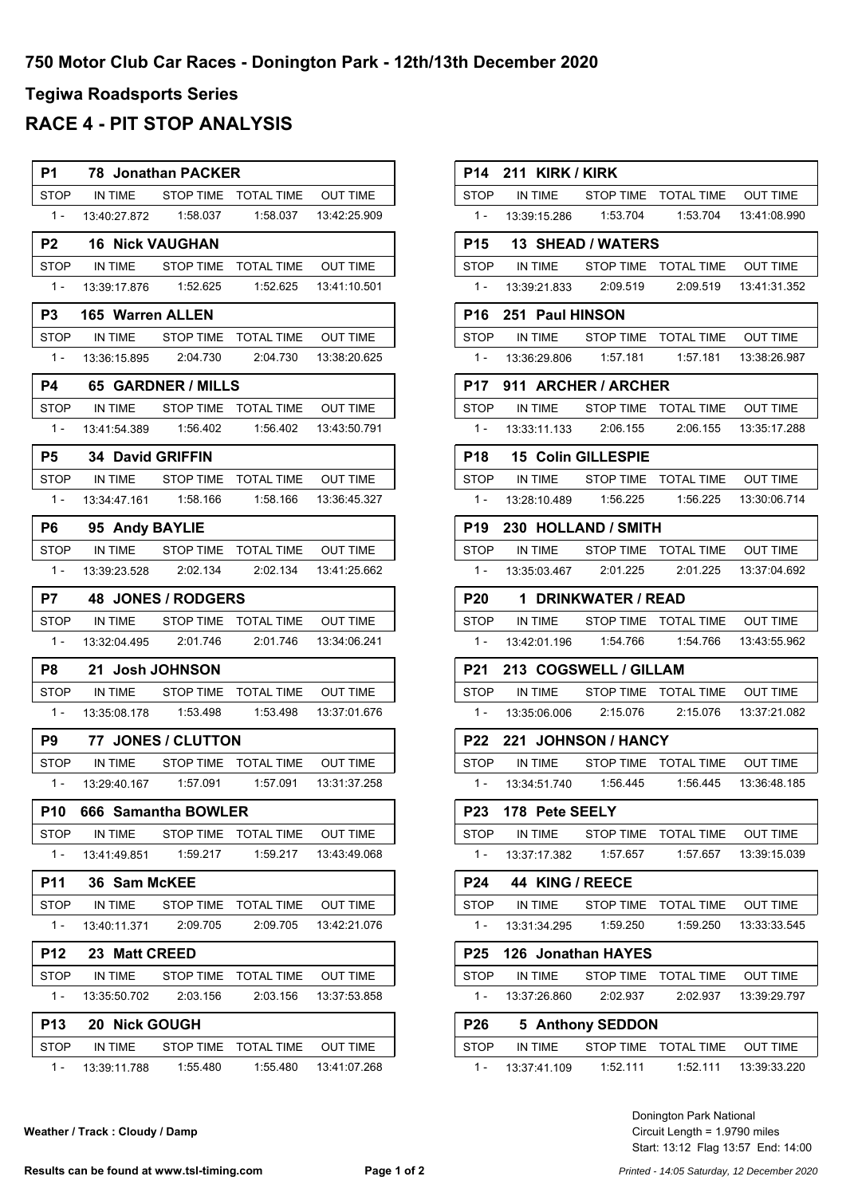# 750 Motor Club Car Races - Donington Park - 12th/13th December 2020

## Tegiwa Roadsports Series

## RACE 4 - PIT STOP ANALYSIS

**P1 78 Jonathan PACKER**

| STOP | IN TIME | STOP TIME | TOTAL TIME | OUT TIME |
|---|---|---|---|---|
| 1 - | 13:40:27.872 | 1:58.037 | 1:58.037 | 13:42:25.909 |

**P2 16 Nick VAUGHAN**

| STOP | IN TIME | STOP TIME | TOTAL TIME | OUT TIME |
|---|---|---|---|---|
| 1 - | 13:39:17.876 | 1:52.625 | 1:52.625 | 13:41:10.501 |

**P3 165 Warren ALLEN**

| STOP | IN TIME | STOP TIME | TOTAL TIME | OUT TIME |
|---|---|---|---|---|
| 1 - | 13:36:15.895 | 2:04.730 | 2:04.730 | 13:38:20.625 |

**P4 65 GARDNER / MILLS**

| STOP | IN TIME | STOP TIME | TOTAL TIME | OUT TIME |
|---|---|---|---|---|
| 1 - | 13:41:54.389 | 1:56.402 | 1:56.402 | 13:43:50.791 |

**P5 34 David GRIFFIN**

| STOP | IN TIME | STOP TIME | TOTAL TIME | OUT TIME |
|---|---|---|---|---|
| 1 - | 13:34:47.161 | 1:58.166 | 1:58.166 | 13:36:45.327 |

**P6 95 Andy BAYLIE**

| STOP | IN TIME | STOP TIME | TOTAL TIME | OUT TIME |
|---|---|---|---|---|
| 1 - | 13:39:23.528 | 2:02.134 | 2:02.134 | 13:41:25.662 |

**P7 48 JONES / RODGERS**

| STOP | IN TIME | STOP TIME | TOTAL TIME | OUT TIME |
|---|---|---|---|---|
| 1 - | 13:32:04.495 | 2:01.746 | 2:01.746 | 13:34:06.241 |

**P8 21 Josh JOHNSON**

| STOP | IN TIME | STOP TIME | TOTAL TIME | OUT TIME |
|---|---|---|---|---|
| 1 - | 13:35:08.178 | 1:53.498 | 1:53.498 | 13:37:01.676 |

**P9 77 JONES / CLUTTON**

| STOP | IN TIME | STOP TIME | TOTAL TIME | OUT TIME |
|---|---|---|---|---|
| 1 - | 13:29:40.167 | 1:57.091 | 1:57.091 | 13:31:37.258 |

**P10 666 Samantha BOWLER**

| STOP | IN TIME | STOP TIME | TOTAL TIME | OUT TIME |
|---|---|---|---|---|
| 1 - | 13:41:49.851 | 1:59.217 | 1:59.217 | 13:43:49.068 |

**P11 36 Sam McKEE**

| STOP | IN TIME | STOP TIME | TOTAL TIME | OUT TIME |
|---|---|---|---|---|
| 1 - | 13:40:11.371 | 2:09.705 | 2:09.705 | 13:42:21.076 |

**P12 23 Matt CREED**

| STOP | IN TIME | STOP TIME | TOTAL TIME | OUT TIME |
|---|---|---|---|---|
| 1 - | 13:35:50.702 | 2:03.156 | 2:03.156 | 13:37:53.858 |

**P13 20 Nick GOUGH**

| STOP | IN TIME | STOP TIME | TOTAL TIME | OUT TIME |
|---|---|---|---|---|
| 1 - | 13:39:11.788 | 1:55.480 | 1:55.480 | 13:41:07.268 |

**P14 211 KIRK / KIRK**

| STOP | IN TIME | STOP TIME | TOTAL TIME | OUT TIME |
|---|---|---|---|---|
| 1 - | 13:39:15.286 | 1:53.704 | 1:53.704 | 13:41:08.990 |

**P15 13 SHEAD / WATERS**

| STOP | IN TIME | STOP TIME | TOTAL TIME | OUT TIME |
|---|---|---|---|---|
| 1 - | 13:39:21.833 | 2:09.519 | 2:09.519 | 13:41:31.352 |

**P16 251 Paul HINSON**

| STOP | IN TIME | STOP TIME | TOTAL TIME | OUT TIME |
|---|---|---|---|---|
| 1 - | 13:36:29.806 | 1:57.181 | 1:57.181 | 13:38:26.987 |

**P17 911 ARCHER / ARCHER**

| STOP | IN TIME | STOP TIME | TOTAL TIME | OUT TIME |
|---|---|---|---|---|
| 1 - | 13:33:11.133 | 2:06.155 | 2:06.155 | 13:35:17.288 |

**P18 15 Colin GILLESPIE**

| STOP | IN TIME | STOP TIME | TOTAL TIME | OUT TIME |
|---|---|---|---|---|
| 1 - | 13:28:10.489 | 1:56.225 | 1:56.225 | 13:30:06.714 |

**P19 230 HOLLAND / SMITH**

| STOP | IN TIME | STOP TIME | TOTAL TIME | OUT TIME |
|---|---|---|---|---|
| 1 - | 13:35:03.467 | 2:01.225 | 2:01.225 | 13:37:04.692 |

**P20 1 DRINKWATER / READ**

| STOP | IN TIME | STOP TIME | TOTAL TIME | OUT TIME |
|---|---|---|---|---|
| 1 - | 13:42:01.196 | 1:54.766 | 1:54.766 | 13:43:55.962 |

**P21 213 COGSWELL / GILLAM**

| STOP | IN TIME | STOP TIME | TOTAL TIME | OUT TIME |
|---|---|---|---|---|
| 1 - | 13:35:06.006 | 2:15.076 | 2:15.076 | 13:37:21.082 |

**P22 221 JOHNSON / HANCY**

| STOP | IN TIME | STOP TIME | TOTAL TIME | OUT TIME |
|---|---|---|---|---|
| 1 - | 13:34:51.740 | 1:56.445 | 1:56.445 | 13:36:48.185 |

**P23 178 Pete SEELY**

| STOP | IN TIME | STOP TIME | TOTAL TIME | OUT TIME |
|---|---|---|---|---|
| 1 - | 13:37:17.382 | 1:57.657 | 1:57.657 | 13:39:15.039 |

**P24 44 KING / REECE**

| STOP | IN TIME | STOP TIME | TOTAL TIME | OUT TIME |
|---|---|---|---|---|
| 1 - | 13:31:34.295 | 1:59.250 | 1:59.250 | 13:33:33.545 |

**P25 126 Jonathan HAYES**

| STOP | IN TIME | STOP TIME | TOTAL TIME | OUT TIME |
|---|---|---|---|---|
| 1 - | 13:37:26.860 | 2:02.937 | 2:02.937 | 13:39:29.797 |

**P26 5 Anthony SEDDON**

| STOP | IN TIME | STOP TIME | TOTAL TIME | OUT TIME |
|---|---|---|---|---|
| 1 - | 13:37:41.109 | 1:52.111 | 1:52.111 | 13:39:33.220 |

**Weather / Track : Cloudy / Damp**

Donington Park National
Circuit Length = 1.9790 miles
Start: 13:12 Flag 13:57 End: 14:00

**Results can be found at www.tsl-timing.com**

*Printed - 14:05 Saturday, 12 December 2020*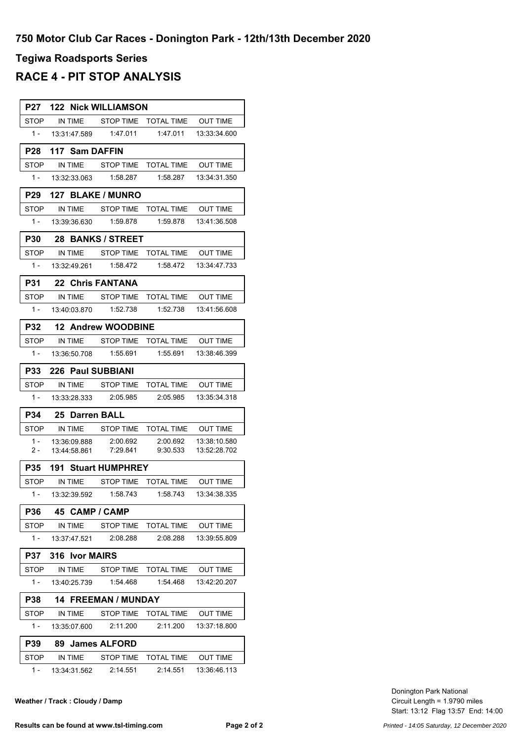## 750 Motor Club Car Races - Donington Park - 12th/13th December 2020

### Tegiwa Roadsports Series

# RACE 4 - PIT STOP ANALYSIS

**P27 122 Nick WILLIAMSON**

| STOP | IN TIME | STOP TIME | TOTAL TIME | OUT TIME |
|---|---|---|---|---|
| 1 - | 13:31:47.589 | 1:47.011 | 1:47.011 | 13:33:34.600 |

**P28 117 Sam DAFFIN**

| STOP | IN TIME | STOP TIME | TOTAL TIME | OUT TIME |
|---|---|---|---|---|
| 1 - | 13:32:33.063 | 1:58.287 | 1:58.287 | 13:34:31.350 |

**P29 127 BLAKE / MUNRO**

| STOP | IN TIME | STOP TIME | TOTAL TIME | OUT TIME |
|---|---|---|---|---|
| 1 - | 13:39:36.630 | 1:59.878 | 1:59.878 | 13:41:36.508 |

**P30 28 BANKS / STREET**

| STOP | IN TIME | STOP TIME | TOTAL TIME | OUT TIME |
|---|---|---|---|---|
| 1 - | 13:32:49.261 | 1:58.472 | 1:58.472 | 13:34:47.733 |

**P31 22 Chris FANTANA**

| STOP | IN TIME | STOP TIME | TOTAL TIME | OUT TIME |
|---|---|---|---|---|
| 1 - | 13:40:03.870 | 1:52.738 | 1:52.738 | 13:41:56.608 |

**P32 12 Andrew WOODBINE**

| STOP | IN TIME | STOP TIME | TOTAL TIME | OUT TIME |
|---|---|---|---|---|
| 1 - | 13:36:50.708 | 1:55.691 | 1:55.691 | 13:38:46.399 |

**P33 226 Paul SUBBIANI**

| STOP | IN TIME | STOP TIME | TOTAL TIME | OUT TIME |
|---|---|---|---|---|
| 1 - | 13:33:28.333 | 2:05.985 | 2:05.985 | 13:35:34.318 |

**P34 25 Darren BALL**

| STOP | IN TIME | STOP TIME | TOTAL TIME | OUT TIME |
|---|---|---|---|---|
| 1 - | 13:36:09.888 | 2:00.692 | 2:00.692 | 13:38:10.580 |
| 2 - | 13:44:58.861 | 7:29.841 | 9:30.533 | 13:52:28.702 |

**P35 191 Stuart HUMPHREY**

| STOP | IN TIME | STOP TIME | TOTAL TIME | OUT TIME |
|---|---|---|---|---|
| 1 - | 13:32:39.592 | 1:58.743 | 1:58.743 | 13:34:38.335 |

**P36 45 CAMP / CAMP**

| STOP | IN TIME | STOP TIME | TOTAL TIME | OUT TIME |
|---|---|---|---|---|
| 1 - | 13:37:47.521 | 2:08.288 | 2:08.288 | 13:39:55.809 |

**P37 316 Ivor MAIRS**

| STOP | IN TIME | STOP TIME | TOTAL TIME | OUT TIME |
|---|---|---|---|---|
| 1 - | 13:40:25.739 | 1:54.468 | 1:54.468 | 13:42:20.207 |

**P38 14 FREEMAN / MUNDAY**

| STOP | IN TIME | STOP TIME | TOTAL TIME | OUT TIME |
|---|---|---|---|---|
| 1 - | 13:35:07.600 | 2:11.200 | 2:11.200 | 13:37:18.800 |

**P39 89 James ALFORD**

| STOP | IN TIME | STOP TIME | TOTAL TIME | OUT TIME |
|---|---|---|---|---|
| 1 - | 13:34:31.562 | 2:14.551 | 2:14.551 | 13:36:46.113 |

**Weather / Track : Cloudy / Damp**

Donington Park National
Circuit Length = 1.9790 miles
Start: 13:12 Flag 13:57 End: 14:00

**Results can be found at www.tsl-timing.com**

*Printed - 14:05 Saturday, 12 December 2020*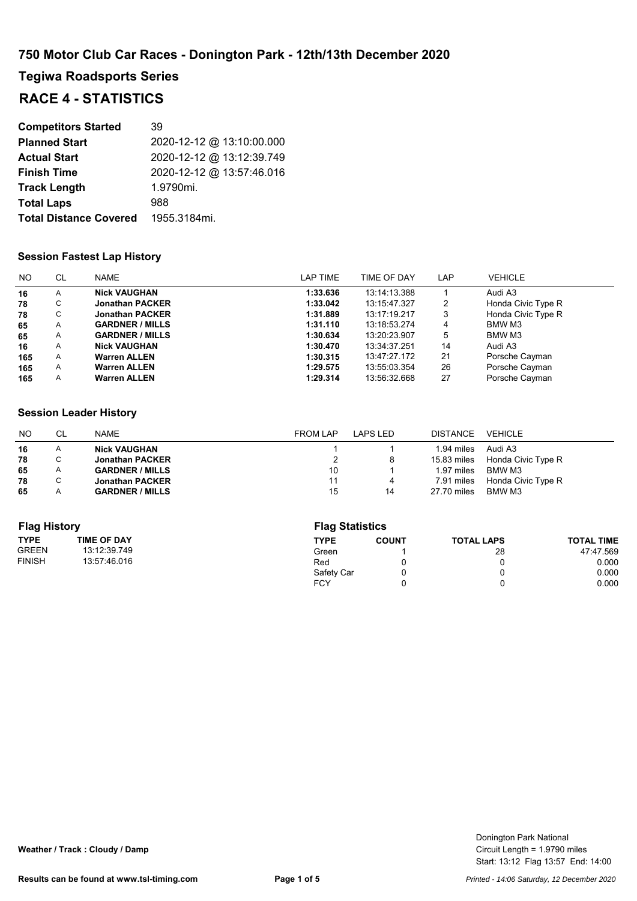## 750 Motor Club Car Races - Donington Park - 12th/13th December 2020

## Tegiwa Roadsports Series

# RACE 4 - STATISTICS

| | |
|---|---|
| **Competitors Started** | 39 |
| **Planned Start** | 2020-12-12 @ 13:10:00.000 |
| **Actual Start** | 2020-12-12 @ 13:12:39.749 |
| **Finish Time** | 2020-12-12 @ 13:57:46.016 |
| **Track Length** | 1.9790mi. |
| **Total Laps** | 988 |
| **Total Distance Covered** | 1955.3184mi. |

### Session Fastest Lap History

| NO | CL | NAME | LAP TIME | TIME OF DAY | LAP | VEHICLE |
|---|---|---|---|---|---|---|
| **16** | A | **Nick VAUGHAN** | **1:33.636** | 13:14:13.388 | 1 | Audi A3 |
| **78** | C | **Jonathan PACKER** | **1:33.042** | 13:15:47.327 | 2 | Honda Civic Type R |
| **78** | C | **Jonathan PACKER** | **1:31.889** | 13:17:19.217 | 3 | Honda Civic Type R |
| **65** | A | **GARDNER / MILLS** | **1:31.110** | 13:18:53.274 | 4 | BMW M3 |
| **65** | A | **GARDNER / MILLS** | **1:30.634** | 13:20:23.907 | 5 | BMW M3 |
| **16** | A | **Nick VAUGHAN** | **1:30.470** | 13:34:37.251 | 14 | Audi A3 |
| **165** | A | **Warren ALLEN** | **1:30.315** | 13:47:27.172 | 21 | Porsche Cayman |
| **165** | A | **Warren ALLEN** | **1:29.575** | 13:55:03.354 | 26 | Porsche Cayman |
| **165** | A | **Warren ALLEN** | **1:29.314** | 13:56:32.668 | 27 | Porsche Cayman |

### Session Leader History

| NO | CL | NAME | FROM LAP | LAPS LED | DISTANCE | VEHICLE |
|---|---|---|---|---|---|---|
| **16** | A | **Nick VAUGHAN** | 1 | 1 | 1.94 miles | Audi A3 |
| **78** | C | **Jonathan PACKER** | 2 | 8 | 15.83 miles | Honda Civic Type R |
| **65** | A | **GARDNER / MILLS** | 10 | 1 | 1.97 miles | BMW M3 |
| **78** | C | **Jonathan PACKER** | 11 | 4 | 7.91 miles | Honda Civic Type R |
| **65** | A | **GARDNER / MILLS** | 15 | 14 | 27.70 miles | BMW M3 |

### Flag History

| TYPE | TIME OF DAY |
|---|---|
| GREEN | 13:12:39.749 |
| FINISH | 13:57:46.016 |

### Flag Statistics

| TYPE | COUNT | TOTAL LAPS | TOTAL TIME |
|---|---|---|---|
| Green | 1 | 28 | 47:47.569 |
| Red | 0 | 0 | 0.000 |
| Safety Car | 0 | 0 | 0.000 |
| FCY | 0 | 0 | 0.000 |

**Weather / Track : Cloudy / Damp**

Donington Park National
Circuit Length = 1.9790 miles
Start: 13:12 Flag 13:57 End: 14:00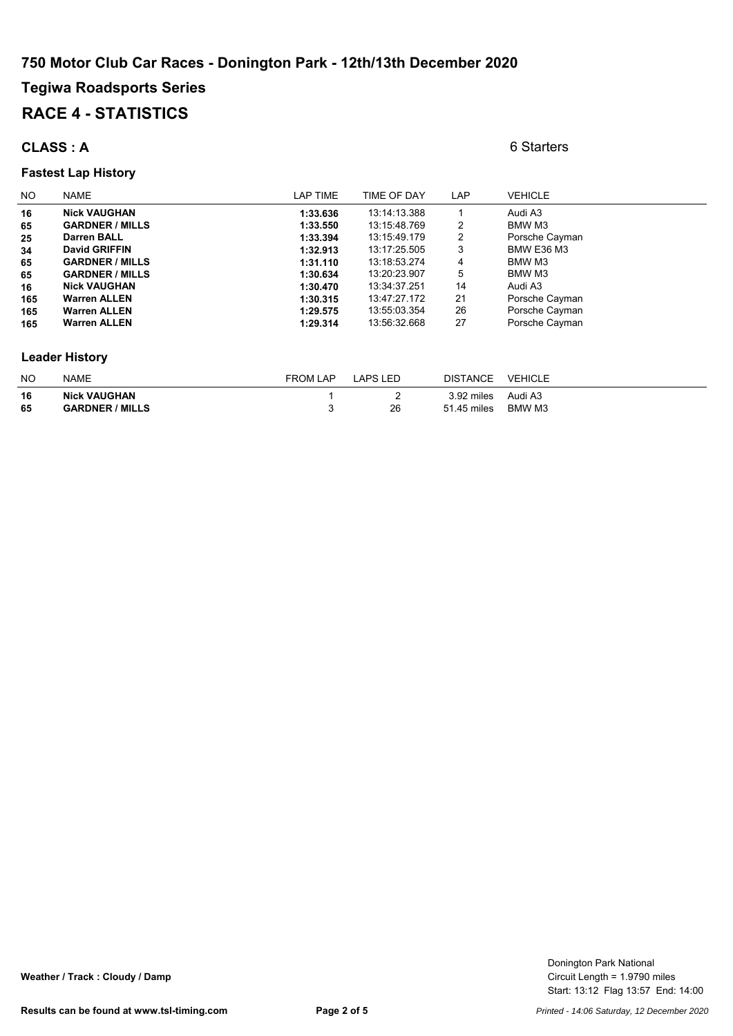# 750 Motor Club Car Races - Donington Park - 12th/13th December 2020

## Tegiwa Roadsports Series

## RACE 4 - STATISTICS

### CLASS : A

6 Starters

### Fastest Lap History

| NO | NAME | LAP TIME | TIME OF DAY | LAP | VEHICLE |
|---|---|---|---|---|---|
| **16** | **Nick VAUGHAN** | **1:33.636** | 13:14:13.388 | 1 | Audi A3 |
| **65** | **GARDNER / MILLS** | **1:33.550** | 13:15:48.769 | 2 | BMW M3 |
| **25** | **Darren BALL** | **1:33.394** | 13:15:49.179 | 2 | Porsche Cayman |
| **34** | **David GRIFFIN** | **1:32.913** | 13:17:25.505 | 3 | BMW E36 M3 |
| **65** | **GARDNER / MILLS** | **1:31.110** | 13:18:53.274 | 4 | BMW M3 |
| **65** | **GARDNER / MILLS** | **1:30.634** | 13:20:23.907 | 5 | BMW M3 |
| **16** | **Nick VAUGHAN** | **1:30.470** | 13:34:37.251 | 14 | Audi A3 |
| **165** | **Warren ALLEN** | **1:30.315** | 13:47:27.172 | 21 | Porsche Cayman |
| **165** | **Warren ALLEN** | **1:29.575** | 13:55:03.354 | 26 | Porsche Cayman |
| **165** | **Warren ALLEN** | **1:29.314** | 13:56:32.668 | 27 | Porsche Cayman |

### Leader History

| NO | NAME | FROM LAP | LAPS LED | DISTANCE | VEHICLE |
|---|---|---|---|---|---|
| **16** | **Nick VAUGHAN** | 1 | 2 | 3.92 miles | Audi A3 |
| **65** | **GARDNER / MILLS** | 3 | 26 | 51.45 miles | BMW M3 |

**Weather / Track : Cloudy / Damp**

Donington Park National
Circuit Length = 1.9790 miles
Start: 13:12 Flag 13:57 End: 14:00

**Results can be found at www.tsl-timing.com**

*Printed - 14:06 Saturday, 12 December 2020*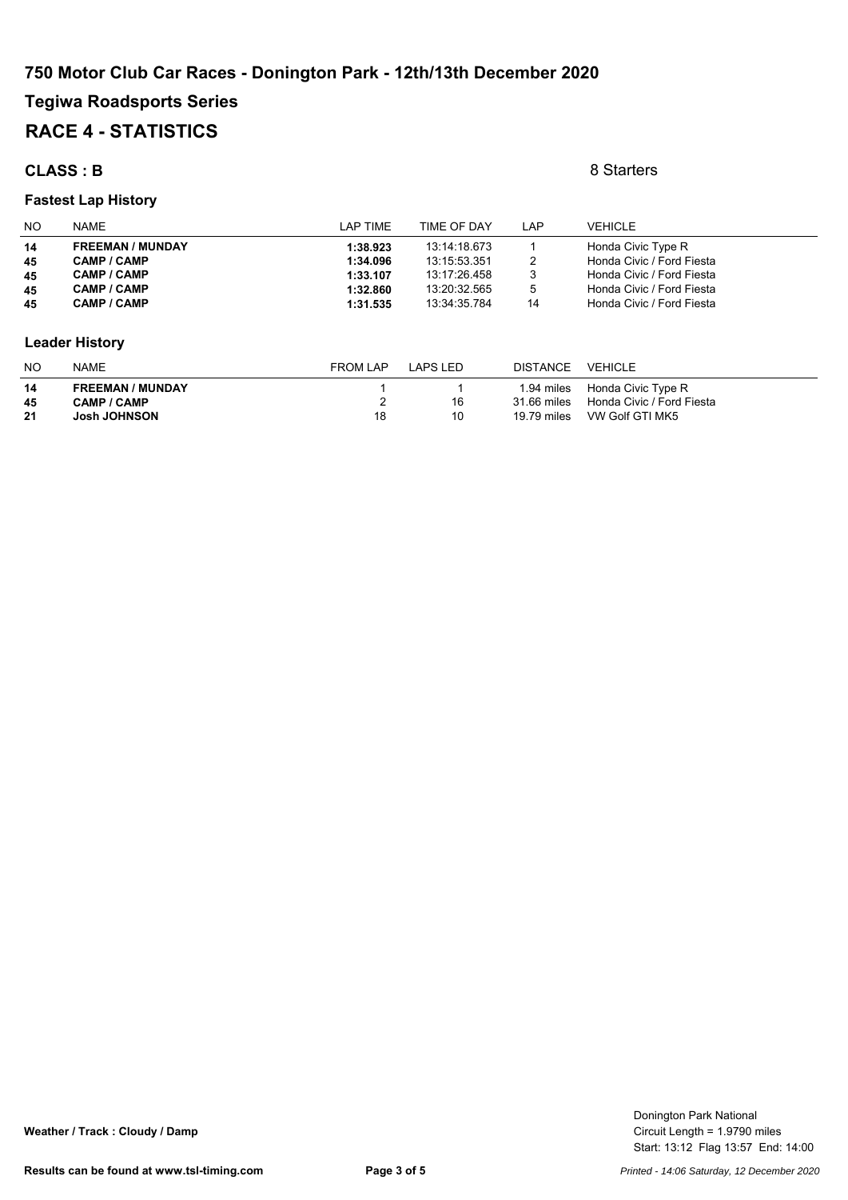# 750 Motor Club Car Races - Donington Park - 12th/13th December 2020

## Tegiwa Roadsports Series

## RACE 4 - STATISTICS

### CLASS : B

8 Starters

#### Fastest Lap History

| NO | NAME | LAP TIME | TIME OF DAY | LAP | VEHICLE |
|---|---|---|---|---|---|
| **14** | **FREEMAN / MUNDAY** | **1:38.923** | 13:14:18.673 | 1 | Honda Civic Type R |
| **45** | **CAMP / CAMP** | **1:34.096** | 13:15:53.351 | 2 | Honda Civic / Ford Fiesta |
| **45** | **CAMP / CAMP** | **1:33.107** | 13:17:26.458 | 3 | Honda Civic / Ford Fiesta |
| **45** | **CAMP / CAMP** | **1:32.860** | 13:20:32.565 | 5 | Honda Civic / Ford Fiesta |
| **45** | **CAMP / CAMP** | **1:31.535** | 13:34:35.784 | 14 | Honda Civic / Ford Fiesta |

#### Leader History

| NO | NAME | FROM LAP | LAPS LED | DISTANCE | VEHICLE |
|---|---|---|---|---|---|
| **14** | **FREEMAN / MUNDAY** | 1 | 1 | 1.94 miles | Honda Civic Type R |
| **45** | **CAMP / CAMP** | 2 | 16 | 31.66 miles | Honda Civic / Ford Fiesta |
| **21** | **Josh JOHNSON** | 18 | 10 | 19.79 miles | VW Golf GTI MK5 |

**Weather / Track : Cloudy / Damp**

Donington Park National
Circuit Length = 1.9790 miles
Start: 13:12 Flag 13:57 End: 14:00

**Results can be found at www.tsl-timing.com**

*Printed - 14:06 Saturday, 12 December 2020*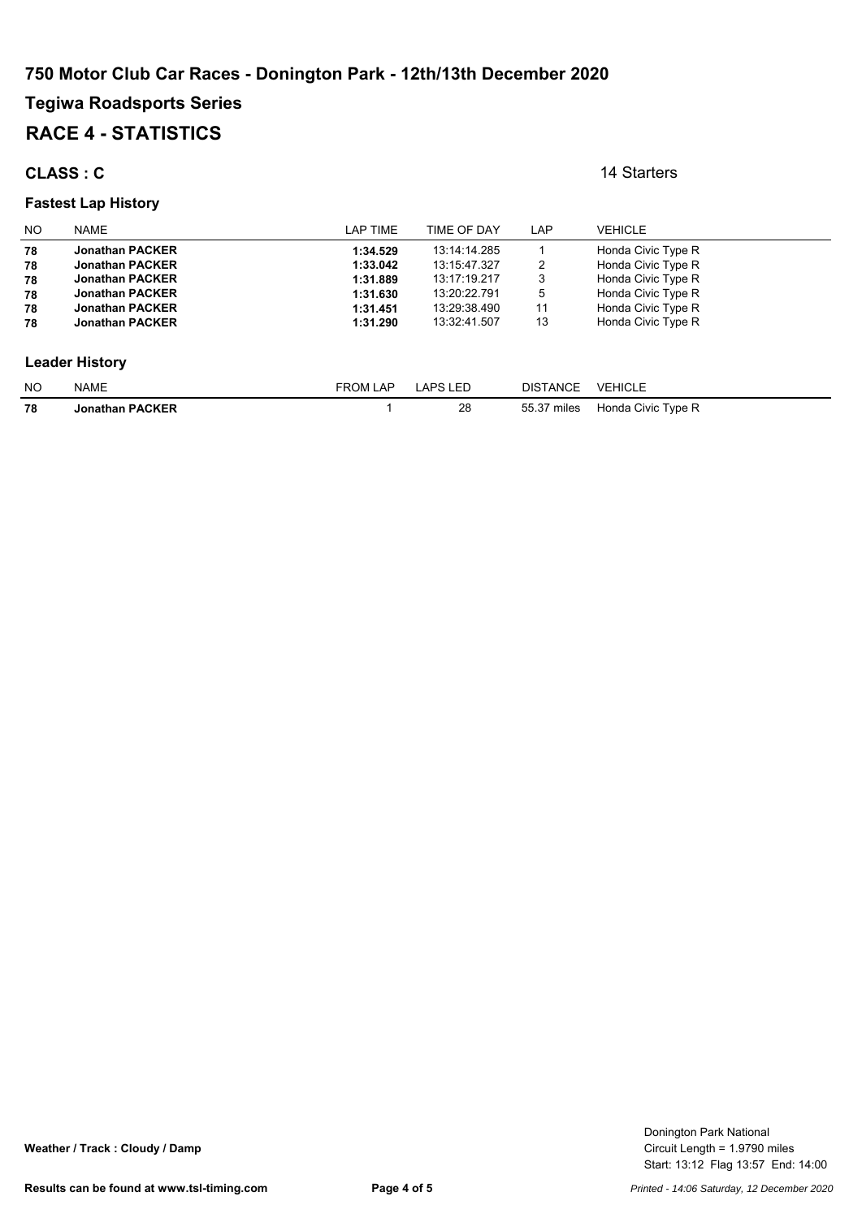# 750 Motor Club Car Races - Donington Park - 12th/13th December 2020

## Tegiwa Roadsports Series

## RACE 4 - STATISTICS

**CLASS : C**

14 Starters

### Fastest Lap History

| NO | NAME | LAP TIME | TIME OF DAY | LAP | VEHICLE |
|---|---|---|---|---|---|
| **78** | **Jonathan PACKER** | **1:34.529** | 13:14:14.285 | 1 | Honda Civic Type R |
| **78** | **Jonathan PACKER** | **1:33.042** | 13:15:47.327 | 2 | Honda Civic Type R |
| **78** | **Jonathan PACKER** | **1:31.889** | 13:17:19.217 | 3 | Honda Civic Type R |
| **78** | **Jonathan PACKER** | **1:31.630** | 13:20:22.791 | 5 | Honda Civic Type R |
| **78** | **Jonathan PACKER** | **1:31.451** | 13:29:38.490 | 11 | Honda Civic Type R |
| **78** | **Jonathan PACKER** | **1:31.290** | 13:32:41.507 | 13 | Honda Civic Type R |

### Leader History

| NO | NAME | FROM LAP | LAPS LED | DISTANCE | VEHICLE |
|---|---|---|---|---|---|
| **78** | **Jonathan PACKER** | 1 | 28 | 55.37 miles | Honda Civic Type R |

**Weather / Track : Cloudy / Damp**

Donington Park National
Circuit Length = 1.9790 miles
Start: 13:12 Flag 13:57 End: 14:00

**Results can be found at www.tsl-timing.com**

*Printed - 14:06 Saturday, 12 December 2020*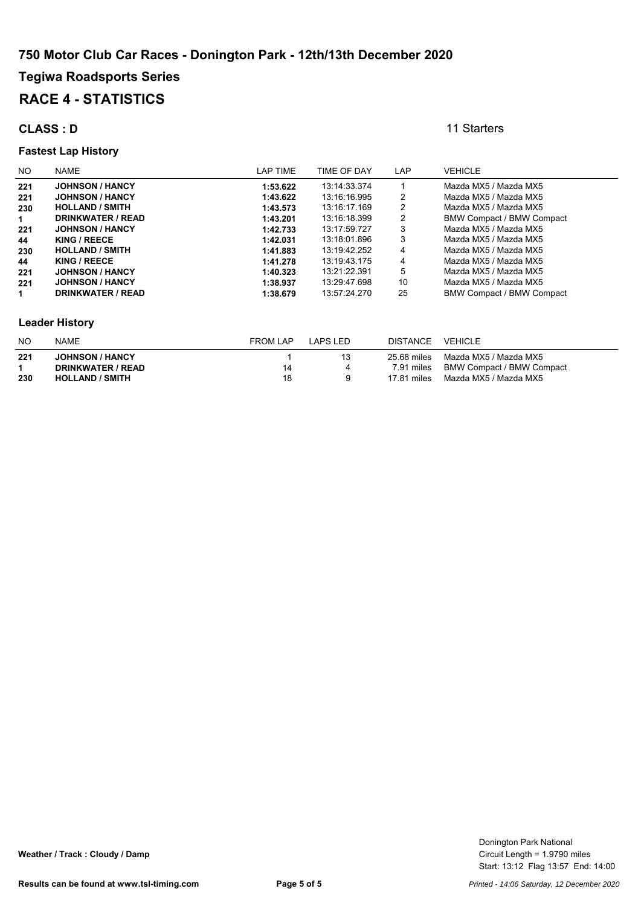# 750 Motor Club Car Races - Donington Park - 12th/13th December 2020

## Tegiwa Roadsports Series

## RACE 4 - STATISTICS

**CLASS : D**

11 Starters

### Fastest Lap History

| NO | NAME | LAP TIME | TIME OF DAY | LAP | VEHICLE |
|---|---|---|---|---|---|
| **221** | **JOHNSON / HANCY** | **1:53.622** | 13:14:33.374 | 1 | Mazda MX5 / Mazda MX5 |
| **221** | **JOHNSON / HANCY** | **1:43.622** | 13:16:16.995 | 2 | Mazda MX5 / Mazda MX5 |
| **230** | **HOLLAND / SMITH** | **1:43.573** | 13:16:17.169 | 2 | Mazda MX5 / Mazda MX5 |
| **1** | **DRINKWATER / READ** | **1:43.201** | 13:16:18.399 | 2 | BMW Compact / BMW Compact |
| **221** | **JOHNSON / HANCY** | **1:42.733** | 13:17:59.727 | 3 | Mazda MX5 / Mazda MX5 |
| **44** | **KING / REECE** | **1:42.031** | 13:18:01.896 | 3 | Mazda MX5 / Mazda MX5 |
| **230** | **HOLLAND / SMITH** | **1:41.883** | 13:19:42.252 | 4 | Mazda MX5 / Mazda MX5 |
| **44** | **KING / REECE** | **1:41.278** | 13:19:43.175 | 4 | Mazda MX5 / Mazda MX5 |
| **221** | **JOHNSON / HANCY** | **1:40.323** | 13:21:22.391 | 5 | Mazda MX5 / Mazda MX5 |
| **221** | **JOHNSON / HANCY** | **1:38.937** | 13:29:47.698 | 10 | Mazda MX5 / Mazda MX5 |
| **1** | **DRINKWATER / READ** | **1:38.679** | 13:57:24.270 | 25 | BMW Compact / BMW Compact |

### Leader History

| NO | NAME | FROM LAP | LAPS LED | DISTANCE | VEHICLE |
|---|---|---|---|---|---|
| **221** | **JOHNSON / HANCY** | 1 | 13 | 25.68 miles | Mazda MX5 / Mazda MX5 |
| **1** | **DRINKWATER / READ** | 14 | 4 | 7.91 miles | BMW Compact / BMW Compact |
| **230** | **HOLLAND / SMITH** | 18 | 9 | 17.81 miles | Mazda MX5 / Mazda MX5 |

**Weather / Track : Cloudy / Damp**

Donington Park National
Circuit Length = 1.9790 miles
Start: 13:12 Flag 13:57 End: 14:00

**Results can be found at www.tsl-timing.com**

*Printed - 14:06 Saturday, 12 December 2020*